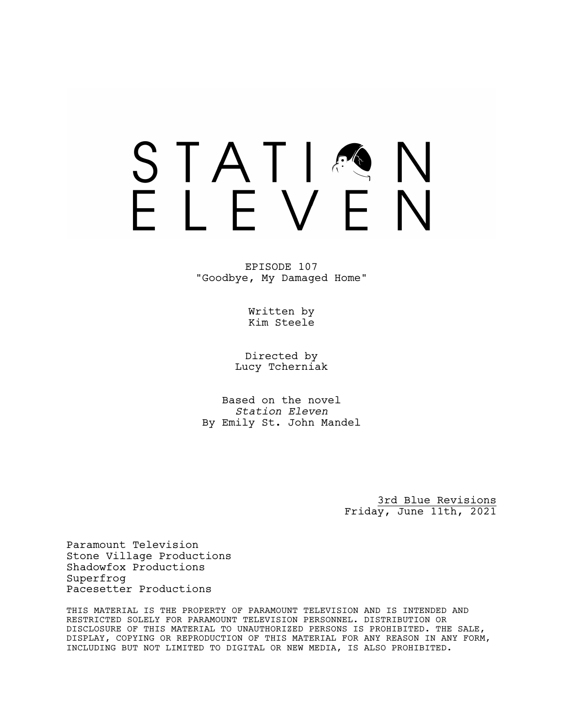# STATION ELEVEN

EPISODE 107
"Goodbye, My Damaged Home"

Written by
Kim Steele

Directed by
Lucy Tcherniak

Based on the novel
*Station Eleven*
By Emily St. John Mandel

3rd Blue Revisions
Friday, June 11th, 2021

Paramount Television
Stone Village Productions
Shadowfox Productions
Superfrog
Pacesetter Productions

THIS MATERIAL IS THE PROPERTY OF PARAMOUNT TELEVISION AND IS INTENDED AND RESTRICTED SOLELY FOR PARAMOUNT TELEVISION PERSONNEL. DISTRIBUTION OR DISCLOSURE OF THIS MATERIAL TO UNAUTHORIZED PERSONS IS PROHIBITED. THE SALE, DISPLAY, COPYING OR REPRODUCTION OF THIS MATERIAL FOR ANY REASON IN ANY FORM, INCLUDING BUT NOT LIMITED TO DIGITAL OR NEW MEDIA, IS ALSO PROHIBITED.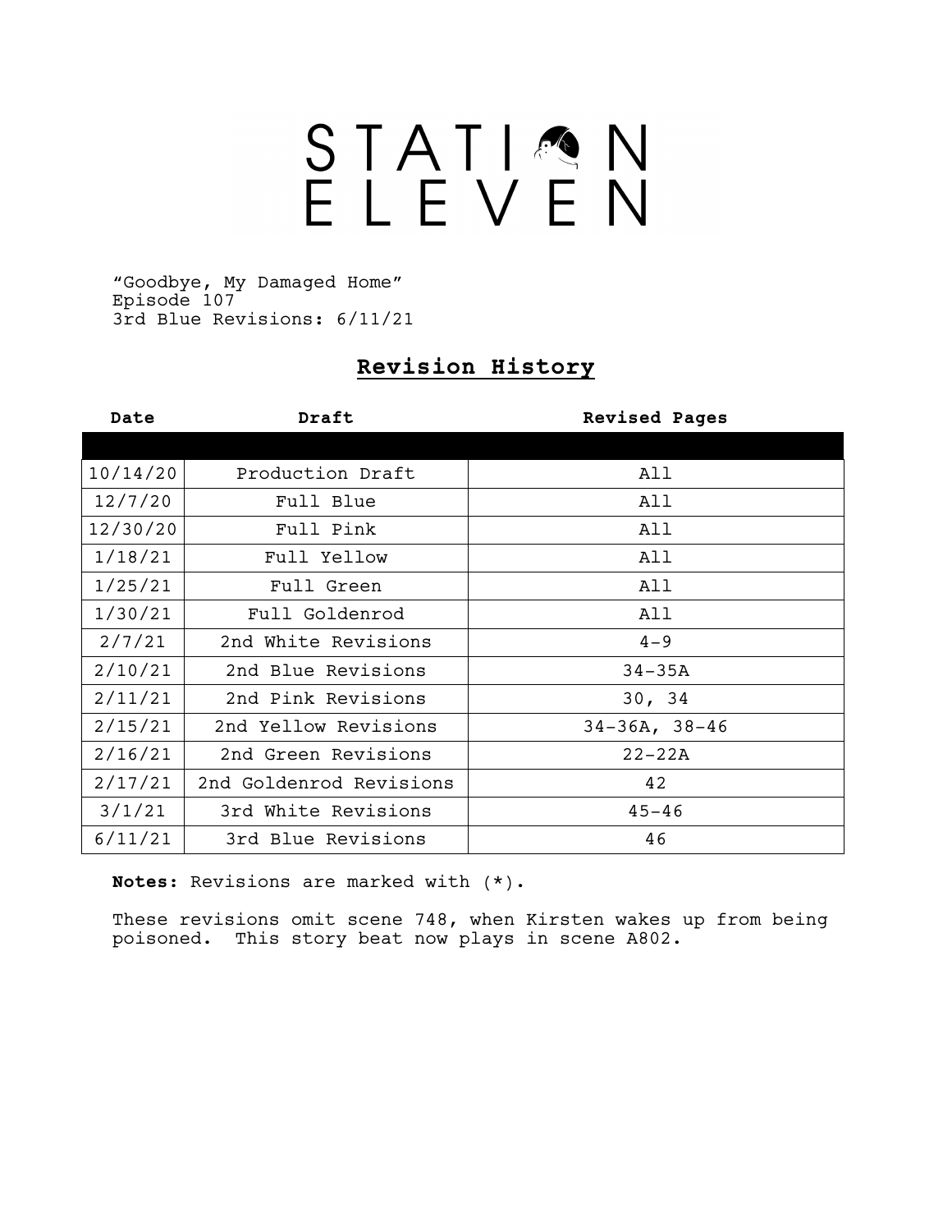# STATION ELEVEN

"Goodbye, My Damaged Home"
Episode 107
3rd Blue Revisions: 6/11/21

## Revision History

| Date | Draft | Revised Pages |
|---|---|---|
| 10/14/20 | Production Draft | All |
| 12/7/20 | Full Blue | All |
| 12/30/20 | Full Pink | All |
| 1/18/21 | Full Yellow | All |
| 1/25/21 | Full Green | All |
| 1/30/21 | Full Goldenrod | All |
| 2/7/21 | 2nd White Revisions | 4-9 |
| 2/10/21 | 2nd Blue Revisions | 34-35A |
| 2/11/21 | 2nd Pink Revisions | 30, 34 |
| 2/15/21 | 2nd Yellow Revisions | 34-36A, 38-46 |
| 2/16/21 | 2nd Green Revisions | 22-22A |
| 2/17/21 | 2nd Goldenrod Revisions | 42 |
| 3/1/21 | 3rd White Revisions | 45-46 |
| 6/11/21 | 3rd Blue Revisions | 46 |

**Notes:** Revisions are marked with (*).

These revisions omit scene 748, when Kirsten wakes up from being poisoned. This story beat now plays in scene A802.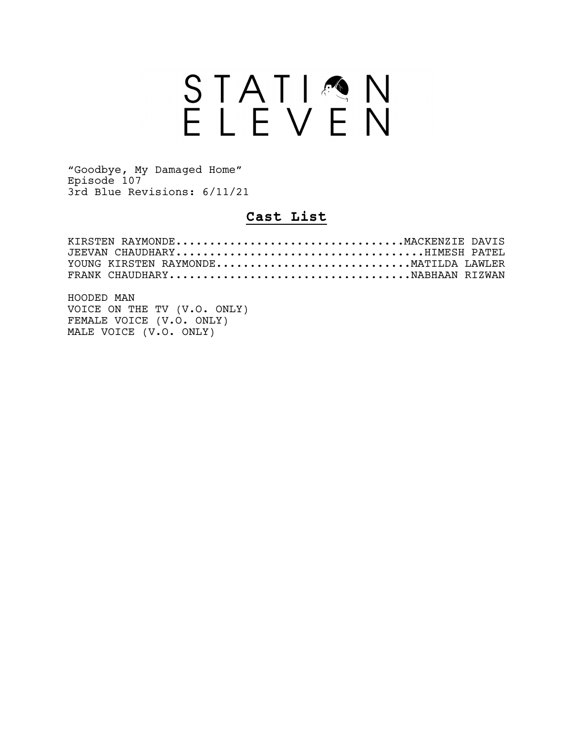# STATION ELEVEN

"Goodbye, My Damaged Home"
Episode 107
3rd Blue Revisions: 6/11/21

## Cast List

KIRSTEN RAYMONDE..................................MACKENZIE DAVIS
JEEVAN CHAUDHARY....................................HIMESH PATEL
YOUNG KIRSTEN RAYMONDE.............................MATILDA LAWLER
FRANK CHAUDHARY....................................NABHAAN RIZWAN

HOODED MAN
VOICE ON THE TV (V.O. ONLY)
FEMALE VOICE (V.O. ONLY)
MALE VOICE (V.O. ONLY)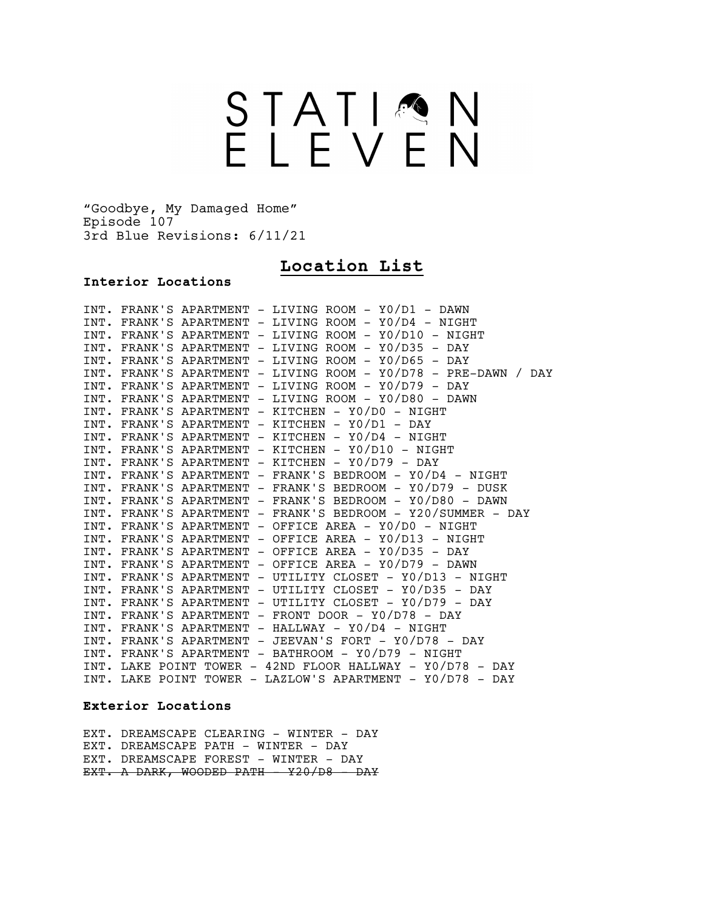# STATION ELEVEN

"Goodbye, My Damaged Home"
Episode 107
3rd Blue Revisions: 6/11/21

## Location List

### Interior Locations

INT. FRANK'S APARTMENT - LIVING ROOM - Y0/D1 - DAWN
INT. FRANK'S APARTMENT - LIVING ROOM - Y0/D4 - NIGHT
INT. FRANK'S APARTMENT - LIVING ROOM - Y0/D10 - NIGHT
INT. FRANK'S APARTMENT - LIVING ROOM - Y0/D35 - DAY
INT. FRANK'S APARTMENT - LIVING ROOM - Y0/D65 - DAY
INT. FRANK'S APARTMENT - LIVING ROOM - Y0/D78 - PRE-DAWN / DAY
INT. FRANK'S APARTMENT - LIVING ROOM - Y0/D79 - DAY
INT. FRANK'S APARTMENT - LIVING ROOM - Y0/D80 - DAWN
INT. FRANK'S APARTMENT - KITCHEN - Y0/D0 - NIGHT
INT. FRANK'S APARTMENT - KITCHEN - Y0/D1 - DAY
INT. FRANK'S APARTMENT - KITCHEN - Y0/D4 - NIGHT
INT. FRANK'S APARTMENT - KITCHEN - Y0/D10 - NIGHT
INT. FRANK'S APARTMENT - KITCHEN - Y0/D79 - DAY
INT. FRANK'S APARTMENT - FRANK'S BEDROOM - Y0/D4 - NIGHT
INT. FRANK'S APARTMENT - FRANK'S BEDROOM - Y0/D79 - DUSK
INT. FRANK'S APARTMENT - FRANK'S BEDROOM - Y0/D80 - DAWN
INT. FRANK'S APARTMENT - FRANK'S BEDROOM - Y20/SUMMER - DAY
INT. FRANK'S APARTMENT - OFFICE AREA - Y0/D0 - NIGHT
INT. FRANK'S APARTMENT - OFFICE AREA - Y0/D13 - NIGHT
INT. FRANK'S APARTMENT - OFFICE AREA - Y0/D35 - DAY
INT. FRANK'S APARTMENT - OFFICE AREA - Y0/D79 - DAWN
INT. FRANK'S APARTMENT - UTILITY CLOSET - Y0/D13 - NIGHT
INT. FRANK'S APARTMENT - UTILITY CLOSET - Y0/D35 - DAY
INT. FRANK'S APARTMENT - UTILITY CLOSET - Y0/D79 - DAY
INT. FRANK'S APARTMENT - FRONT DOOR - Y0/D78 - DAY
INT. FRANK'S APARTMENT - HALLWAY - Y0/D4 - NIGHT
INT. FRANK'S APARTMENT - JEEVAN'S FORT - Y0/D78 - DAY
INT. FRANK'S APARTMENT - BATHROOM - Y0/D79 - NIGHT
INT. LAKE POINT TOWER - 42ND FLOOR HALLWAY - Y0/D78 - DAY
INT. LAKE POINT TOWER - LAZLOW'S APARTMENT - Y0/D78 - DAY

### Exterior Locations

EXT. DREAMSCAPE CLEARING - WINTER - DAY
EXT. DREAMSCAPE PATH - WINTER - DAY
EXT. DREAMSCAPE FOREST - WINTER - DAY
~~EXT. A DARK, WOODED PATH - Y20/D8 - DAY~~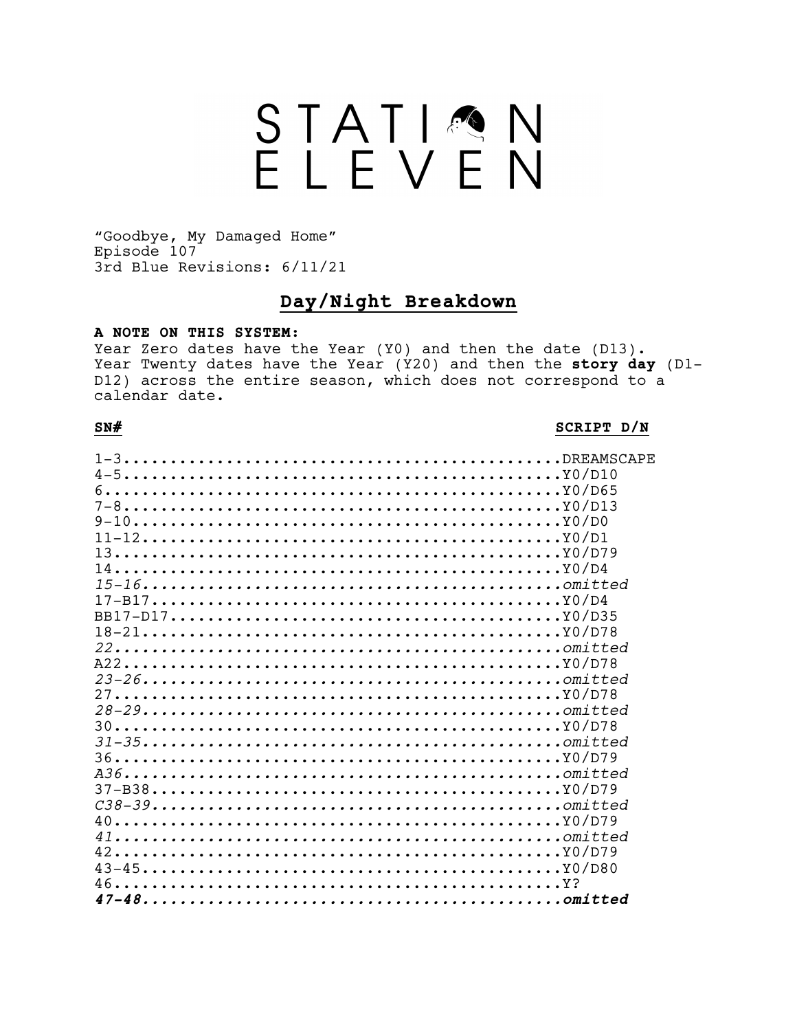# STATION ELEVEN

"Goodbye, My Damaged Home"
Episode 107
3rd Blue Revisions: 6/11/21

## Day/Night Breakdown

**A NOTE ON THIS SYSTEM:**
Year Zero dates have the Year (Y0) and then the date (D13). Year Twenty dates have the Year (Y20) and then the **story day** (D1-D12) across the entire season, which does not correspond to a calendar date.

| SN# | SCRIPT D/N |
|---|---|
| 1-3 | DREAMSCAPE |
| 4-5 | Y0/D10 |
| 6 | Y0/D65 |
| 7-8 | Y0/D13 |
| 9-10 | Y0/D0 |
| 11-12 | Y0/D1 |
| 13 | Y0/D79 |
| 14 | Y0/D4 |
| *15-16* | *omitted* |
| 17-B17 | Y0/D4 |
| BB17-D17 | Y0/D35 |
| 18-21 | Y0/D78 |
| *22* | *omitted* |
| A22 | Y0/D78 |
| *23-26* | *omitted* |
| 27 | Y0/D78 |
| *28-29* | *omitted* |
| 30 | Y0/D78 |
| *31-35* | *omitted* |
| 36 | Y0/D79 |
| *A36* | *omitted* |
| 37-B38 | Y0/D79 |
| *C38-39* | *omitted* |
| 40 | Y0/D79 |
| *41* | *omitted* |
| 42 | Y0/D79 |
| 43-45 | Y0/D80 |
| 46 | Y? |
| ***47-48*** | ***omitted*** |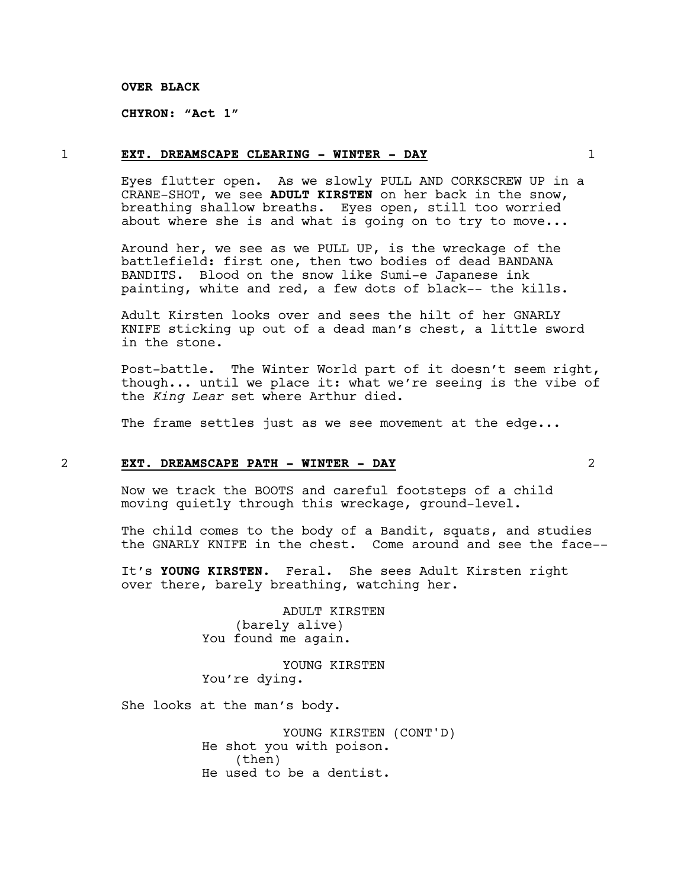**OVER BLACK**

**CHYRON: "Act 1"**

1 **EXT. DREAMSCAPE CLEARING - WINTER - DAY** 1

Eyes flutter open. As we slowly PULL AND CORKSCREW UP in a CRANE-SHOT, we see **ADULT KIRSTEN** on her back in the snow, breathing shallow breaths. Eyes open, still too worried about where she is and what is going on to try to move...

Around her, we see as we PULL UP, is the wreckage of the battlefield: first one, then two bodies of dead BANDANA BANDITS. Blood on the snow like Sumi-e Japanese ink painting, white and red, a few dots of black-- the kills.

Adult Kirsten looks over and sees the hilt of her GNARLY KNIFE sticking up out of a dead man's chest, a little sword in the stone.

Post-battle. The Winter World part of it doesn't seem right, though... until we place it: what we're seeing is the vibe of the *King Lear* set where Arthur died.

The frame settles just as we see movement at the edge...

2 **EXT. DREAMSCAPE PATH - WINTER - DAY** 2

Now we track the BOOTS and careful footsteps of a child moving quietly through this wreckage, ground-level.

The child comes to the body of a Bandit, squats, and studies the GNARLY KNIFE in the chest. Come around and see the face--

It's **YOUNG KIRSTEN**. Feral. She sees Adult Kirsten right over there, barely breathing, watching her.

ADULT KIRSTEN
(barely alive)
You found me again.

YOUNG KIRSTEN
You're dying.

She looks at the man's body.

YOUNG KIRSTEN (CONT'D)
He shot you with poison.
(then)
He used to be a dentist.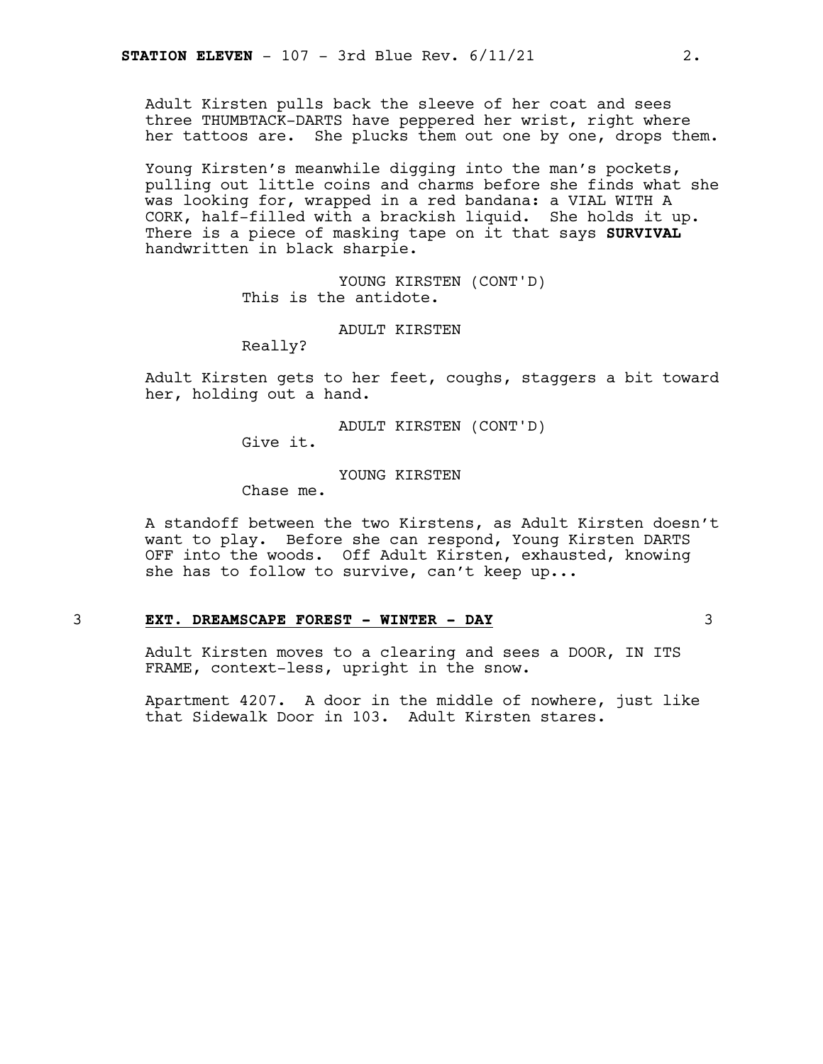Adult Kirsten pulls back the sleeve of her coat and sees three THUMBTACK-DARTS have peppered her wrist, right where her tattoos are. She plucks them out one by one, drops them.

Young Kirsten's meanwhile digging into the man's pockets, pulling out little coins and charms before she finds what she was looking for, wrapped in a red bandana: a VIAL WITH A CORK, half-filled with a brackish liquid. She holds it up. There is a piece of masking tape on it that says **SURVIVAL** handwritten in black sharpie.

YOUNG KIRSTEN (CONT'D)
This is the antidote.

ADULT KIRSTEN
Really?

Adult Kirsten gets to her feet, coughs, staggers a bit toward her, holding out a hand.

ADULT KIRSTEN (CONT'D)
Give it.

YOUNG KIRSTEN
Chase me.

A standoff between the two Kirstens, as Adult Kirsten doesn't want to play. Before she can respond, Young Kirsten DARTS OFF into the woods. Off Adult Kirsten, exhausted, knowing she has to follow to survive, can't keep up...

3 **EXT. DREAMSCAPE FOREST - WINTER - DAY** 3

Adult Kirsten moves to a clearing and sees a DOOR, IN ITS FRAME, context-less, upright in the snow.

Apartment 4207. A door in the middle of nowhere, just like that Sidewalk Door in 103. Adult Kirsten stares.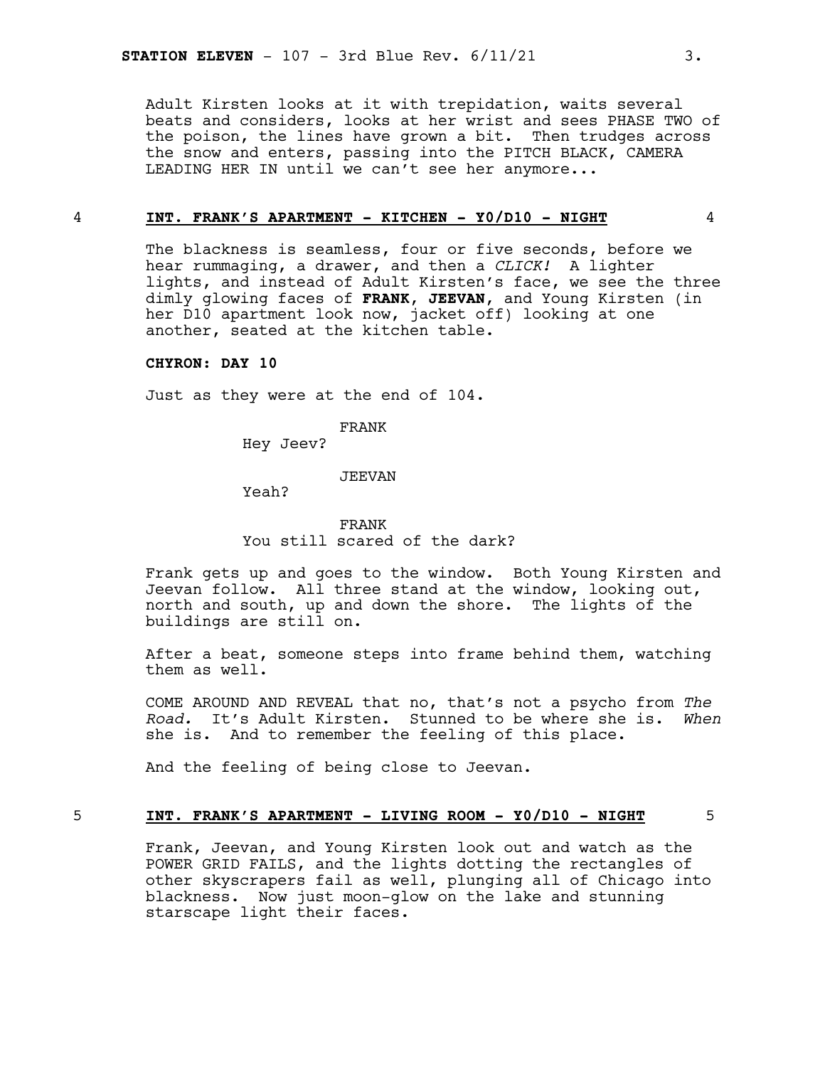Adult Kirsten looks at it with trepidation, waits several beats and considers, looks at her wrist and sees PHASE TWO of the poison, the lines have grown a bit. Then trudges across the snow and enters, passing into the PITCH BLACK, CAMERA LEADING HER IN until we can't see her anymore...

4 **INT. FRANK'S APARTMENT - KITCHEN - Y0/D10 - NIGHT** 4

The blackness is seamless, four or five seconds, before we hear rummaging, a drawer, and then a *CLICK!* A lighter lights, and instead of Adult Kirsten's face, we see the three dimly glowing faces of **FRANK**, **JEEVAN**, and Young Kirsten (in her D10 apartment look now, jacket off) looking at one another, seated at the kitchen table.

**CHYRON: DAY 10**

Just as they were at the end of 104.

FRANK
Hey Jeev?

JEEVAN
Yeah?

FRANK
You still scared of the dark?

Frank gets up and goes to the window. Both Young Kirsten and Jeevan follow. All three stand at the window, looking out, north and south, up and down the shore. The lights of the buildings are still on.

After a beat, someone steps into frame behind them, watching them as well.

COME AROUND AND REVEAL that no, that's not a psycho from *The Road.* It's Adult Kirsten. Stunned to be where she is. *When* she is. And to remember the feeling of this place.

And the feeling of being close to Jeevan.

5 **INT. FRANK'S APARTMENT - LIVING ROOM - Y0/D10 - NIGHT** 5

Frank, Jeevan, and Young Kirsten look out and watch as the POWER GRID FAILS, and the lights dotting the rectangles of other skyscrapers fail as well, plunging all of Chicago into blackness. Now just moon-glow on the lake and stunning starscape light their faces.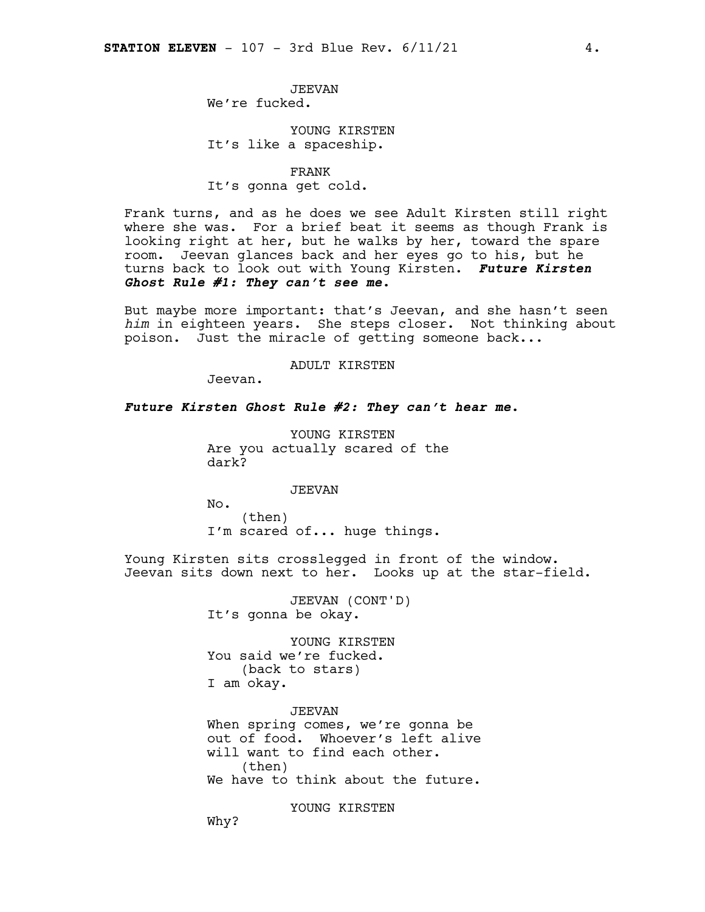JEEVAN
We're fucked.

YOUNG KIRSTEN
It's like a spaceship.

FRANK
It's gonna get cold.

Frank turns, and as he does we see Adult Kirsten still right where she was. For a brief beat it seems as though Frank is looking right at her, but he walks by her, toward the spare room. Jeevan glances back and her eyes go to his, but he turns back to look out with Young Kirsten. ***Future Kirsten Ghost Rule #1: They can't see me.***

But maybe more important: that's Jeevan, and she hasn't seen *him* in eighteen years. She steps closer. Not thinking about poison. Just the miracle of getting someone back...

ADULT KIRSTEN
Jeevan.

***Future Kirsten Ghost Rule #2: They can't hear me.***

YOUNG KIRSTEN
Are you actually scared of the dark?

JEEVAN
No.
(then)
I'm scared of... huge things.

Young Kirsten sits crosslegged in front of the window. Jeevan sits down next to her. Looks up at the star-field.

JEEVAN (CONT'D)
It's gonna be okay.

YOUNG KIRSTEN
You said we're fucked.
(back to stars)
I am okay.

JEEVAN
When spring comes, we're gonna be out of food. Whoever's left alive will want to find each other.
(then)
We have to think about the future.

YOUNG KIRSTEN
Why?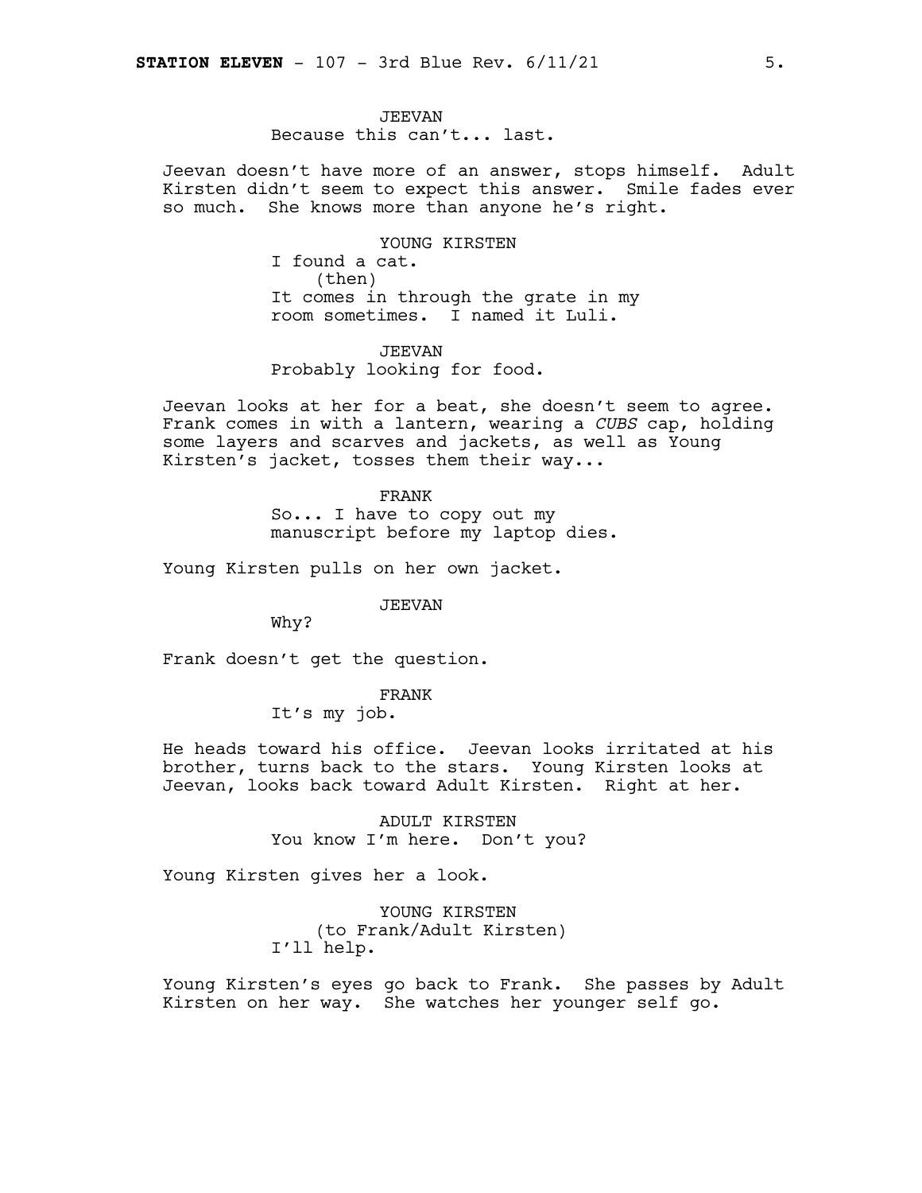JEEVAN
Because this can't... last.

Jeevan doesn't have more of an answer, stops himself. Adult Kirsten didn't seem to expect this answer. Smile fades ever so much. She knows more than anyone he's right.

YOUNG KIRSTEN
I found a cat.
(then)
It comes in through the grate in my room sometimes. I named it Luli.

JEEVAN
Probably looking for food.

Jeevan looks at her for a beat, she doesn't seem to agree. Frank comes in with a lantern, wearing a *CUBS* cap, holding some layers and scarves and jackets, as well as Young Kirsten's jacket, tosses them their way...

FRANK
So... I have to copy out my manuscript before my laptop dies.

Young Kirsten pulls on her own jacket.

JEEVAN
Why?

Frank doesn't get the question.

FRANK
It's my job.

He heads toward his office. Jeevan looks irritated at his brother, turns back to the stars. Young Kirsten looks at Jeevan, looks back toward Adult Kirsten. Right at her.

ADULT KIRSTEN
You know I'm here. Don't you?

Young Kirsten gives her a look.

YOUNG KIRSTEN
(to Frank/Adult Kirsten)
I'll help.

Young Kirsten's eyes go back to Frank. She passes by Adult Kirsten on her way. She watches her younger self go.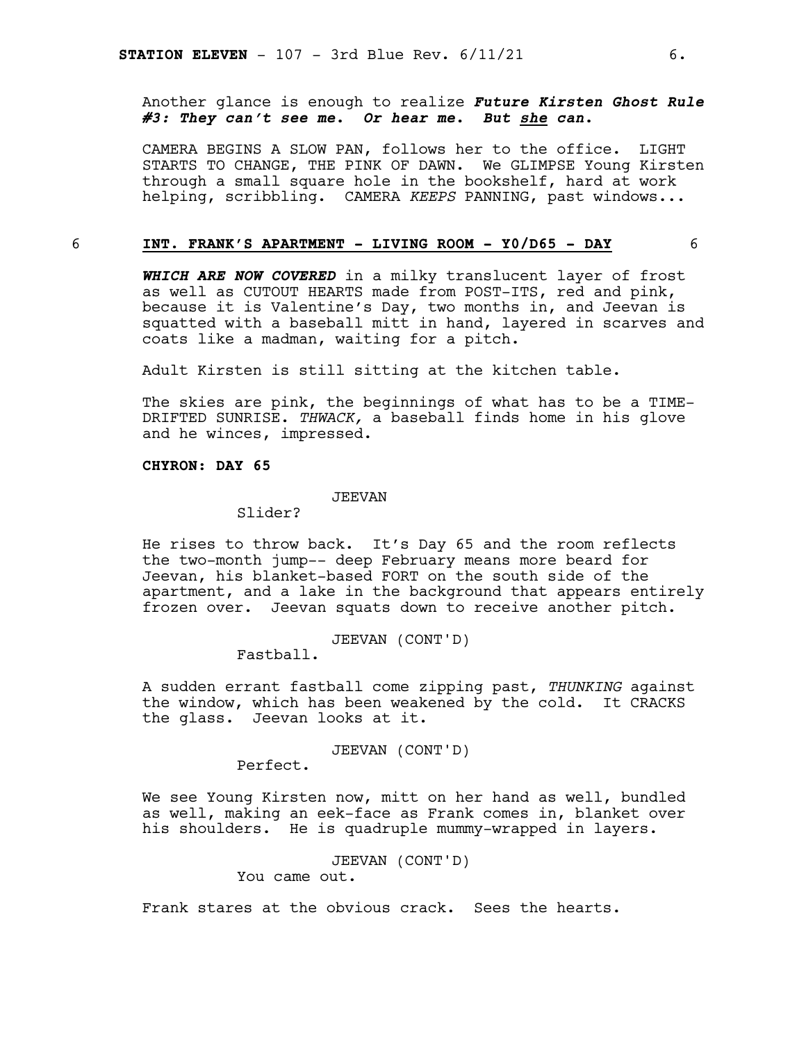Another glance is enough to realize ***Future Kirsten Ghost Rule #3: They can't see me. Or hear me. But she can.***

CAMERA BEGINS A SLOW PAN, follows her to the office. LIGHT STARTS TO CHANGE, THE PINK OF DAWN. We GLIMPSE Young Kirsten through a small square hole in the bookshelf, hard at work helping, scribbling. CAMERA *KEEPS* PANNING, past windows...

**6 INT. FRANK'S APARTMENT - LIVING ROOM - Y0/D65 - DAY 6**

***WHICH ARE NOW COVERED*** in a milky translucent layer of frost as well as CUTOUT HEARTS made from POST-ITS, red and pink, because it is Valentine's Day, two months in, and Jeevan is squatted with a baseball mitt in hand, layered in scarves and coats like a madman, waiting for a pitch.

Adult Kirsten is still sitting at the kitchen table.

The skies are pink, the beginnings of what has to be a TIME-DRIFTED SUNRISE. *THWACK,* a baseball finds home in his glove and he winces, impressed.

**CHYRON: DAY 65**

JEEVAN
Slider?

He rises to throw back. It's Day 65 and the room reflects the two-month jump-- deep February means more beard for Jeevan, his blanket-based FORT on the south side of the apartment, and a lake in the background that appears entirely frozen over. Jeevan squats down to receive another pitch.

JEEVAN (CONT'D)
Fastball.

A sudden errant fastball come zipping past, *THUNKING* against the window, which has been weakened by the cold. It CRACKS the glass. Jeevan looks at it.

JEEVAN (CONT'D)
Perfect.

We see Young Kirsten now, mitt on her hand as well, bundled as well, making an eek-face as Frank comes in, blanket over his shoulders. He is quadruple mummy-wrapped in layers.

JEEVAN (CONT'D)
You came out.

Frank stares at the obvious crack. Sees the hearts.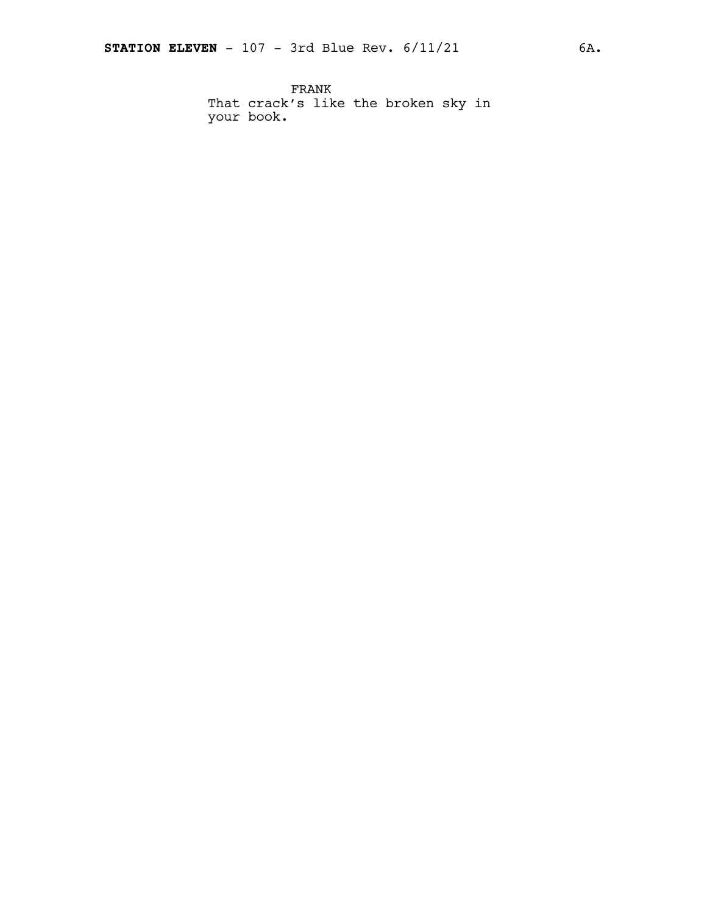FRANK

That crack's like the broken sky in your book.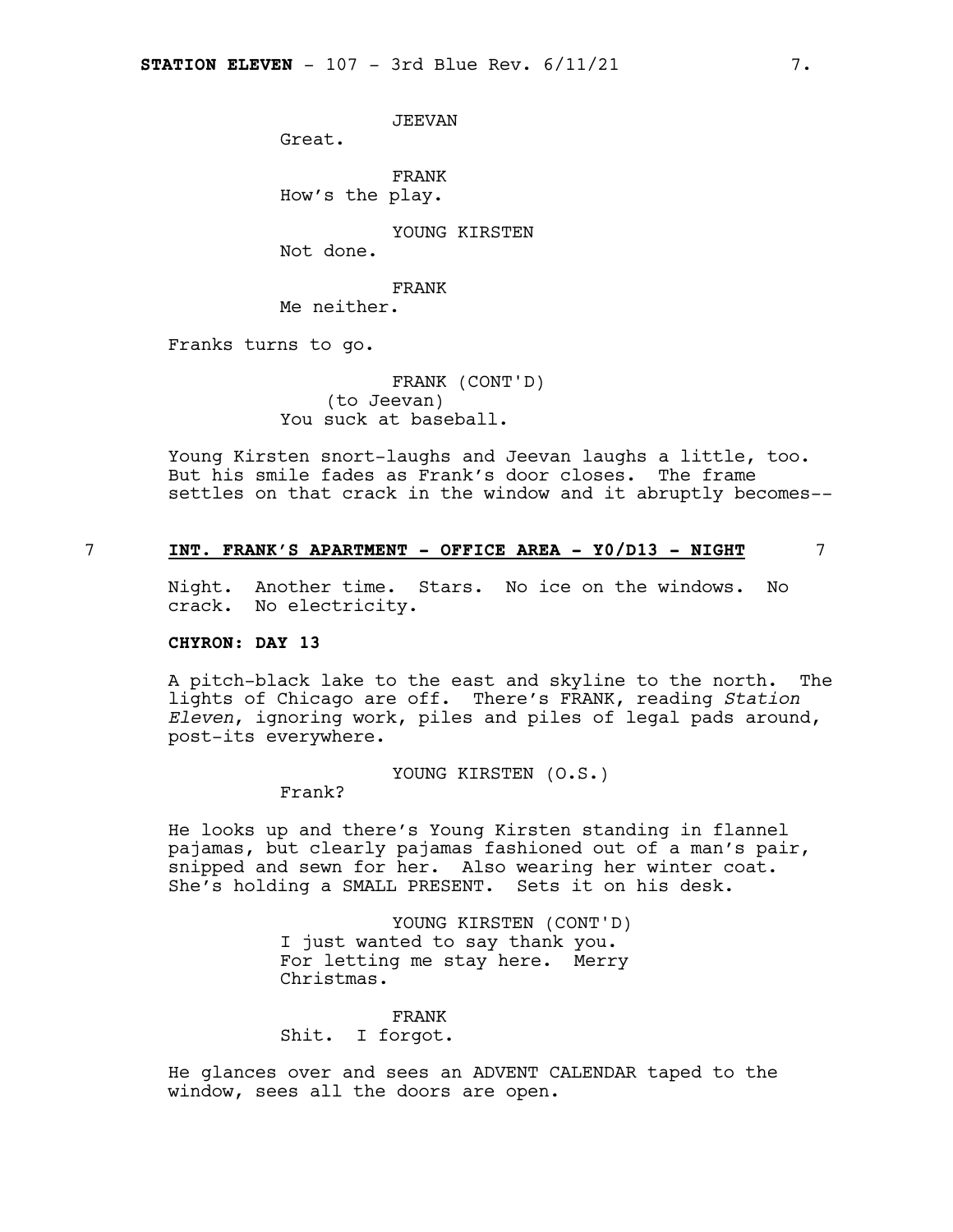JEEVAN
Great.

FRANK
How's the play.

YOUNG KIRSTEN
Not done.

FRANK
Me neither.

Franks turns to go.

FRANK (CONT'D)
(to Jeevan)
You suck at baseball.

Young Kirsten snort-laughs and Jeevan laughs a little, too. But his smile fades as Frank's door closes. The frame settles on that crack in the window and it abruptly becomes--

7 **INT. FRANK'S APARTMENT - OFFICE AREA - Y0/D13 - NIGHT** 7

Night. Another time. Stars. No ice on the windows. No crack. No electricity.

**CHYRON: DAY 13**

A pitch-black lake to the east and skyline to the north. The lights of Chicago are off. There's FRANK, reading *Station Eleven*, ignoring work, piles and piles of legal pads around, post-its everywhere.

YOUNG KIRSTEN (O.S.)
Frank?

He looks up and there's Young Kirsten standing in flannel pajamas, but clearly pajamas fashioned out of a man's pair, snipped and sewn for her. Also wearing her winter coat. She's holding a SMALL PRESENT. Sets it on his desk.

YOUNG KIRSTEN (CONT'D)
I just wanted to say thank you. For letting me stay here. Merry Christmas.

FRANK
Shit. I forgot.

He glances over and sees an ADVENT CALENDAR taped to the window, sees all the doors are open.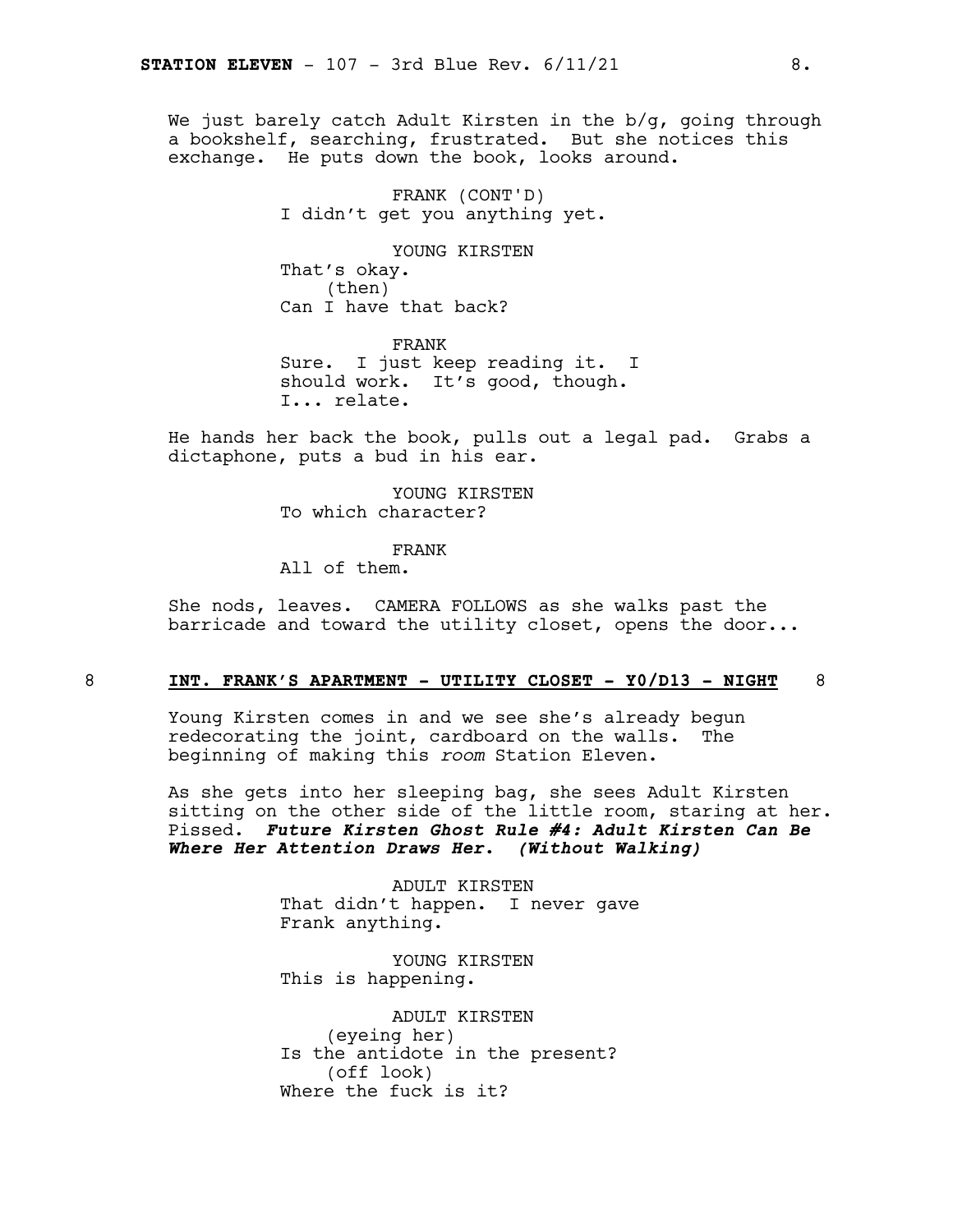We just barely catch Adult Kirsten in the b/g, going through a bookshelf, searching, frustrated. But she notices this exchange. He puts down the book, looks around.

FRANK (CONT'D)
I didn't get you anything yet.

YOUNG KIRSTEN
That's okay.
(then)
Can I have that back?

FRANK
Sure. I just keep reading it. I should work. It's good, though. I... relate.

He hands her back the book, pulls out a legal pad. Grabs a dictaphone, puts a bud in his ear.

YOUNG KIRSTEN
To which character?

FRANK
All of them.

She nods, leaves. CAMERA FOLLOWS as she walks past the barricade and toward the utility closet, opens the door...

## 8 INT. FRANK'S APARTMENT - UTILITY CLOSET - Y0/D13 - NIGHT 8

Young Kirsten comes in and we see she's already begun redecorating the joint, cardboard on the walls. The beginning of making this *room* Station Eleven.

As she gets into her sleeping bag, she sees Adult Kirsten sitting on the other side of the little room, staring at her. Pissed. ***Future Kirsten Ghost Rule #4: Adult Kirsten Can Be Where Her Attention Draws Her. (Without Walking)***

ADULT KIRSTEN
That didn't happen. I never gave Frank anything.

YOUNG KIRSTEN
This is happening.

ADULT KIRSTEN
(eyeing her)
Is the antidote in the present?
(off look)
Where the fuck is it?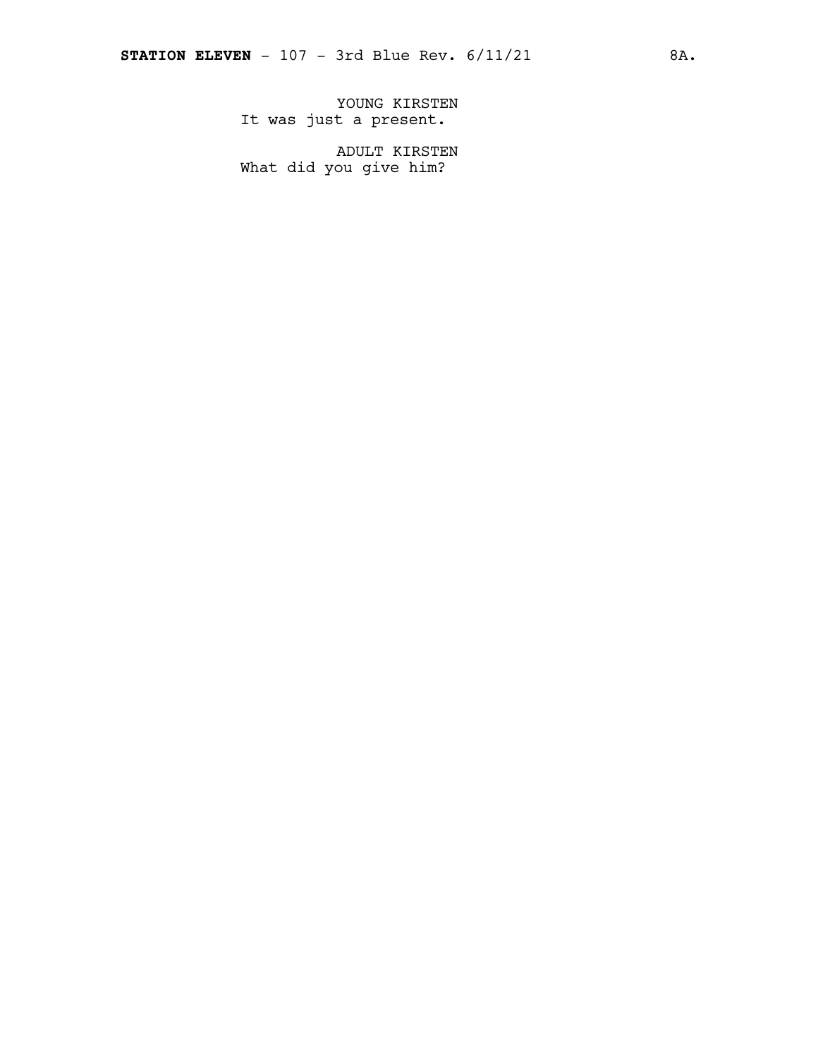YOUNG KIRSTEN
It was just a present.

ADULT KIRSTEN
What did you give him?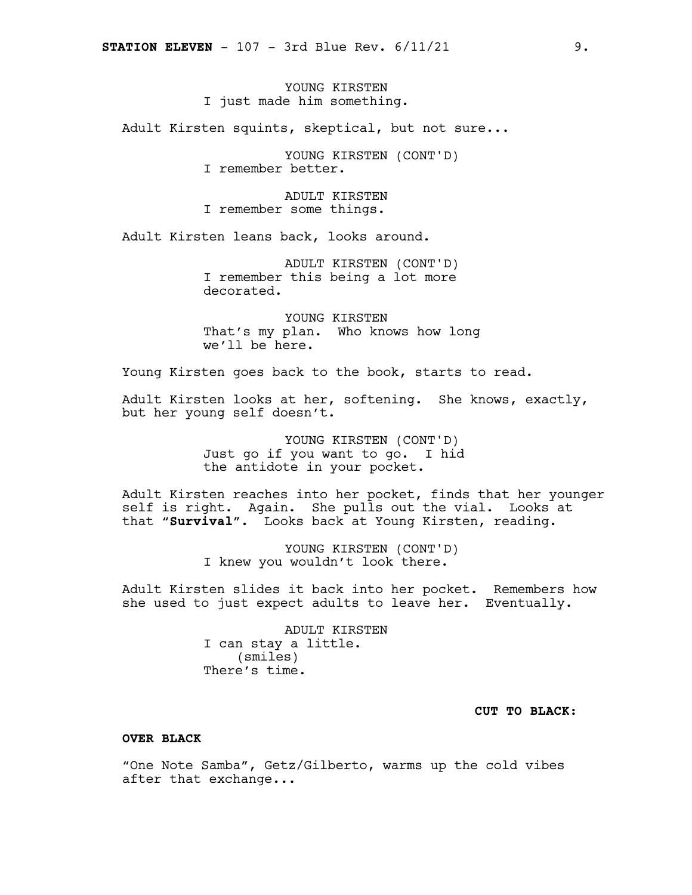YOUNG KIRSTEN
I just made him something.

Adult Kirsten squints, skeptical, but not sure...

YOUNG KIRSTEN (CONT'D)
I remember better.

ADULT KIRSTEN
I remember some things.

Adult Kirsten leans back, looks around.

ADULT KIRSTEN (CONT'D)
I remember this being a lot more decorated.

YOUNG KIRSTEN
That's my plan. Who knows how long we'll be here.

Young Kirsten goes back to the book, starts to read.

Adult Kirsten looks at her, softening. She knows, exactly, but her young self doesn't.

YOUNG KIRSTEN (CONT'D)
Just go if you want to go. I hid the antidote in your pocket.

Adult Kirsten reaches into her pocket, finds that her younger self is right. Again. She pulls out the vial. Looks at that "**Survival**". Looks back at Young Kirsten, reading.

YOUNG KIRSTEN (CONT'D)
I knew you wouldn't look there.

Adult Kirsten slides it back into her pocket. Remembers how she used to just expect adults to leave her. Eventually.

ADULT KIRSTEN
I can stay a little.
(smiles)
There's time.

**CUT TO BLACK:**

**OVER BLACK**

"One Note Samba", Getz/Gilberto, warms up the cold vibes after that exchange...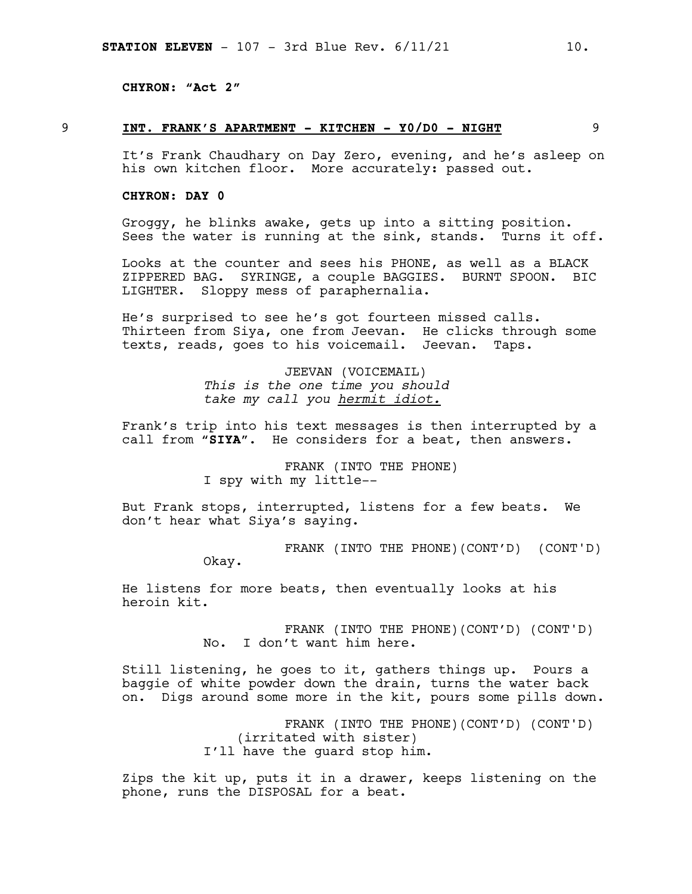**CHYRON: "Act 2"**

9 **INT. FRANK'S APARTMENT - KITCHEN - Y0/D0 - NIGHT** 9

It's Frank Chaudhary on Day Zero, evening, and he's asleep on his own kitchen floor. More accurately: passed out.

**CHYRON: DAY 0**

Groggy, he blinks awake, gets up into a sitting position. Sees the water is running at the sink, stands. Turns it off.

Looks at the counter and sees his PHONE, as well as a BLACK ZIPPERED BAG. SYRINGE, a couple BAGGIES. BURNT SPOON. BIC LIGHTER. Sloppy mess of paraphernalia.

He's surprised to see he's got fourteen missed calls. Thirteen from Siya, one from Jeevan. He clicks through some texts, reads, goes to his voicemail. Jeevan. Taps.

JEEVAN (VOICEMAIL)
*This is the one time you should take my call you hermit idiot.*

Frank's trip into his text messages is then interrupted by a call from "**SIYA**". He considers for a beat, then answers.

FRANK (INTO THE PHONE)
I spy with my little--

But Frank stops, interrupted, listens for a few beats. We don't hear what Siya's saying.

FRANK (INTO THE PHONE)(CONT'D) (CONT'D)
Okay.

He listens for more beats, then eventually looks at his heroin kit.

FRANK (INTO THE PHONE)(CONT'D) (CONT'D)
No. I don't want him here.

Still listening, he goes to it, gathers things up. Pours a baggie of white powder down the drain, turns the water back on. Digs around some more in the kit, pours some pills down.

FRANK (INTO THE PHONE)(CONT'D) (CONT'D)
(irritated with sister)
I'll have the guard stop him.

Zips the kit up, puts it in a drawer, keeps listening on the phone, runs the DISPOSAL for a beat.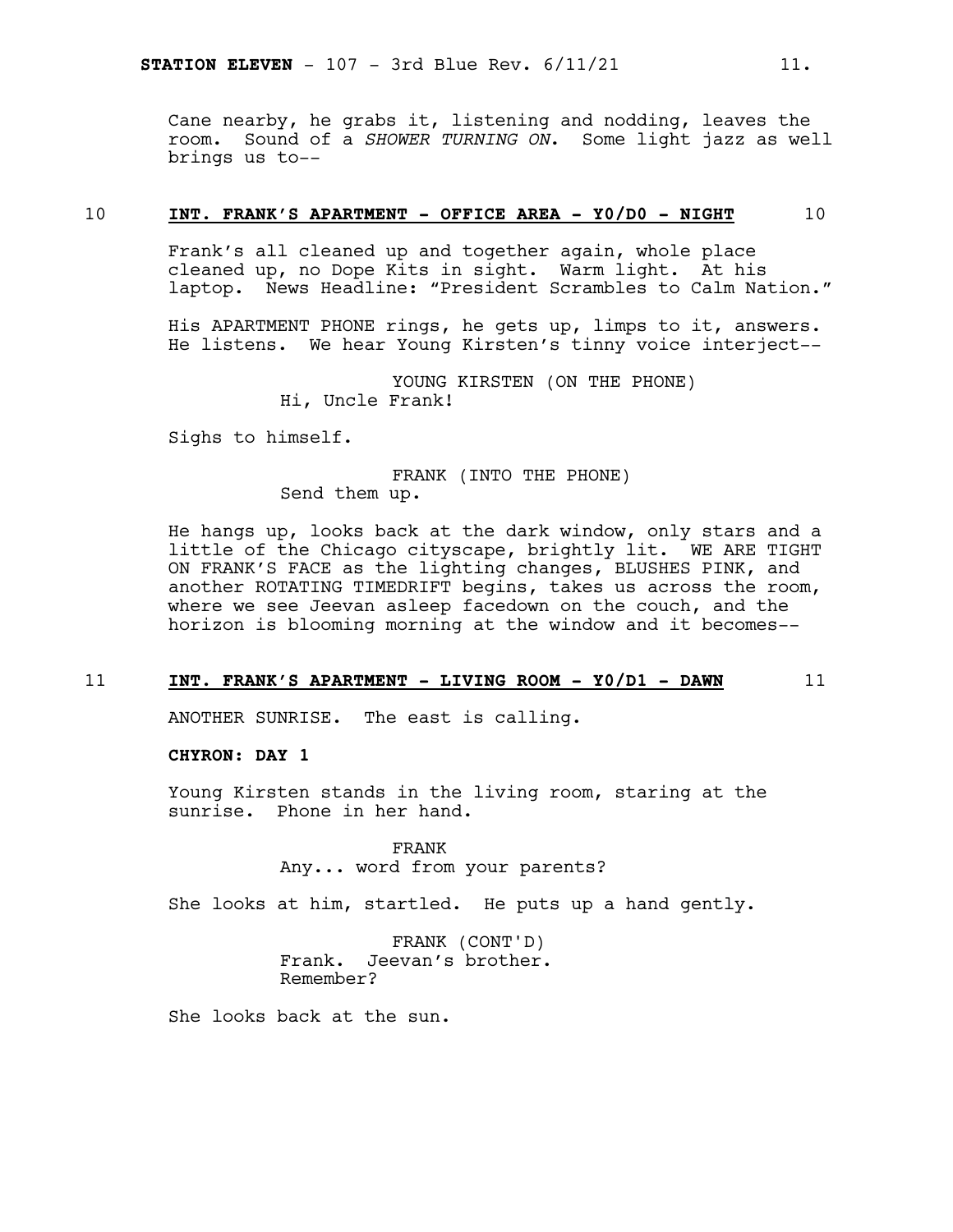Cane nearby, he grabs it, listening and nodding, leaves the room. Sound of a *SHOWER TURNING ON*. Some light jazz as well brings us to--

10 **INT. FRANK'S APARTMENT - OFFICE AREA - Y0/D0 - NIGHT** 10

Frank's all cleaned up and together again, whole place cleaned up, no Dope Kits in sight. Warm light. At his laptop. News Headline: "President Scrambles to Calm Nation."

His APARTMENT PHONE rings, he gets up, limps to it, answers. He listens. We hear Young Kirsten's tinny voice interject--

YOUNG KIRSTEN (ON THE PHONE)
Hi, Uncle Frank!

Sighs to himself.

FRANK (INTO THE PHONE)
Send them up.

He hangs up, looks back at the dark window, only stars and a little of the Chicago cityscape, brightly lit. WE ARE TIGHT ON FRANK'S FACE as the lighting changes, BLUSHES PINK, and another ROTATING TIMEDRIFT begins, takes us across the room, where we see Jeevan asleep facedown on the couch, and the horizon is blooming morning at the window and it becomes--

11 **INT. FRANK'S APARTMENT - LIVING ROOM - Y0/D1 - DAWN** 11

ANOTHER SUNRISE. The east is calling.

**CHYRON: DAY 1**

Young Kirsten stands in the living room, staring at the sunrise. Phone in her hand.

FRANK
Any... word from your parents?

She looks at him, startled. He puts up a hand gently.

FRANK (CONT'D)
Frank. Jeevan's brother.
Remember?

She looks back at the sun.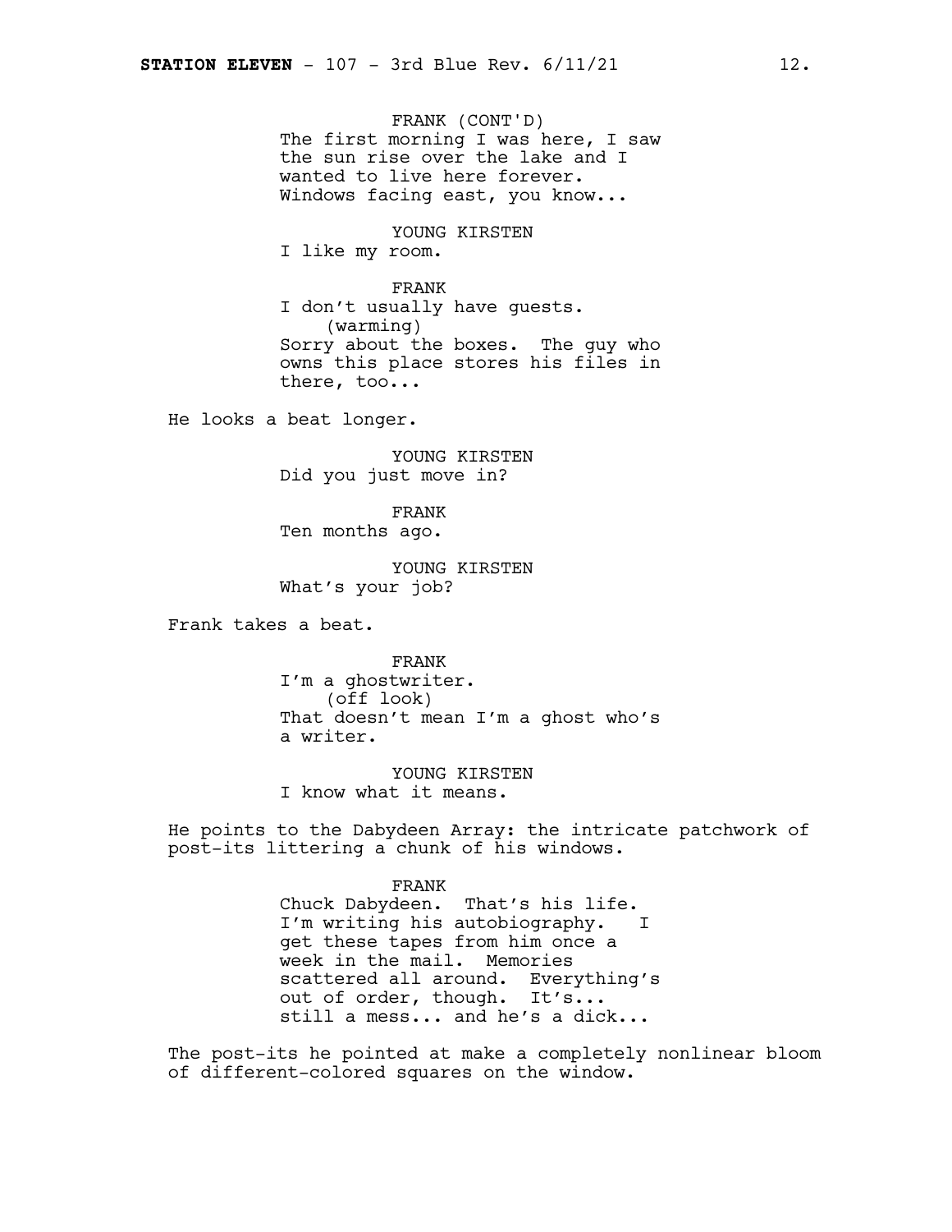FRANK (CONT'D)
The first morning I was here, I saw the sun rise over the lake and I wanted to live here forever. Windows facing east, you know...

YOUNG KIRSTEN
I like my room.

FRANK
I don't usually have guests.
(warming)
Sorry about the boxes. The guy who owns this place stores his files in there, too...

He looks a beat longer.

YOUNG KIRSTEN
Did you just move in?

FRANK
Ten months ago.

YOUNG KIRSTEN
What's your job?

Frank takes a beat.

FRANK
I'm a ghostwriter.
(off look)
That doesn't mean I'm a ghost who's a writer.

YOUNG KIRSTEN
I know what it means.

He points to the Dabydeen Array: the intricate patchwork of post-its littering a chunk of his windows.

FRANK
Chuck Dabydeen. That's his life. I'm writing his autobiography. I get these tapes from him once a week in the mail. Memories scattered all around. Everything's out of order, though. It's... still a mess... and he's a dick...

The post-its he pointed at make a completely nonlinear bloom of different-colored squares on the window.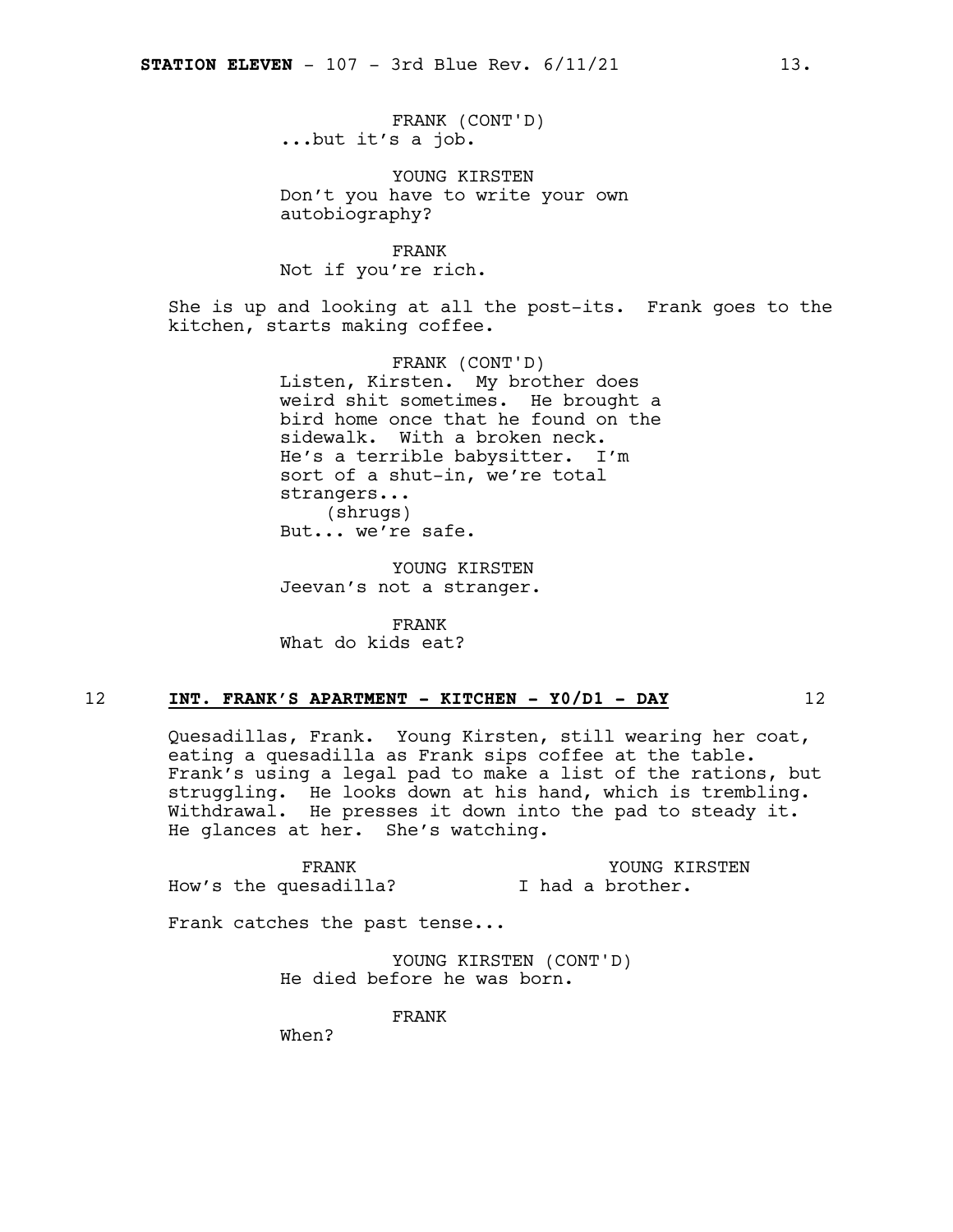FRANK (CONT'D)
...but it's a job.

YOUNG KIRSTEN
Don't you have to write your own autobiography?

FRANK
Not if you're rich.

She is up and looking at all the post-its. Frank goes to the kitchen, starts making coffee.

FRANK (CONT'D)
Listen, Kirsten. My brother does weird shit sometimes. He brought a bird home once that he found on the sidewalk. With a broken neck. He's a terrible babysitter. I'm sort of a shut-in, we're total strangers...
(shrugs)
But... we're safe.

YOUNG KIRSTEN
Jeevan's not a stranger.

FRANK
What do kids eat?

12 **INT. FRANK'S APARTMENT - KITCHEN - Y0/D1 - DAY** 12

Quesadillas, Frank. Young Kirsten, still wearing her coat, eating a quesadilla as Frank sips coffee at the table. Frank's using a legal pad to make a list of the rations, but struggling. He looks down at his hand, which is trembling. Withdrawal. He presses it down into the pad to steady it. He glances at her. She's watching.

FRANK
How's the quesadilla?

YOUNG KIRSTEN
I had a brother.

Frank catches the past tense...

YOUNG KIRSTEN (CONT'D)
He died before he was born.

FRANK
When?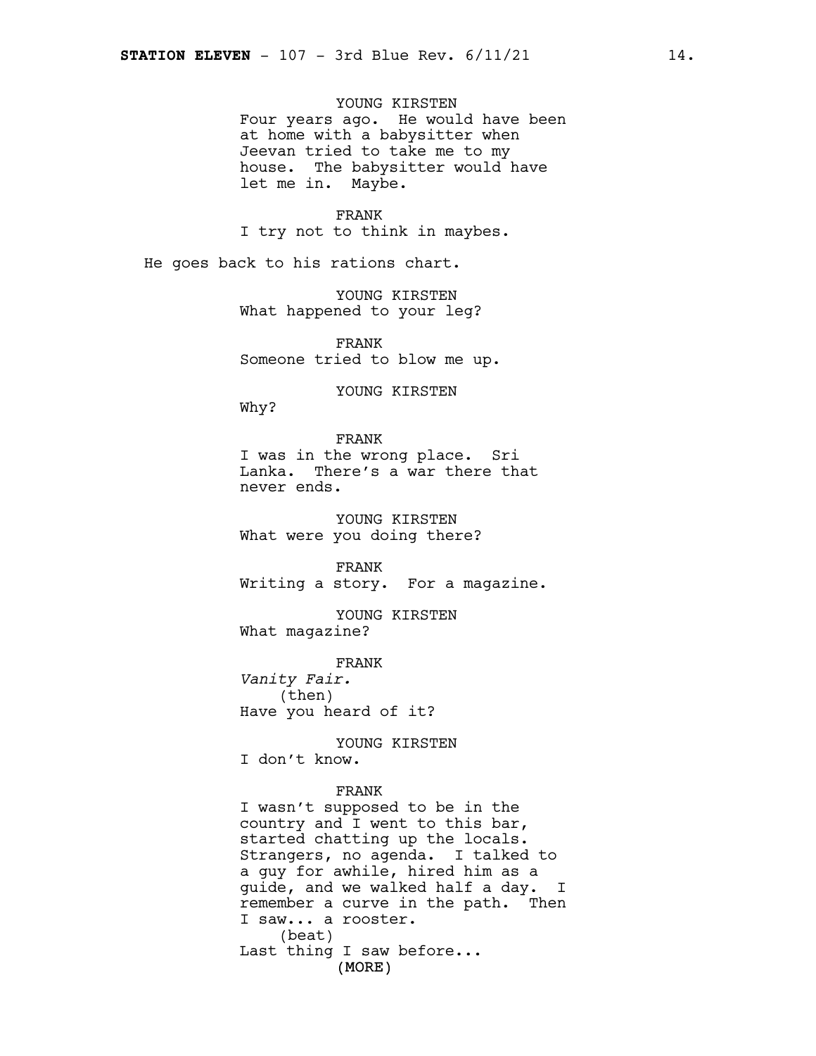YOUNG KIRSTEN
Four years ago. He would have been at home with a babysitter when Jeevan tried to take me to my house. The babysitter would have let me in. Maybe.

FRANK
I try not to think in maybes.

He goes back to his rations chart.

YOUNG KIRSTEN
What happened to your leg?

FRANK
Someone tried to blow me up.

YOUNG KIRSTEN
Why?

FRANK
I was in the wrong place. Sri Lanka. There's a war there that never ends.

YOUNG KIRSTEN
What were you doing there?

FRANK
Writing a story. For a magazine.

YOUNG KIRSTEN
What magazine?

FRANK
*Vanity Fair.*
(then)
Have you heard of it?

YOUNG KIRSTEN
I don't know.

FRANK
I wasn't supposed to be in the country and I went to this bar, started chatting up the locals. Strangers, no agenda. I talked to a guy for awhile, hired him as a guide, and we walked half a day. I remember a curve in the path. Then I saw... a rooster.
(beat)
Last thing I saw before...
(MORE)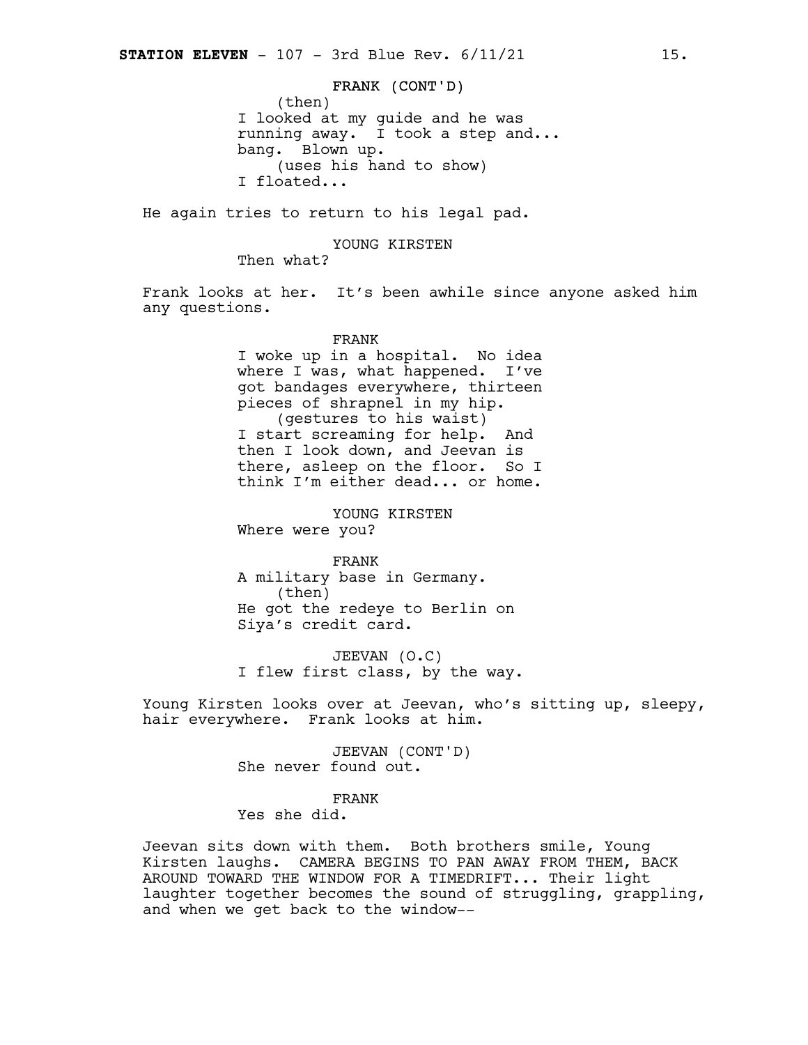FRANK (CONT'D)
(then)
I looked at my guide and he was running away. I took a step and... bang. Blown up.
(uses his hand to show)
I floated...

He again tries to return to his legal pad.

YOUNG KIRSTEN
Then what?

Frank looks at her. It's been awhile since anyone asked him any questions.

FRANK
I woke up in a hospital. No idea where I was, what happened. I've got bandages everywhere, thirteen pieces of shrapnel in my hip.
(gestures to his waist)
I start screaming for help. And then I look down, and Jeevan is there, asleep on the floor. So I think I'm either dead... or home.

YOUNG KIRSTEN
Where were you?

FRANK
A military base in Germany.
(then)
He got the redeye to Berlin on Siya's credit card.

JEEVAN (O.C)
I flew first class, by the way.

Young Kirsten looks over at Jeevan, who's sitting up, sleepy, hair everywhere. Frank looks at him.

JEEVAN (CONT'D)
She never found out.

FRANK
Yes she did.

Jeevan sits down with them. Both brothers smile, Young Kirsten laughs. CAMERA BEGINS TO PAN AWAY FROM THEM, BACK AROUND TOWARD THE WINDOW FOR A TIMEDRIFT... Their light laughter together becomes the sound of struggling, grappling, and when we get back to the window--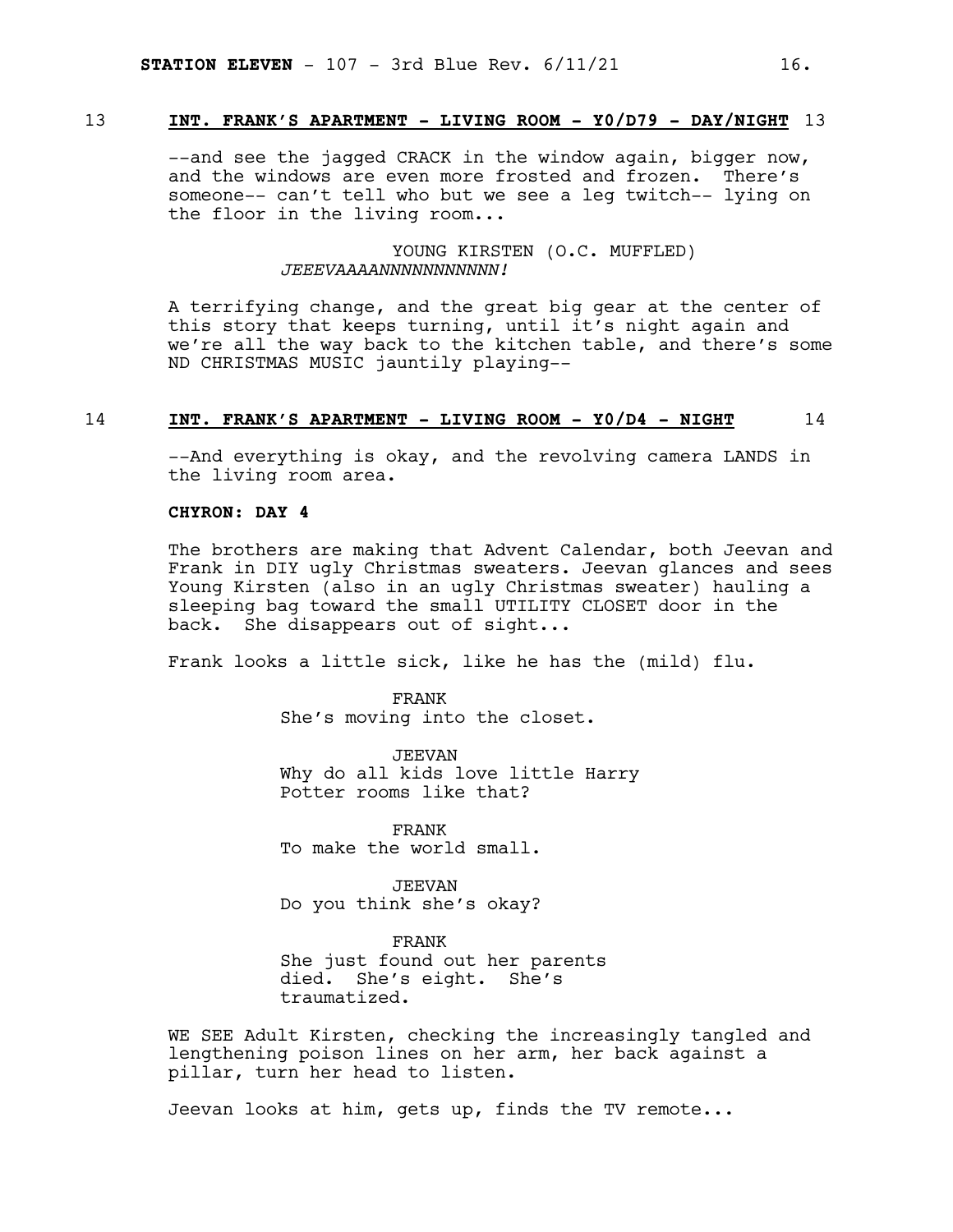13 **INT. FRANK'S APARTMENT - LIVING ROOM - Y0/D79 - DAY/NIGHT** 13

--and see the jagged CRACK in the window again, bigger now, and the windows are even more frosted and frozen. There's someone-- can't tell who but we see a leg twitch-- lying on the floor in the living room...

YOUNG KIRSTEN (O.C. MUFFLED)
*JEEEVAAAANNNNNNNNNNN!*

A terrifying change, and the great big gear at the center of this story that keeps turning, until it's night again and we're all the way back to the kitchen table, and there's some ND CHRISTMAS MUSIC jauntily playing--

14 **INT. FRANK'S APARTMENT - LIVING ROOM - Y0/D4 - NIGHT** 14

--And everything is okay, and the revolving camera LANDS in the living room area.

**CHYRON: DAY 4**

The brothers are making that Advent Calendar, both Jeevan and Frank in DIY ugly Christmas sweaters. Jeevan glances and sees Young Kirsten (also in an ugly Christmas sweater) hauling a sleeping bag toward the small UTILITY CLOSET door in the back. She disappears out of sight...

Frank looks a little sick, like he has the (mild) flu.

FRANK
She's moving into the closet.

JEEVAN
Why do all kids love little Harry Potter rooms like that?

FRANK
To make the world small.

JEEVAN
Do you think she's okay?

FRANK
She just found out her parents died. She's eight. She's traumatized.

WE SEE Adult Kirsten, checking the increasingly tangled and lengthening poison lines on her arm, her back against a pillar, turn her head to listen.

Jeevan looks at him, gets up, finds the TV remote...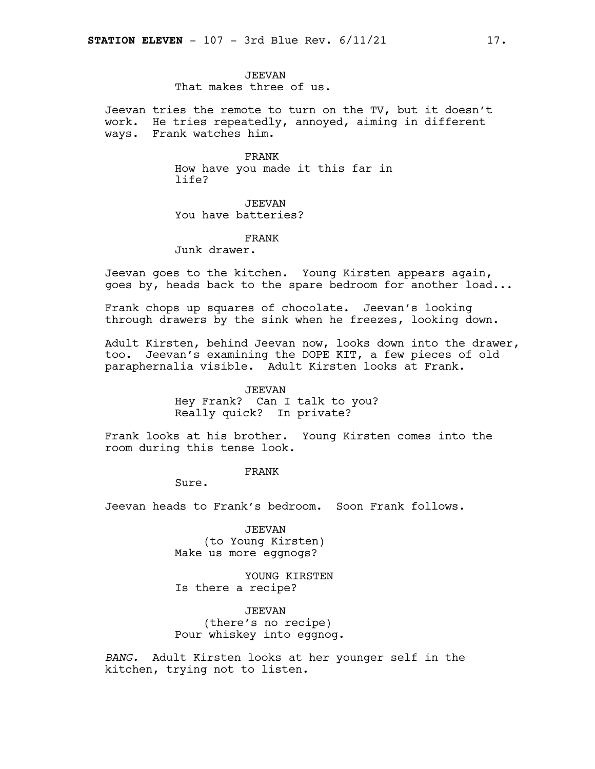JEEVAN
That makes three of us.

Jeevan tries the remote to turn on the TV, but it doesn't work. He tries repeatedly, annoyed, aiming in different ways. Frank watches him.

FRANK
How have you made it this far in life?

JEEVAN
You have batteries?

FRANK
Junk drawer.

Jeevan goes to the kitchen. Young Kirsten appears again, goes by, heads back to the spare bedroom for another load...

Frank chops up squares of chocolate. Jeevan's looking through drawers by the sink when he freezes, looking down.

Adult Kirsten, behind Jeevan now, looks down into the drawer, too. Jeevan's examining the DOPE KIT, a few pieces of old paraphernalia visible. Adult Kirsten looks at Frank.

JEEVAN
Hey Frank? Can I talk to you? Really quick? In private?

Frank looks at his brother. Young Kirsten comes into the room during this tense look.

FRANK
Sure.

Jeevan heads to Frank's bedroom. Soon Frank follows.

JEEVAN
(to Young Kirsten)
Make us more eggnogs?

YOUNG KIRSTEN
Is there a recipe?

JEEVAN
(there's no recipe)
Pour whiskey into eggnog.

*BANG.* Adult Kirsten looks at her younger self in the kitchen, trying not to listen.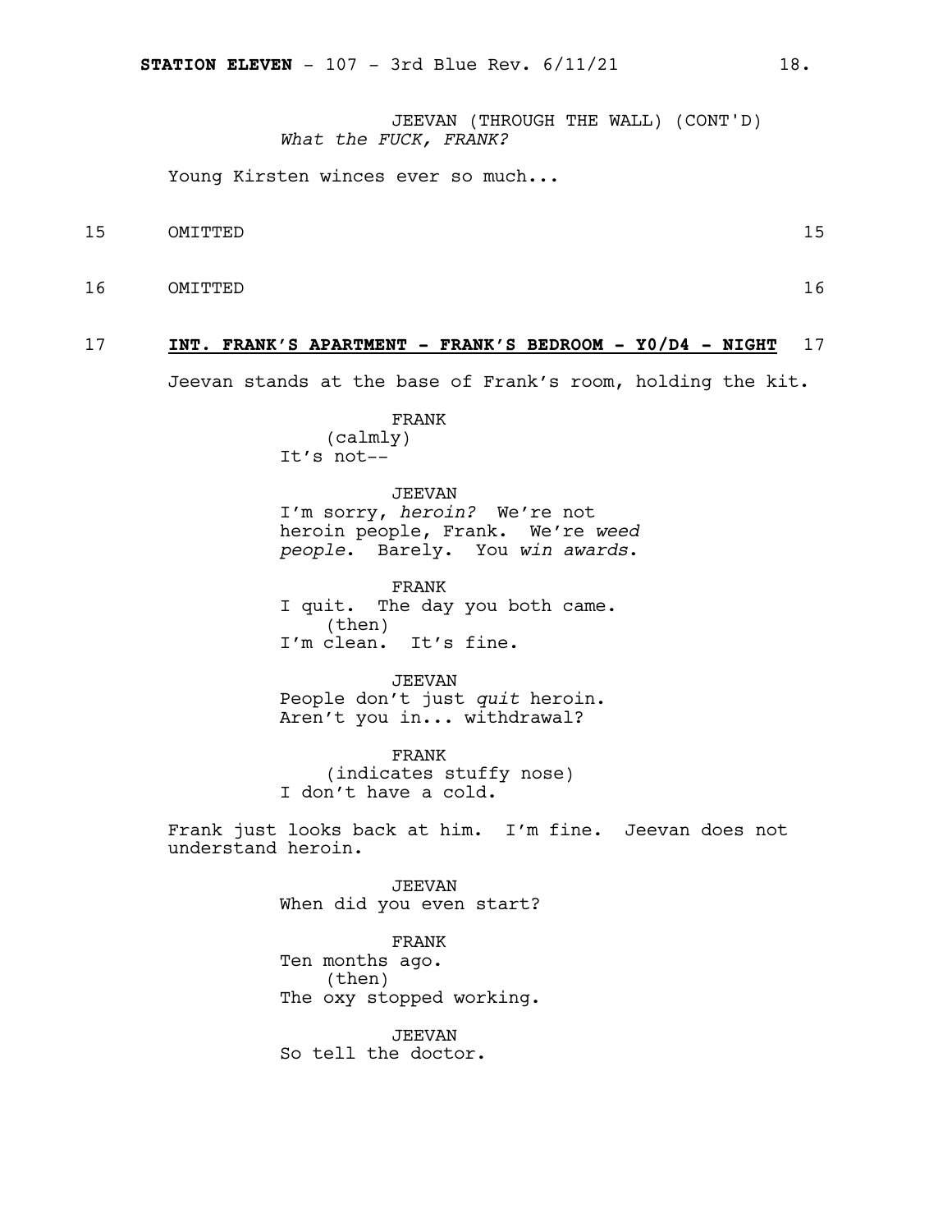JEEVAN (THROUGH THE WALL) (CONT'D)
*What the FUCK, FRANK?*

Young Kirsten winces ever so much...

15 OMITTED 15

16 OMITTED 16

17 **INT. FRANK'S APARTMENT - FRANK'S BEDROOM - Y0/D4 - NIGHT** 17

Jeevan stands at the base of Frank's room, holding the kit.

FRANK
(calmly)
It's not--

JEEVAN
I'm sorry, *heroin?* We're not heroin people, Frank. We're *weed people*. Barely. You *win awards*.

FRANK
I quit. The day you both came.
(then)
I'm clean. It's fine.

JEEVAN
People don't just *quit* heroin. Aren't you in... withdrawal?

FRANK
(indicates stuffy nose)
I don't have a cold.

Frank just looks back at him. I'm fine. Jeevan does not understand heroin.

JEEVAN
When did you even start?

FRANK
Ten months ago.
(then)
The oxy stopped working.

JEEVAN
So tell the doctor.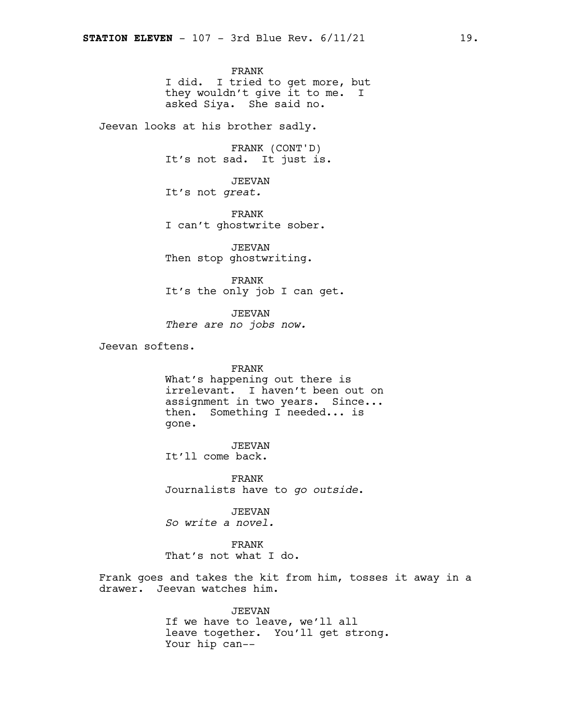FRANK
I did. I tried to get more, but they wouldn't give it to me. I asked Siya. She said no.

Jeevan looks at his brother sadly.

FRANK (CONT'D)
It's not sad. It just is.

JEEVAN
It's not *great.*

FRANK
I can't ghostwrite sober.

JEEVAN
Then stop ghostwriting.

FRANK
It's the only job I can get.

JEEVAN
*There are no jobs now.*

Jeevan softens.

FRANK
What's happening out there is irrelevant. I haven't been out on assignment in two years. Since... then. Something I needed... is gone.

JEEVAN
It'll come back.

FRANK
Journalists have to *go outside*.

JEEVAN
*So write a novel.*

FRANK
That's not what I do.

Frank goes and takes the kit from him, tosses it away in a drawer. Jeevan watches him.

JEEVAN
If we have to leave, we'll all leave together. You'll get strong. Your hip can--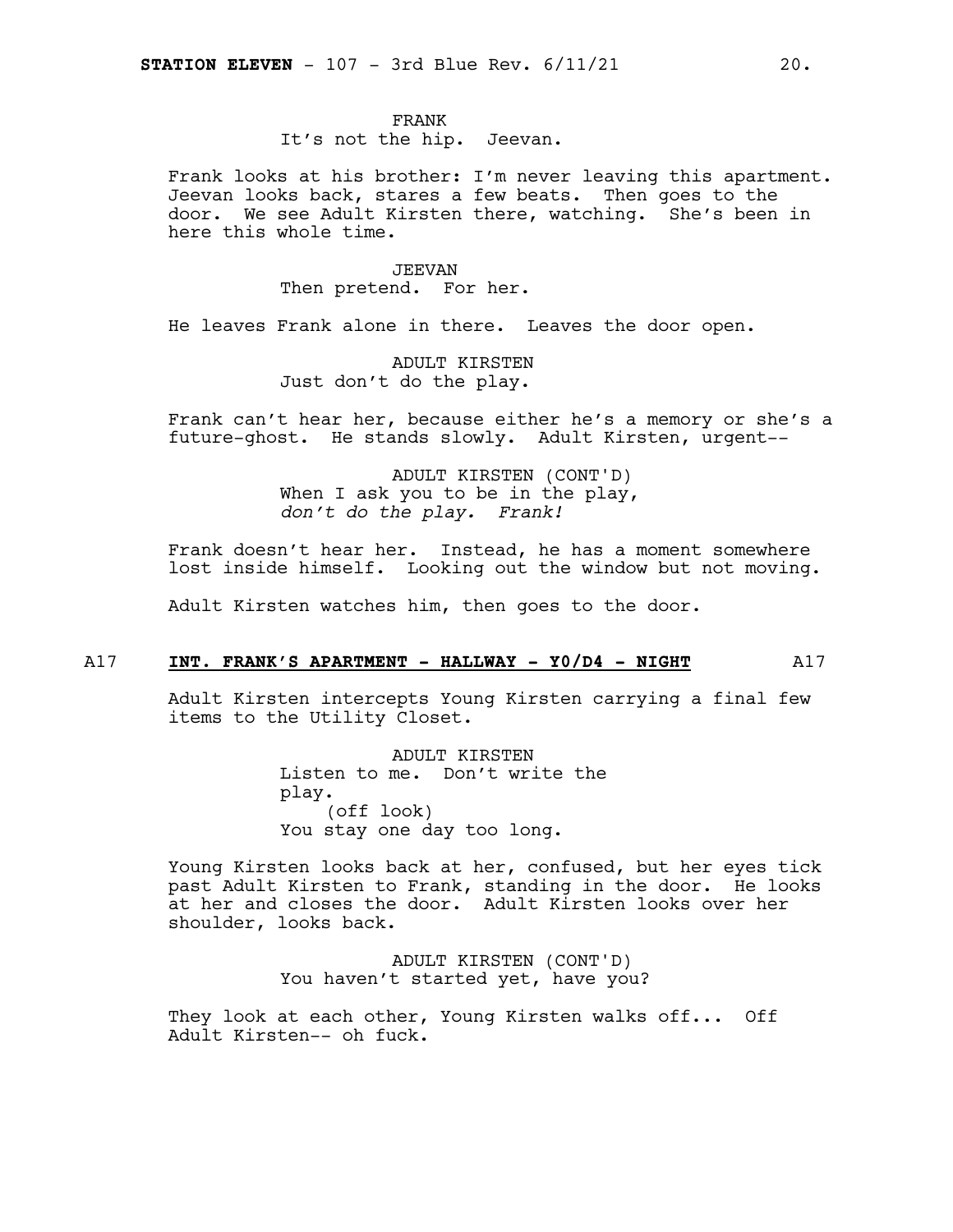FRANK
It's not the hip. Jeevan.

Frank looks at his brother: I'm never leaving this apartment. Jeevan looks back, stares a few beats. Then goes to the door. We see Adult Kirsten there, watching. She's been in here this whole time.

JEEVAN
Then pretend. For her.

He leaves Frank alone in there. Leaves the door open.

ADULT KIRSTEN
Just don't do the play.

Frank can't hear her, because either he's a memory or she's a future-ghost. He stands slowly. Adult Kirsten, urgent--

ADULT KIRSTEN (CONT'D)
When I ask you to be in the play,
*don't do the play. Frank!*

Frank doesn't hear her. Instead, he has a moment somewhere lost inside himself. Looking out the window but not moving.

Adult Kirsten watches him, then goes to the door.

A17 **INT. FRANK'S APARTMENT - HALLWAY - Y0/D4 - NIGHT** A17

Adult Kirsten intercepts Young Kirsten carrying a final few items to the Utility Closet.

ADULT KIRSTEN
Listen to me. Don't write the play.
(off look)
You stay one day too long.

Young Kirsten looks back at her, confused, but her eyes tick past Adult Kirsten to Frank, standing in the door. He looks at her and closes the door. Adult Kirsten looks over her shoulder, looks back.

ADULT KIRSTEN (CONT'D)
You haven't started yet, have you?

They look at each other, Young Kirsten walks off... Off Adult Kirsten-- oh fuck.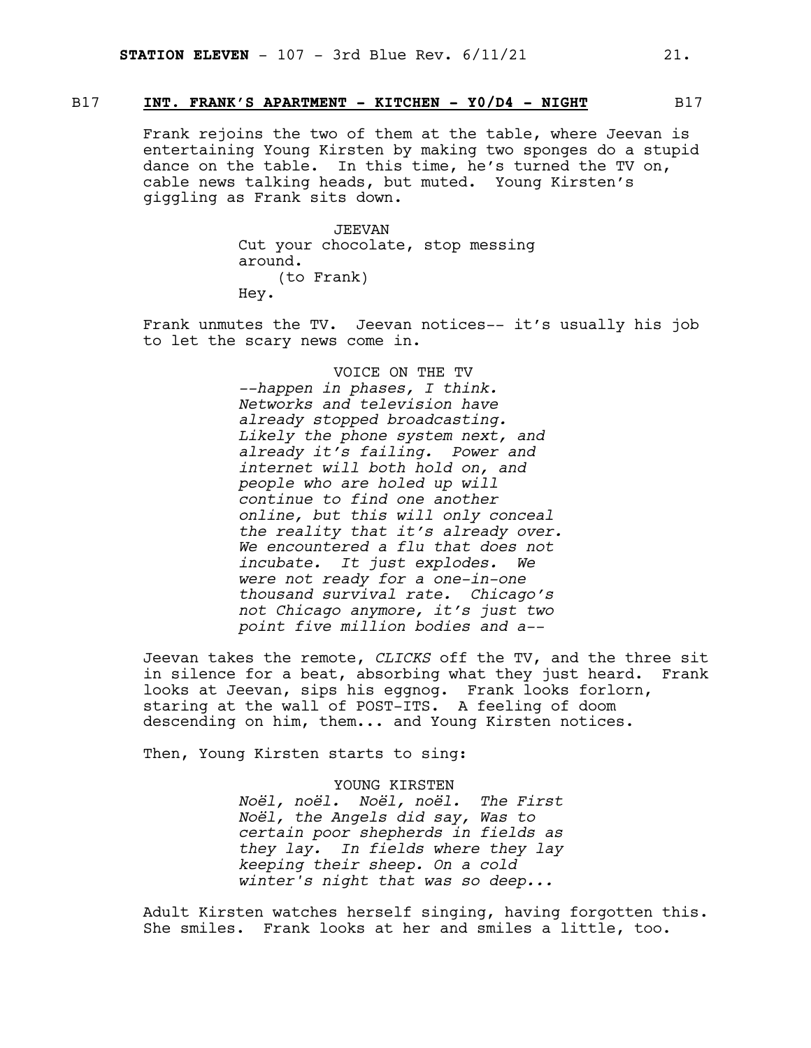## B17 INT. FRANK'S APARTMENT - KITCHEN - Y0/D4 - NIGHT B17

Frank rejoins the two of them at the table, where Jeevan is entertaining Young Kirsten by making two sponges do a stupid dance on the table. In this time, he's turned the TV on, cable news talking heads, but muted. Young Kirsten's giggling as Frank sits down.

JEEVAN
Cut your chocolate, stop messing around.
(to Frank)
Hey.

Frank unmutes the TV. Jeevan notices-- it's usually his job to let the scary news come in.

VOICE ON THE TV
*--happen in phases, I think. Networks and television have already stopped broadcasting. Likely the phone system next, and already it's failing. Power and internet will both hold on, and people who are holed up will continue to find one another online, but this will only conceal the reality that it's already over. We encountered a flu that does not incubate. It just explodes. We were not ready for a one-in-one thousand survival rate. Chicago's not Chicago anymore, it's just two point five million bodies and a--*

Jeevan takes the remote, *CLICKS* off the TV, and the three sit in silence for a beat, absorbing what they just heard. Frank looks at Jeevan, sips his eggnog. Frank looks forlorn, staring at the wall of POST-ITS. A feeling of doom descending on him, them... and Young Kirsten notices.

Then, Young Kirsten starts to sing:

YOUNG KIRSTEN
*Noël, noël. Noël, noël. The First Noël, the Angels did say, Was to certain poor shepherds in fields as they lay. In fields where they lay keeping their sheep. On a cold winter's night that was so deep...*

Adult Kirsten watches herself singing, having forgotten this. She smiles. Frank looks at her and smiles a little, too.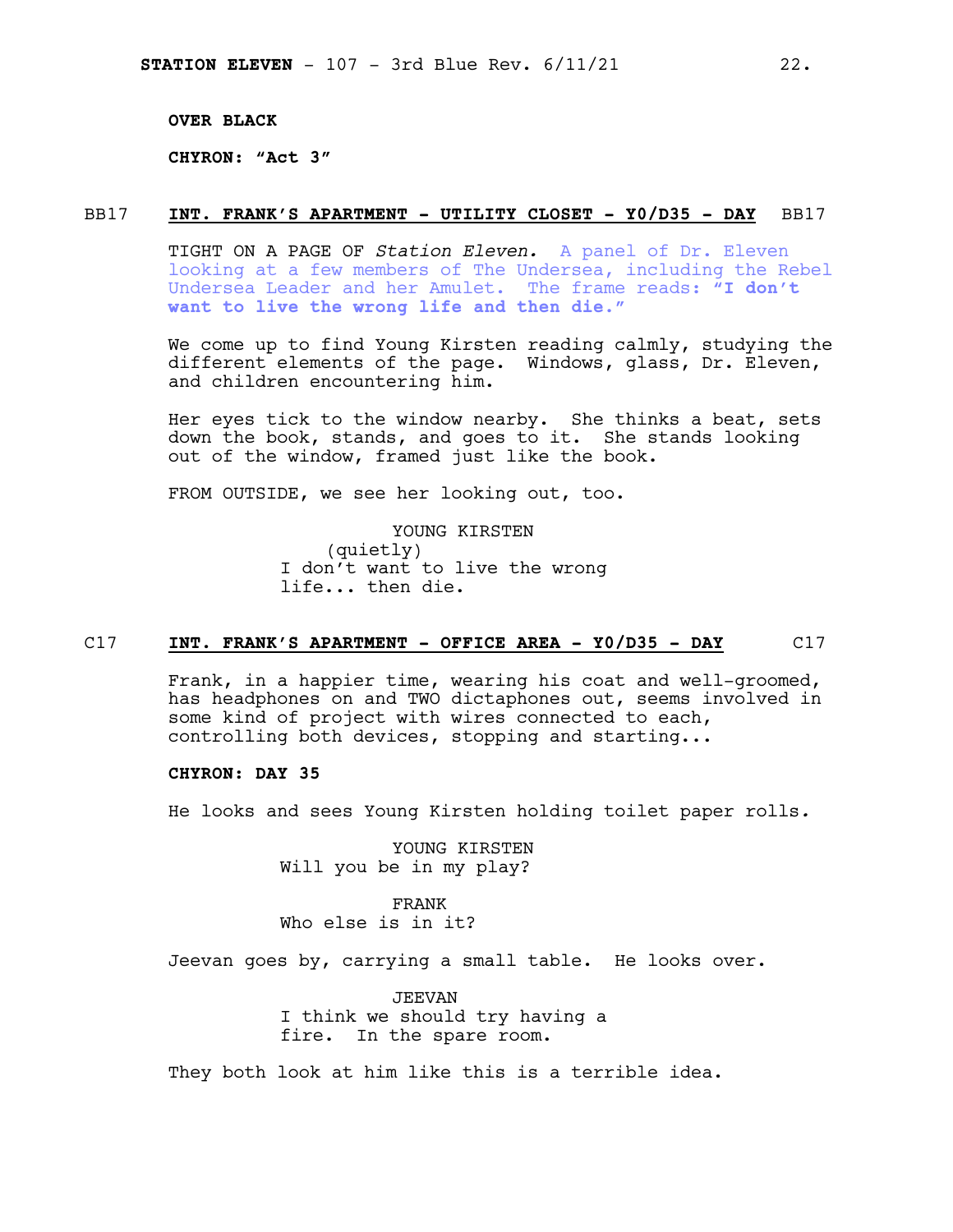**OVER BLACK**

**CHYRON: "Act 3"**

BB17 **INT. FRANK'S APARTMENT - UTILITY CLOSET - Y0/D35 - DAY** BB17

TIGHT ON A PAGE OF *Station Eleven.* A panel of Dr. Eleven looking at a few members of The Undersea, including the Rebel Undersea Leader and her Amulet. The frame reads: **"I don't want to live the wrong life and then die."**

We come up to find Young Kirsten reading calmly, studying the different elements of the page. Windows, glass, Dr. Eleven, and children encountering him.

Her eyes tick to the window nearby. She thinks a beat, sets down the book, stands, and goes to it. She stands looking out of the window, framed just like the book.

FROM OUTSIDE, we see her looking out, too.

YOUNG KIRSTEN
(quietly)
I don't want to live the wrong life... then die.

C17 **INT. FRANK'S APARTMENT - OFFICE AREA - Y0/D35 - DAY** C17

Frank, in a happier time, wearing his coat and well-groomed, has headphones on and TWO dictaphones out, seems involved in some kind of project with wires connected to each, controlling both devices, stopping and starting...

**CHYRON: DAY 35**

He looks and sees Young Kirsten holding toilet paper rolls.

YOUNG KIRSTEN
Will you be in my play?

FRANK
Who else is in it?

Jeevan goes by, carrying a small table. He looks over.

JEEVAN
I think we should try having a fire. In the spare room.

They both look at him like this is a terrible idea.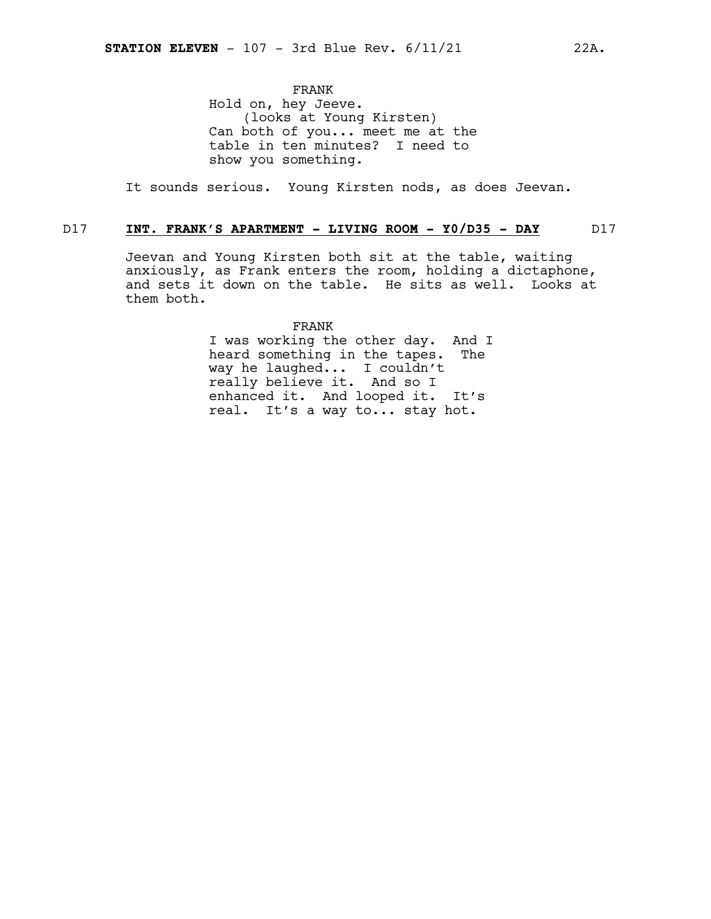FRANK
Hold on, hey Jeeve.
(looks at Young Kirsten)
Can both of you... meet me at the table in ten minutes? I need to show you something.

It sounds serious. Young Kirsten nods, as does Jeevan.

D17 **INT. FRANK'S APARTMENT - LIVING ROOM - Y0/D35 - DAY** D17

Jeevan and Young Kirsten both sit at the table, waiting anxiously, as Frank enters the room, holding a dictaphone, and sets it down on the table. He sits as well. Looks at them both.

FRANK
I was working the other day. And I heard something in the tapes. The way he laughed... I couldn't really believe it. And so I enhanced it. And looped it. It's real. It's a way to... stay hot.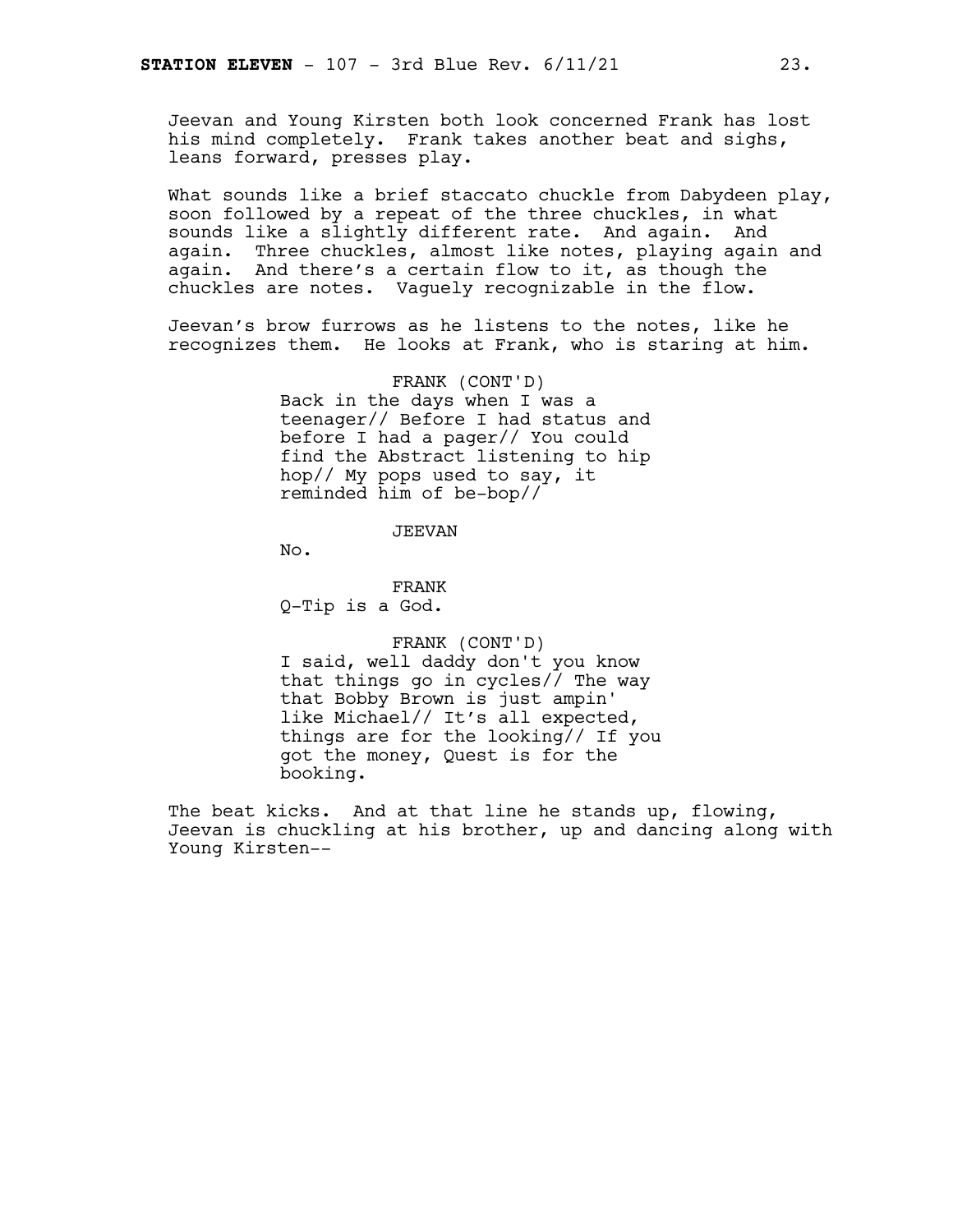Jeevan and Young Kirsten both look concerned Frank has lost his mind completely. Frank takes another beat and sighs, leans forward, presses play.

What sounds like a brief staccato chuckle from Dabydeen play, soon followed by a repeat of the three chuckles, in what sounds like a slightly different rate. And again. And again. Three chuckles, almost like notes, playing again and again. And there's a certain flow to it, as though the chuckles are notes. Vaguely recognizable in the flow.

Jeevan's brow furrows as he listens to the notes, like he recognizes them. He looks at Frank, who is staring at him.

FRANK (CONT'D)
Back in the days when I was a teenager// Before I had status and before I had a pager// You could find the Abstract listening to hip hop// My pops used to say, it reminded him of be-bop//

JEEVAN
No.

FRANK
Q-Tip is a God.

FRANK (CONT'D)
I said, well daddy don't you know that things go in cycles// The way that Bobby Brown is just ampin' like Michael// It's all expected, things are for the looking// If you got the money, Quest is for the booking.

The beat kicks. And at that line he stands up, flowing, Jeevan is chuckling at his brother, up and dancing along with Young Kirsten--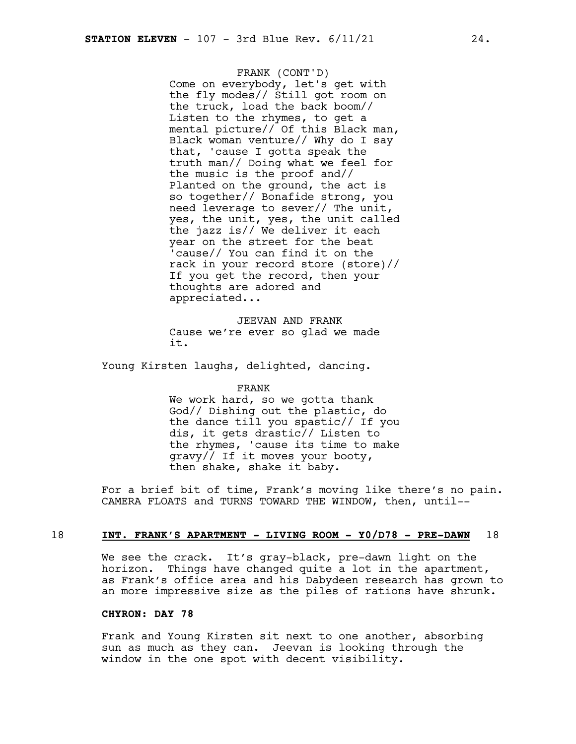FRANK (CONT'D)
Come on everybody, let's get with the fly modes// Still got room on the truck, load the back boom// Listen to the rhymes, to get a mental picture// Of this Black man, Black woman venture// Why do I say that, 'cause I gotta speak the truth man// Doing what we feel for the music is the proof and// Planted on the ground, the act is so together// Bonafide strong, you need leverage to sever// The unit, yes, the unit, yes, the unit called the jazz is// We deliver it each year on the street for the beat 'cause// You can find it on the rack in your record store (store)// If you get the record, then your thoughts are adored and appreciated...

JEEVAN AND FRANK
Cause we're ever so glad we made it.

Young Kirsten laughs, delighted, dancing.

FRANK
We work hard, so we gotta thank God// Dishing out the plastic, do the dance till you spastic// If you dis, it gets drastic// Listen to the rhymes, 'cause its time to make gravy// If it moves your booty, then shake, shake it baby.

For a brief bit of time, Frank's moving like there's no pain. CAMERA FLOATS and TURNS TOWARD THE WINDOW, then, until--

18 **INT. FRANK'S APARTMENT - LIVING ROOM - Y0/D78 - PRE-DAWN** 18

We see the crack. It's gray-black, pre-dawn light on the horizon. Things have changed quite a lot in the apartment, as Frank's office area and his Dabydeen research has grown to an more impressive size as the piles of rations have shrunk.

**CHYRON: DAY 78**

Frank and Young Kirsten sit next to one another, absorbing sun as much as they can. Jeevan is looking through the window in the one spot with decent visibility.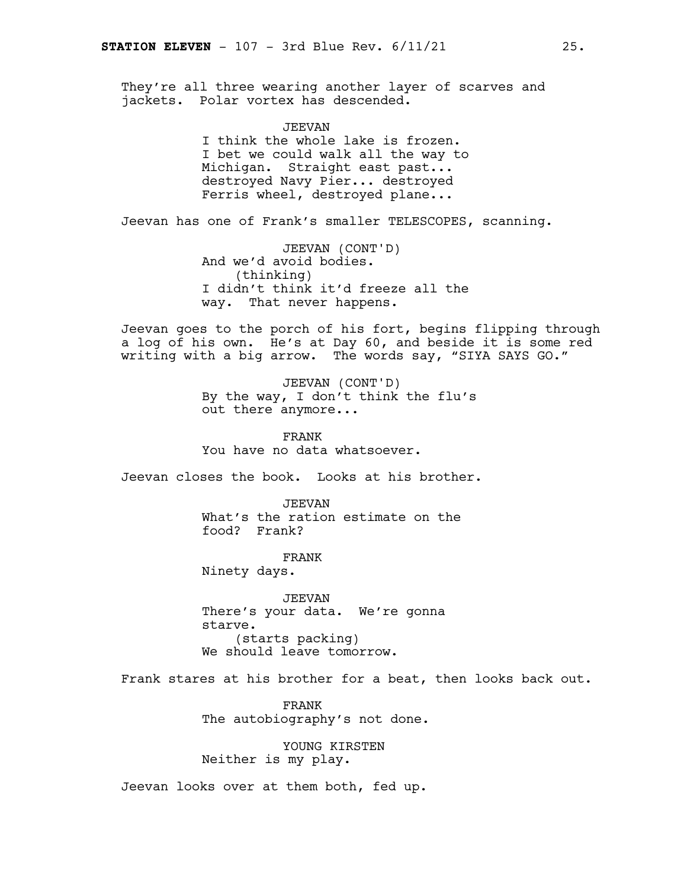They're all three wearing another layer of scarves and jackets. Polar vortex has descended.

JEEVAN
I think the whole lake is frozen. I bet we could walk all the way to Michigan. Straight east past... destroyed Navy Pier... destroyed Ferris wheel, destroyed plane...

Jeevan has one of Frank's smaller TELESCOPES, scanning.

JEEVAN (CONT'D)
And we'd avoid bodies.
(thinking)
I didn't think it'd freeze all the way. That never happens.

Jeevan goes to the porch of his fort, begins flipping through a log of his own. He's at Day 60, and beside it is some red writing with a big arrow. The words say, "SIYA SAYS GO."

JEEVAN (CONT'D)
By the way, I don't think the flu's out there anymore...

FRANK
You have no data whatsoever.

Jeevan closes the book. Looks at his brother.

JEEVAN
What's the ration estimate on the food? Frank?

FRANK
Ninety days.

JEEVAN
There's your data. We're gonna starve.
(starts packing)
We should leave tomorrow.

Frank stares at his brother for a beat, then looks back out.

FRANK
The autobiography's not done.

YOUNG KIRSTEN
Neither is my play.

Jeevan looks over at them both, fed up.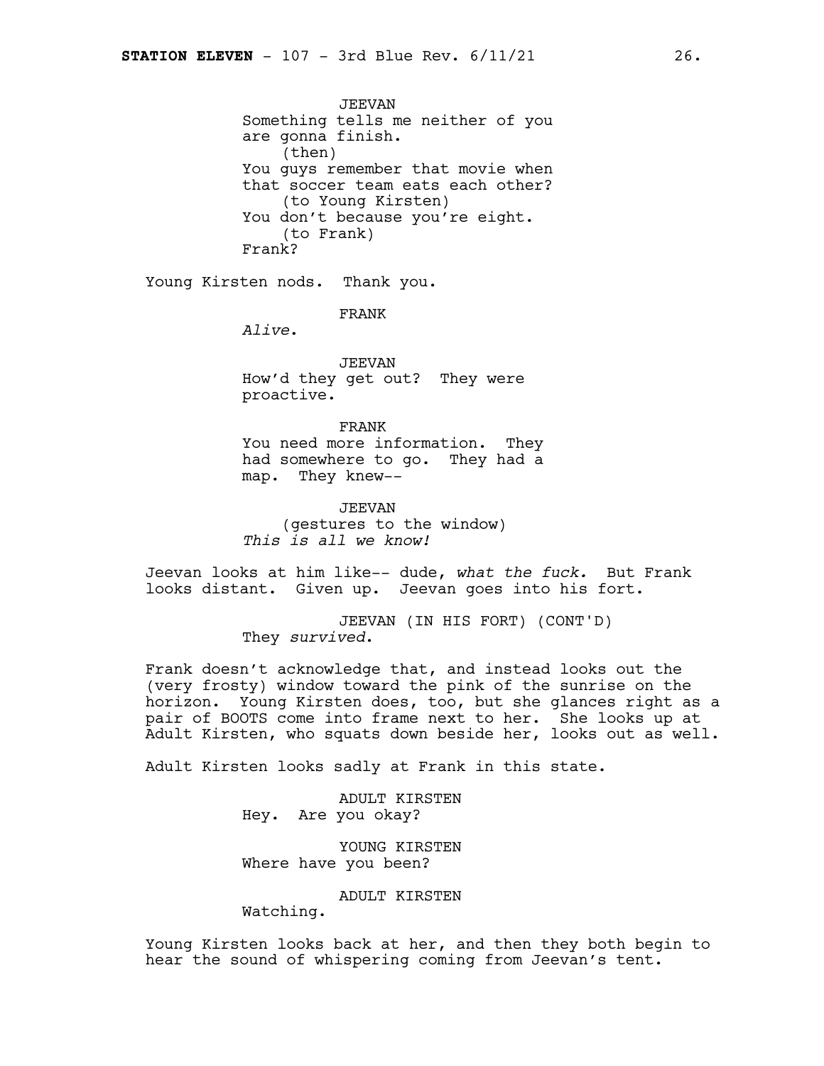JEEVAN
Something tells me neither of you are gonna finish.
(then)
You guys remember that movie when that soccer team eats each other?
(to Young Kirsten)
You don't because you're eight.
(to Frank)
Frank?

Young Kirsten nods. Thank you.

FRANK
*Alive*.

JEEVAN
How'd they get out? They were proactive.

FRANK
You need more information. They had somewhere to go. They had a map. They knew--

JEEVAN
(gestures to the window)
*This is all we know!*

Jeevan looks at him like-- dude, *what the fuck.* But Frank looks distant. Given up. Jeevan goes into his fort.

JEEVAN (IN HIS FORT) (CONT'D)
They *survived*.

Frank doesn't acknowledge that, and instead looks out the (very frosty) window toward the pink of the sunrise on the horizon. Young Kirsten does, too, but she glances right as a pair of BOOTS come into frame next to her. She looks up at Adult Kirsten, who squats down beside her, looks out as well.

Adult Kirsten looks sadly at Frank in this state.

ADULT KIRSTEN
Hey. Are you okay?

YOUNG KIRSTEN
Where have you been?

ADULT KIRSTEN
Watching.

Young Kirsten looks back at her, and then they both begin to hear the sound of whispering coming from Jeevan's tent.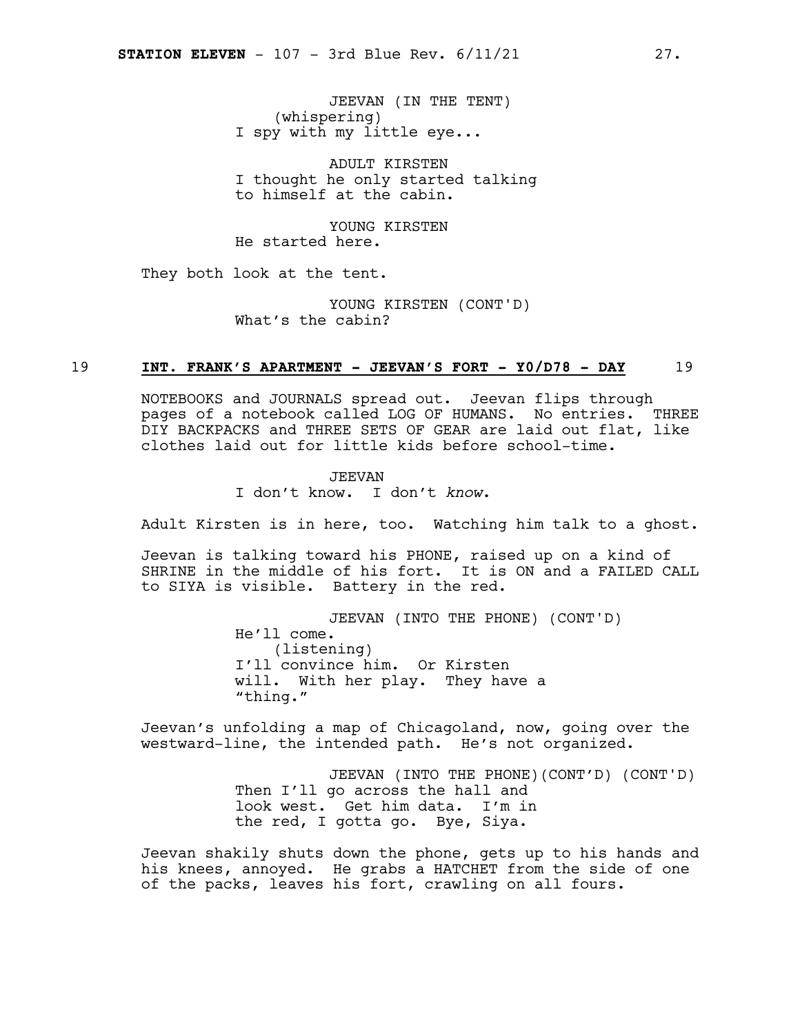JEEVAN (IN THE TENT)
(whispering)
I spy with my little eye...

ADULT KIRSTEN
I thought he only started talking to himself at the cabin.

YOUNG KIRSTEN
He started here.

They both look at the tent.

YOUNG KIRSTEN (CONT'D)
What's the cabin?

## 19 **INT. FRANK'S APARTMENT - JEEVAN'S FORT - Y0/D78 - DAY** 19

NOTEBOOKS and JOURNALS spread out. Jeevan flips through pages of a notebook called LOG OF HUMANS. No entries. THREE DIY BACKPACKS and THREE SETS OF GEAR are laid out flat, like clothes laid out for little kids before school-time.

JEEVAN
I don't know. I don't *know*.

Adult Kirsten is in here, too. Watching him talk to a ghost.

Jeevan is talking toward his PHONE, raised up on a kind of SHRINE in the middle of his fort. It is ON and a FAILED CALL to SIYA is visible. Battery in the red.

JEEVAN (INTO THE PHONE) (CONT'D)
He'll come.
(listening)
I'll convince him. Or Kirsten will. With her play. They have a "thing."

Jeevan's unfolding a map of Chicagoland, now, going over the westward-line, the intended path. He's not organized.

JEEVAN (INTO THE PHONE)(CONT'D) (CONT'D)
Then I'll go across the hall and look west. Get him data. I'm in the red, I gotta go. Bye, Siya.

Jeevan shakily shuts down the phone, gets up to his hands and his knees, annoyed. He grabs a HATCHET from the side of one of the packs, leaves his fort, crawling on all fours.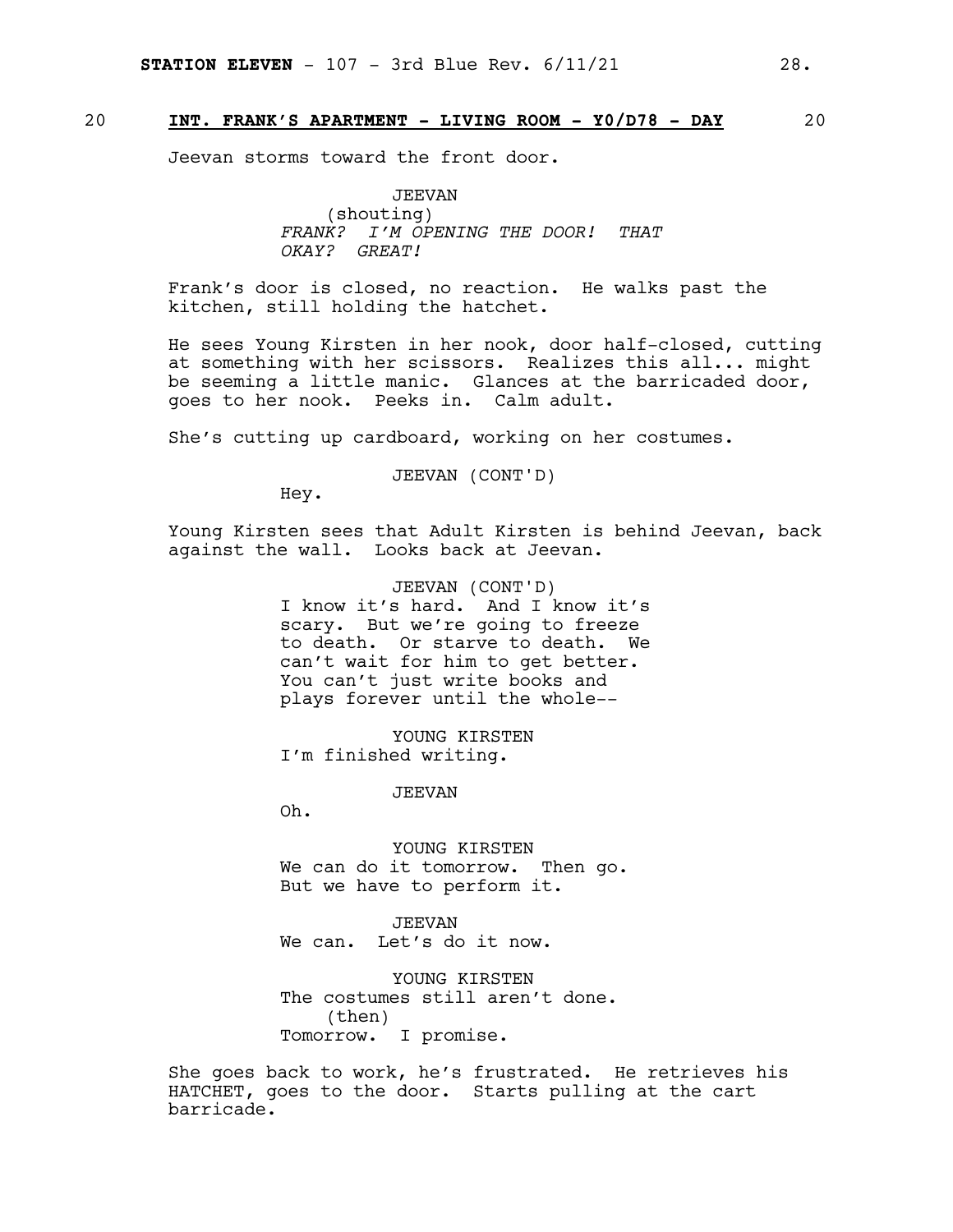## 20 **INT. FRANK'S APARTMENT - LIVING ROOM - Y0/D78 - DAY** 20

Jeevan storms toward the front door.

JEEVAN
(shouting)
*FRANK? I'M OPENING THE DOOR! THAT OKAY? GREAT!*

Frank's door is closed, no reaction. He walks past the kitchen, still holding the hatchet.

He sees Young Kirsten in her nook, door half-closed, cutting at something with her scissors. Realizes this all... might be seeming a little manic. Glances at the barricaded door, goes to her nook. Peeks in. Calm adult.

She's cutting up cardboard, working on her costumes.

JEEVAN (CONT'D)
Hey.

Young Kirsten sees that Adult Kirsten is behind Jeevan, back against the wall. Looks back at Jeevan.

JEEVAN (CONT'D)
I know it's hard. And I know it's scary. But we're going to freeze to death. Or starve to death. We can't wait for him to get better. You can't just write books and plays forever until the whole--

YOUNG KIRSTEN
I'm finished writing.

JEEVAN
Oh.

YOUNG KIRSTEN
We can do it tomorrow. Then go. But we have to perform it.

JEEVAN
We can. Let's do it now.

YOUNG KIRSTEN
The costumes still aren't done.
(then)
Tomorrow. I promise.

She goes back to work, he's frustrated. He retrieves his HATCHET, goes to the door. Starts pulling at the cart barricade.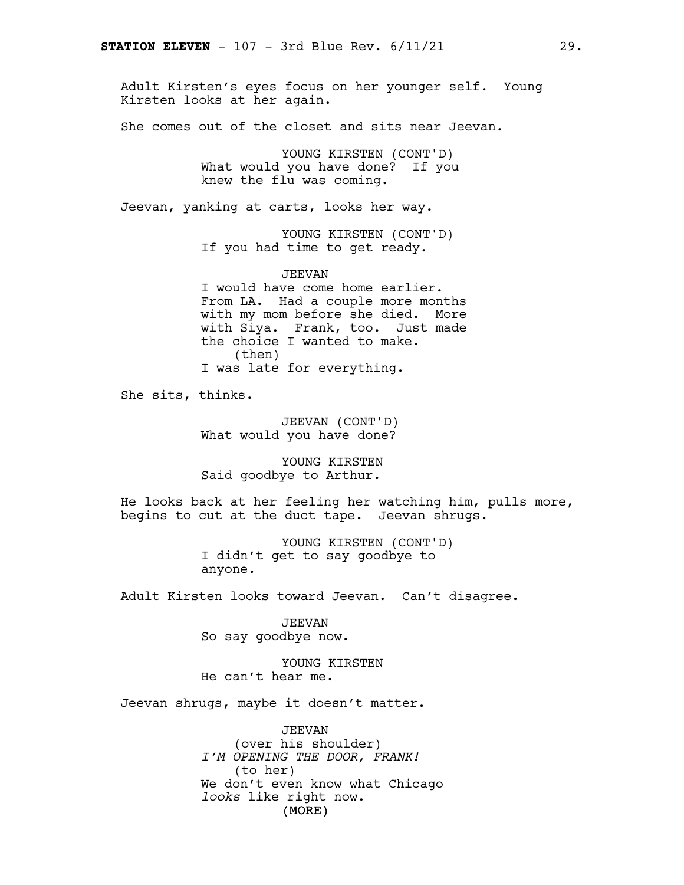Adult Kirsten's eyes focus on her younger self. Young Kirsten looks at her again.

She comes out of the closet and sits near Jeevan.

YOUNG KIRSTEN (CONT'D)
What would you have done? If you knew the flu was coming.

Jeevan, yanking at carts, looks her way.

YOUNG KIRSTEN (CONT'D)
If you had time to get ready.

JEEVAN
I would have come home earlier. From LA. Had a couple more months with my mom before she died. More with Siya. Frank, too. Just made the choice I wanted to make.
(then)
I was late for everything.

She sits, thinks.

JEEVAN (CONT'D)
What would you have done?

YOUNG KIRSTEN
Said goodbye to Arthur.

He looks back at her feeling her watching him, pulls more, begins to cut at the duct tape. Jeevan shrugs.

YOUNG KIRSTEN (CONT'D)
I didn't get to say goodbye to anyone.

Adult Kirsten looks toward Jeevan. Can't disagree.

JEEVAN
So say goodbye now.

YOUNG KIRSTEN
He can't hear me.

Jeevan shrugs, maybe it doesn't matter.

JEEVAN
(over his shoulder)
*I'M OPENING THE DOOR, FRANK!*
(to her)
We don't even know what Chicago *looks* like right now.
(MORE)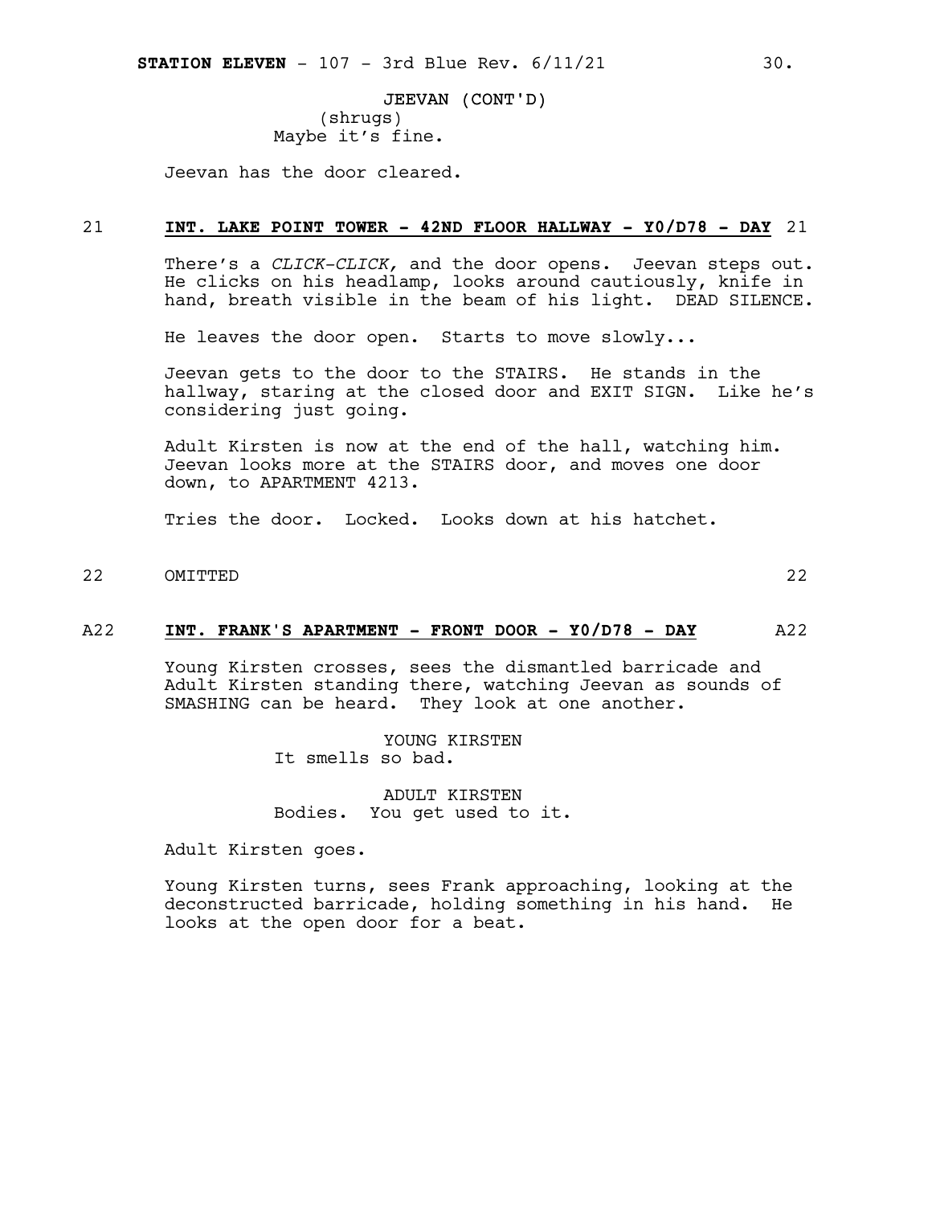JEEVAN (CONT'D)
(shrugs)
Maybe it's fine.

Jeevan has the door cleared.

21 **INT. LAKE POINT TOWER - 42ND FLOOR HALLWAY - Y0/D78 - DAY** 21

There's a *CLICK-CLICK,* and the door opens. Jeevan steps out. He clicks on his headlamp, looks around cautiously, knife in hand, breath visible in the beam of his light. DEAD SILENCE.

He leaves the door open. Starts to move slowly...

Jeevan gets to the door to the STAIRS. He stands in the hallway, staring at the closed door and EXIT SIGN. Like he's considering just going.

Adult Kirsten is now at the end of the hall, watching him. Jeevan looks more at the STAIRS door, and moves one door down, to APARTMENT 4213.

Tries the door. Locked. Looks down at his hatchet.

22 OMITTED 22

A22 **INT. FRANK'S APARTMENT - FRONT DOOR - Y0/D78 - DAY** A22

Young Kirsten crosses, sees the dismantled barricade and Adult Kirsten standing there, watching Jeevan as sounds of SMASHING can be heard. They look at one another.

YOUNG KIRSTEN
It smells so bad.

ADULT KIRSTEN
Bodies. You get used to it.

Adult Kirsten goes.

Young Kirsten turns, sees Frank approaching, looking at the deconstructed barricade, holding something in his hand. He looks at the open door for a beat.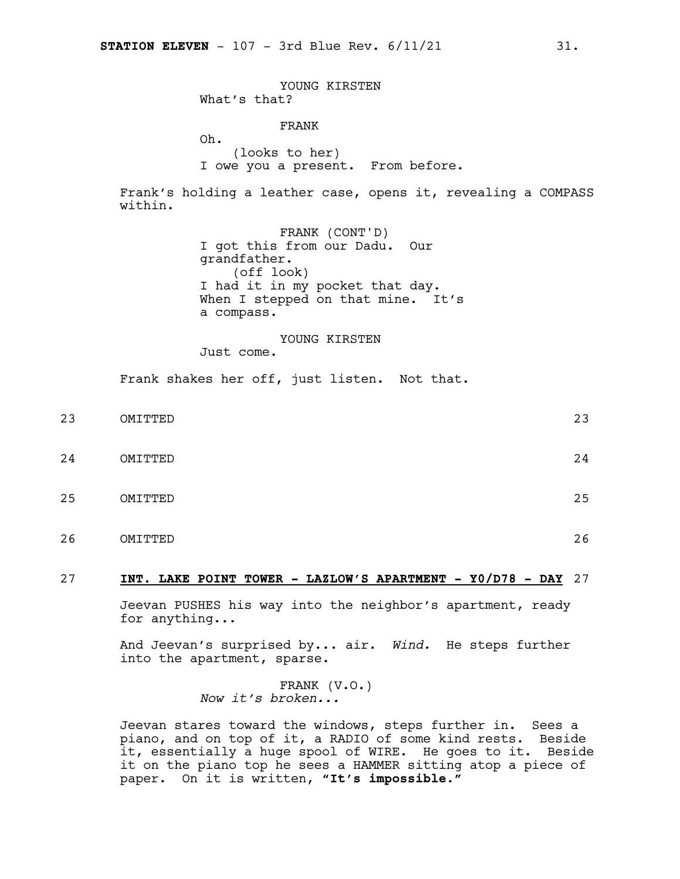YOUNG KIRSTEN
What's that?

FRANK
Oh.
(looks to her)
I owe you a present. From before.

Frank's holding a leather case, opens it, revealing a COMPASS within.

FRANK (CONT'D)
I got this from our Dadu. Our grandfather.
(off look)
I had it in my pocket that day. When I stepped on that mine. It's a compass.

YOUNG KIRSTEN
Just come.

Frank shakes her off, just listen. Not that.

23 OMITTED 23

24 OMITTED 24

25 OMITTED 25

26 OMITTED 26

27 **INT. LAKE POINT TOWER - LAZLOW'S APARTMENT - Y0/D78 - DAY** 27

Jeevan PUSHES his way into the neighbor's apartment, ready for anything...

And Jeevan's surprised by... air. *Wind.* He steps further into the apartment, sparse.

FRANK (V.O.)
*Now it's broken...*

Jeevan stares toward the windows, steps further in. Sees a piano, and on top of it, a RADIO of some kind rests. Beside it, essentially a huge spool of WIRE. He goes to it. Beside it on the piano top he sees a HAMMER sitting atop a piece of paper. On it is written, **"It's impossible."**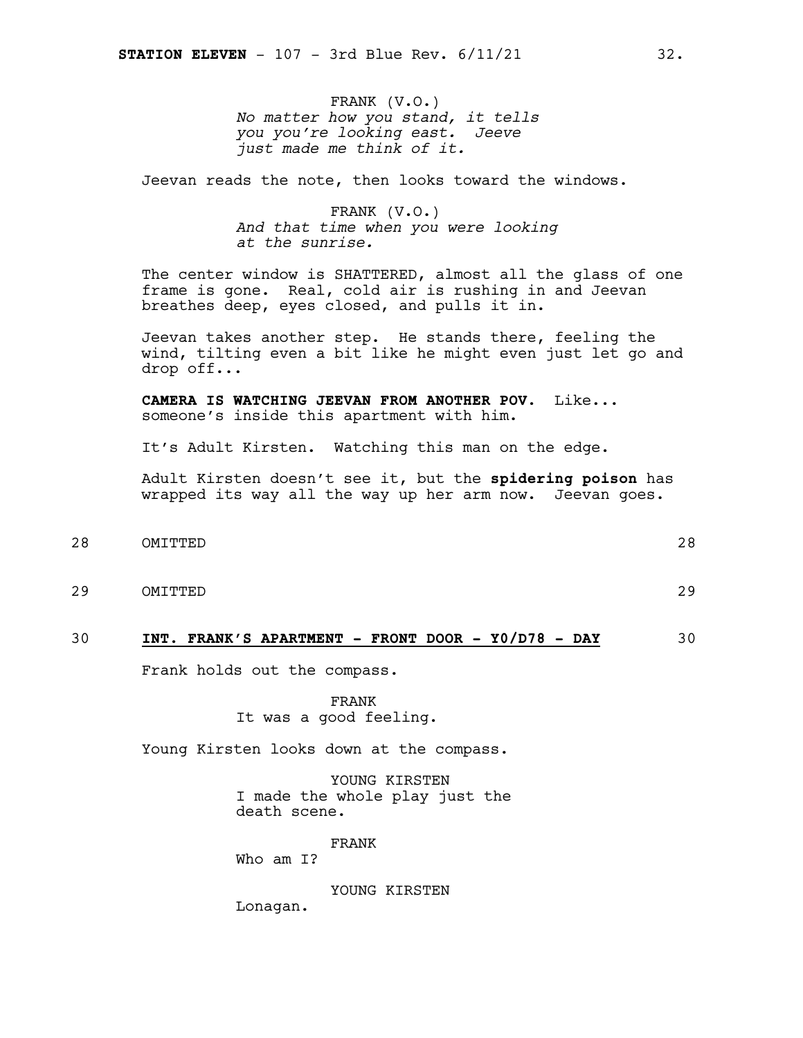FRANK (V.O.)
*No matter how you stand, it tells you you're looking east. Jeeve just made me think of it.*

Jeevan reads the note, then looks toward the windows.

FRANK (V.O.)
*And that time when you were looking at the sunrise.*

The center window is SHATTERED, almost all the glass of one frame is gone. Real, cold air is rushing in and Jeevan breathes deep, eyes closed, and pulls it in.

Jeevan takes another step. He stands there, feeling the wind, tilting even a bit like he might even just let go and drop off...

**CAMERA IS WATCHING JEEVAN FROM ANOTHER POV.** Like... someone's inside this apartment with him.

It's Adult Kirsten. Watching this man on the edge.

Adult Kirsten doesn't see it, but the **spidering poison** has wrapped its way all the way up her arm now. Jeevan goes.

28 OMITTED 28

29 OMITTED 29

30 **INT. FRANK'S APARTMENT - FRONT DOOR - Y0/D78 - DAY** 30

Frank holds out the compass.

FRANK
It was a good feeling.

Young Kirsten looks down at the compass.

YOUNG KIRSTEN
I made the whole play just the death scene.

FRANK
Who am I?

YOUNG KIRSTEN
Lonagan.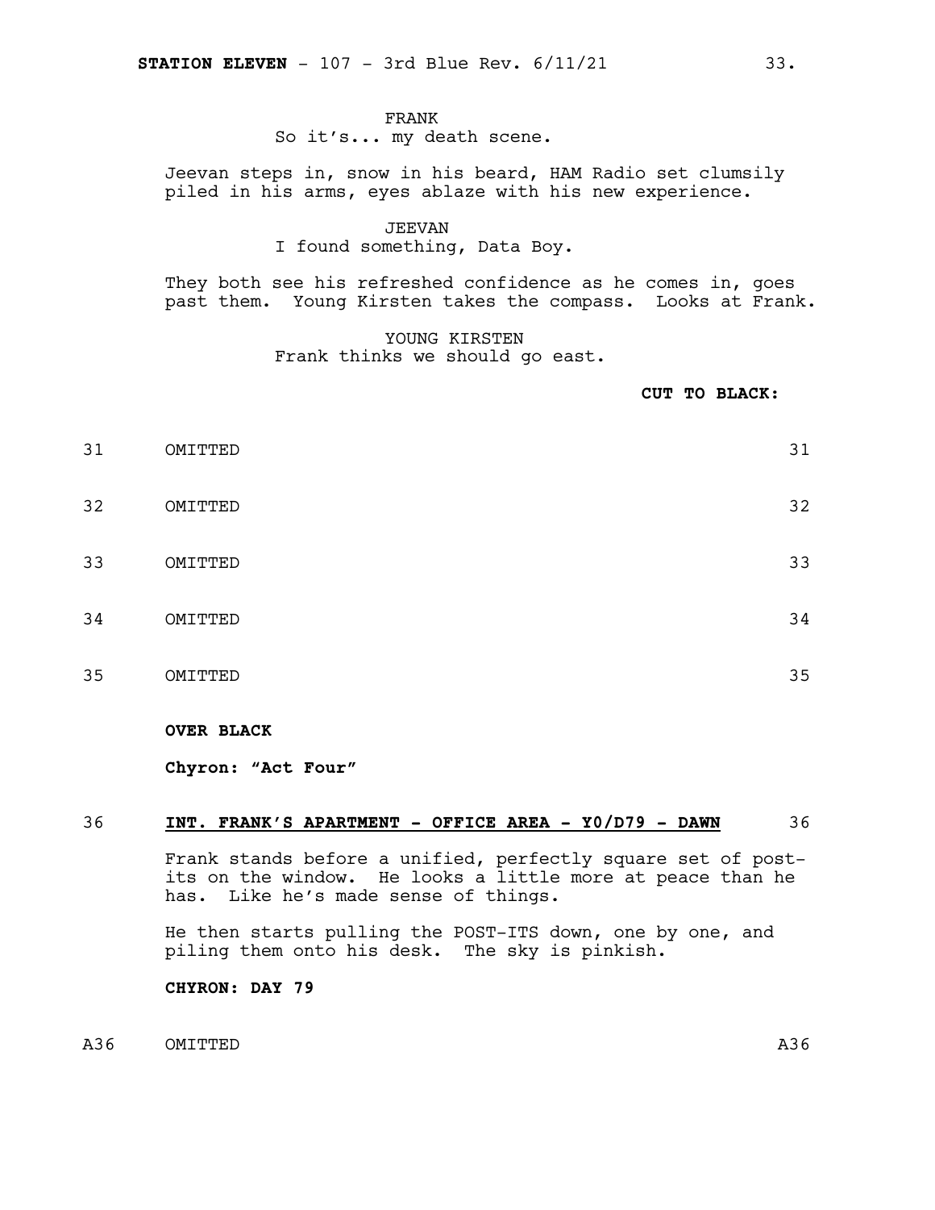FRANK
So it's... my death scene.

Jeevan steps in, snow in his beard, HAM Radio set clumsily piled in his arms, eyes ablaze with his new experience.

JEEVAN
I found something, Data Boy.

They both see his refreshed confidence as he comes in, goes past them. Young Kirsten takes the compass. Looks at Frank.

YOUNG KIRSTEN
Frank thinks we should go east.

**CUT TO BLACK:**

31 OMITTED 31

32 OMITTED 32

33 OMITTED 33

34 OMITTED 34

35 OMITTED 35

**OVER BLACK**

**Chyron: "Act Four"**

36 **INT. FRANK'S APARTMENT - OFFICE AREA - Y0/D79 - DAWN** 36

Frank stands before a unified, perfectly square set of post-its on the window. He looks a little more at peace than he has. Like he's made sense of things.

He then starts pulling the POST-ITS down, one by one, and piling them onto his desk. The sky is pinkish.

**CHYRON: DAY 79**

A36 OMITTED A36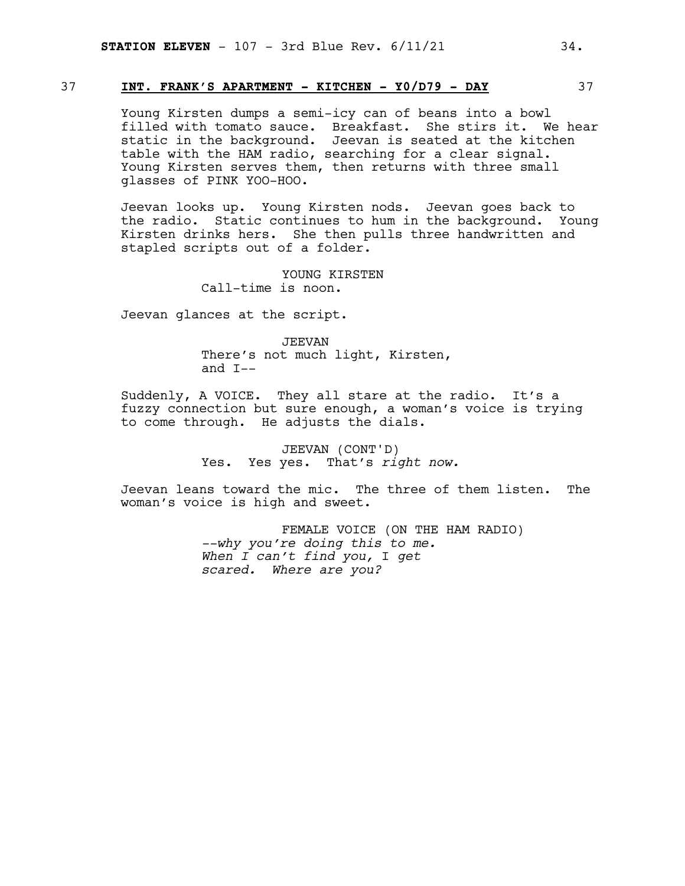37 **INT. FRANK'S APARTMENT - KITCHEN - Y0/D79 - DAY** 37

Young Kirsten dumps a semi-icy can of beans into a bowl filled with tomato sauce. Breakfast. She stirs it. We hear static in the background. Jeevan is seated at the kitchen table with the HAM radio, searching for a clear signal. Young Kirsten serves them, then returns with three small glasses of PINK YOO-HOO.

Jeevan looks up. Young Kirsten nods. Jeevan goes back to the radio. Static continues to hum in the background. Young Kirsten drinks hers. She then pulls three handwritten and stapled scripts out of a folder.

YOUNG KIRSTEN
Call-time is noon.

Jeevan glances at the script.

JEEVAN
There's not much light, Kirsten, and I--

Suddenly, A VOICE. They all stare at the radio. It's a fuzzy connection but sure enough, a woman's voice is trying to come through. He adjusts the dials.

JEEVAN (CONT'D)
Yes. Yes yes. That's *right now.*

Jeevan leans toward the mic. The three of them listen. The woman's voice is high and sweet.

FEMALE VOICE (ON THE HAM RADIO)
*--why you're doing this to me. When I can't find you,* I *get scared. Where are you?*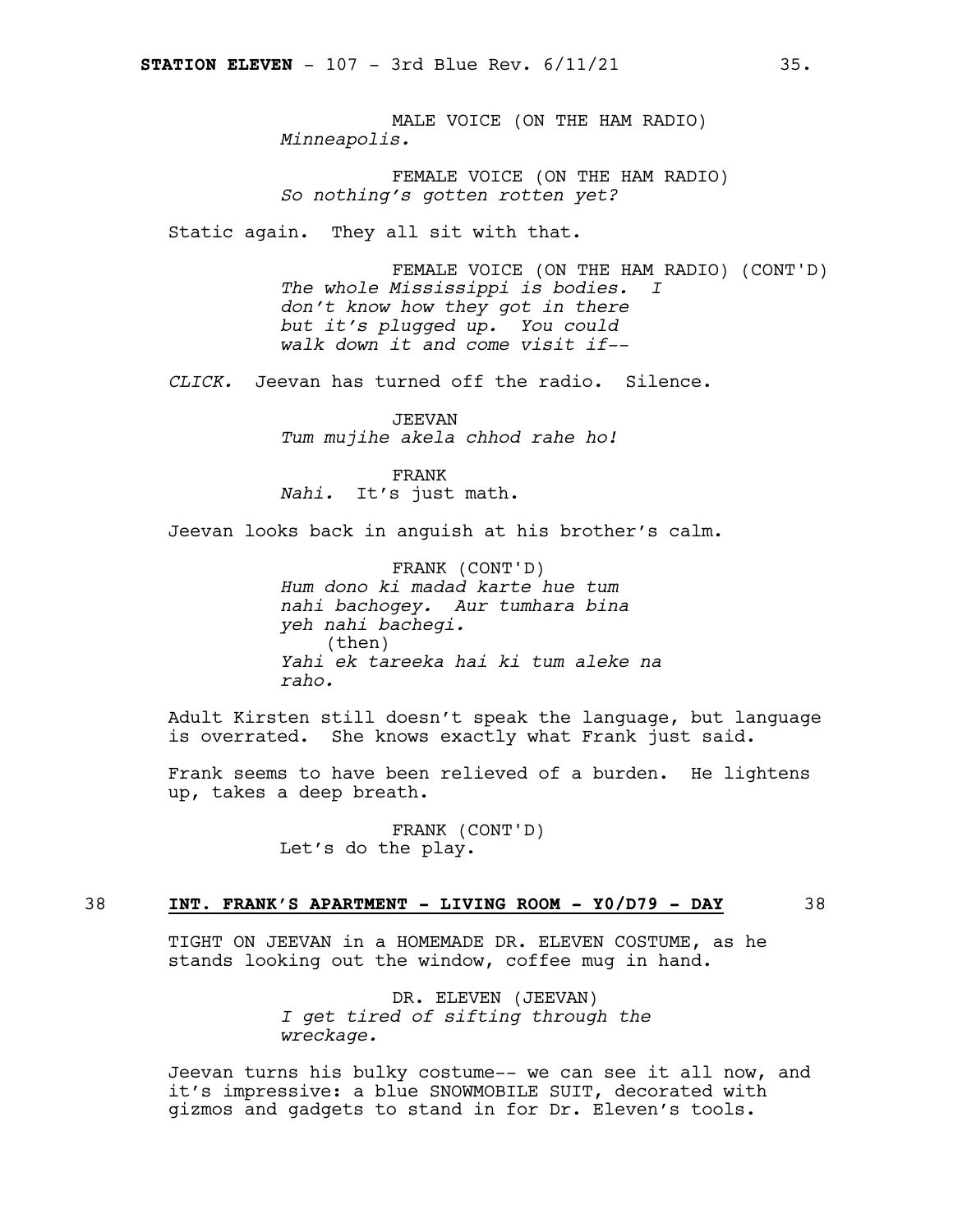MALE VOICE (ON THE HAM RADIO)
*Minneapolis.*

FEMALE VOICE (ON THE HAM RADIO)
*So nothing's gotten rotten yet?*

Static again. They all sit with that.

FEMALE VOICE (ON THE HAM RADIO) (CONT'D)
*The whole Mississippi is bodies. I don't know how they got in there but it's plugged up. You could walk down it and come visit if--*

*CLICK.* Jeevan has turned off the radio. Silence.

JEEVAN
*Tum mujihe akela chhod rahe ho!*

FRANK
*Nahi.* It's just math.

Jeevan looks back in anguish at his brother's calm.

FRANK (CONT'D)
*Hum dono ki madad karte hue tum nahi bachogey. Aur tumhara bina yeh nahi bachegi.*
(then)
*Yahi ek tareeka hai ki tum aleke na raho.*

Adult Kirsten still doesn't speak the language, but language is overrated. She knows exactly what Frank just said.

Frank seems to have been relieved of a burden. He lightens up, takes a deep breath.

FRANK (CONT'D)
Let's do the play.

38 **INT. FRANK'S APARTMENT - LIVING ROOM - Y0/D79 - DAY** 38

TIGHT ON JEEVAN in a HOMEMADE DR. ELEVEN COSTUME, as he stands looking out the window, coffee mug in hand.

DR. ELEVEN (JEEVAN)
*I get tired of sifting through the wreckage.*

Jeevan turns his bulky costume-- we can see it all now, and it's impressive: a blue SNOWMOBILE SUIT, decorated with gizmos and gadgets to stand in for Dr. Eleven's tools.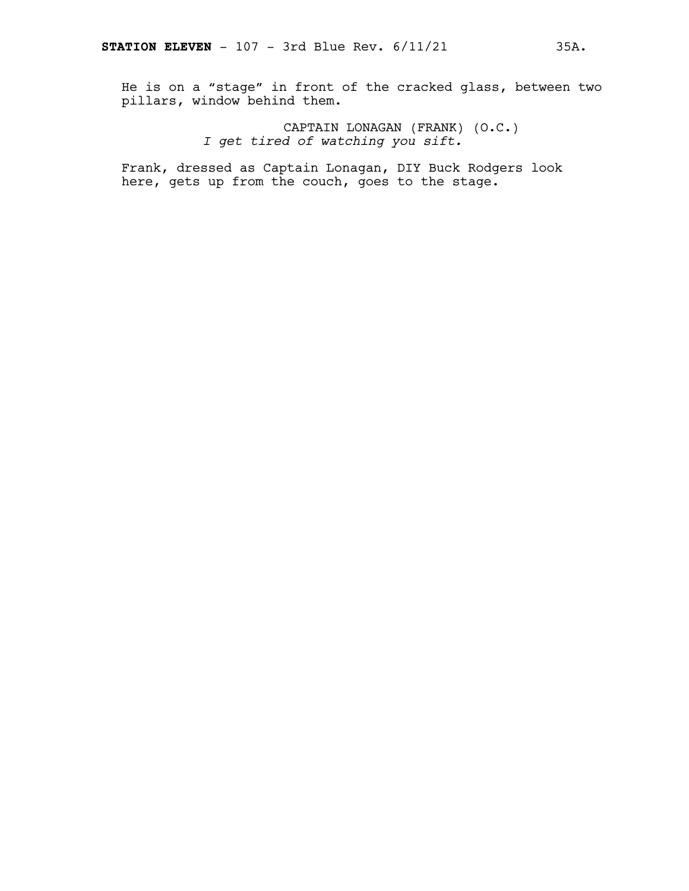He is on a “stage” in front of the cracked glass, between two pillars, window behind them.

CAPTAIN LONAGAN (FRANK) (O.C.)
*I get tired of watching you sift.*

Frank, dressed as Captain Lonagan, DIY Buck Rodgers look here, gets up from the couch, goes to the stage.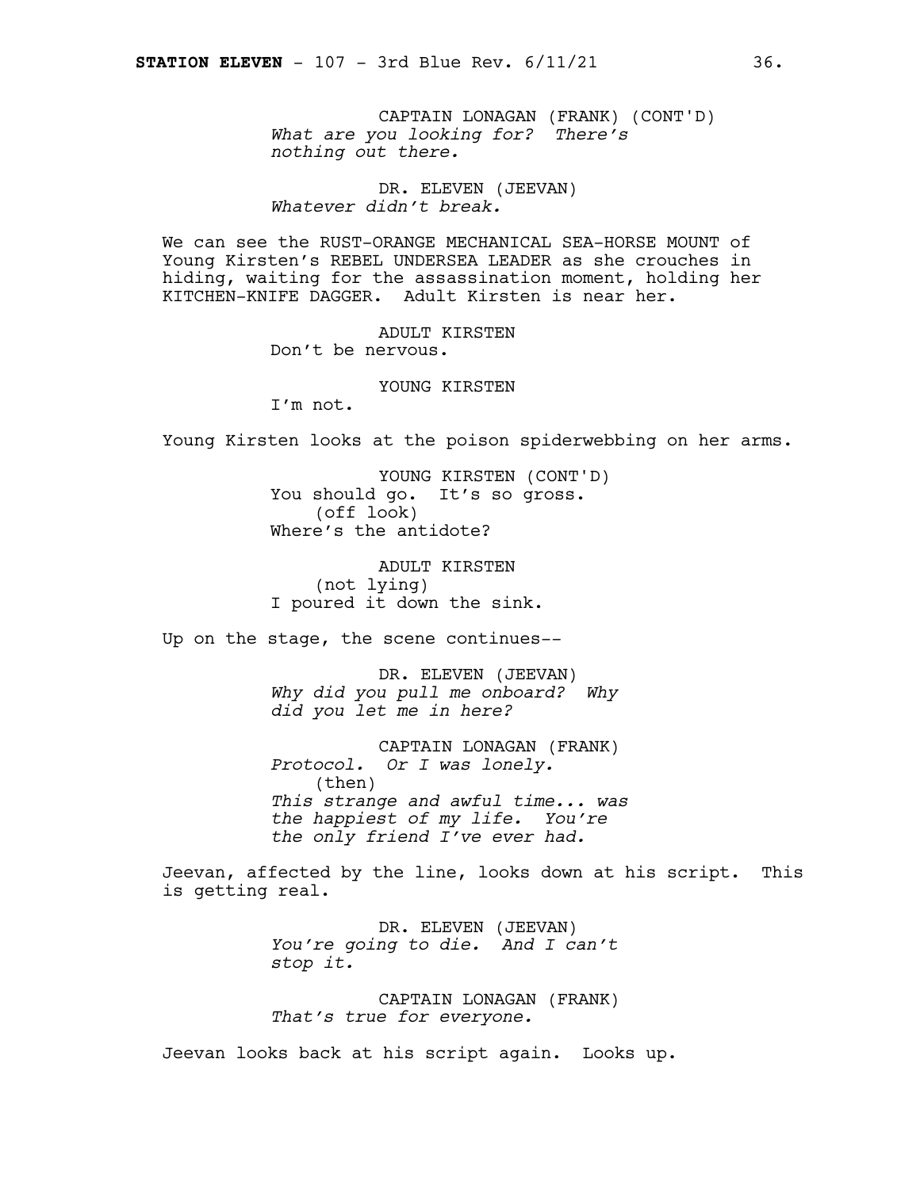CAPTAIN LONAGAN (FRANK) (CONT'D)
*What are you looking for? There's nothing out there.*

DR. ELEVEN (JEEVAN)
*Whatever didn't break.*

We can see the RUST-ORANGE MECHANICAL SEA-HORSE MOUNT of Young Kirsten's REBEL UNDERSEA LEADER as she crouches in hiding, waiting for the assassination moment, holding her KITCHEN-KNIFE DAGGER. Adult Kirsten is near her.

ADULT KIRSTEN
Don't be nervous.

YOUNG KIRSTEN
I'm not.

Young Kirsten looks at the poison spiderwebbing on her arms.

YOUNG KIRSTEN (CONT'D)
You should go. It's so gross.
(off look)
Where's the antidote?

ADULT KIRSTEN
(not lying)
I poured it down the sink.

Up on the stage, the scene continues--

DR. ELEVEN (JEEVAN)
*Why did you pull me onboard? Why did you let me in here?*

CAPTAIN LONAGAN (FRANK)
*Protocol. Or I was lonely.*
(then)
*This strange and awful time... was the happiest of my life. You're the only friend I've ever had.*

Jeevan, affected by the line, looks down at his script. This is getting real.

DR. ELEVEN (JEEVAN)
*You're going to die. And I can't stop it.*

CAPTAIN LONAGAN (FRANK)
*That's true for everyone.*

Jeevan looks back at his script again. Looks up.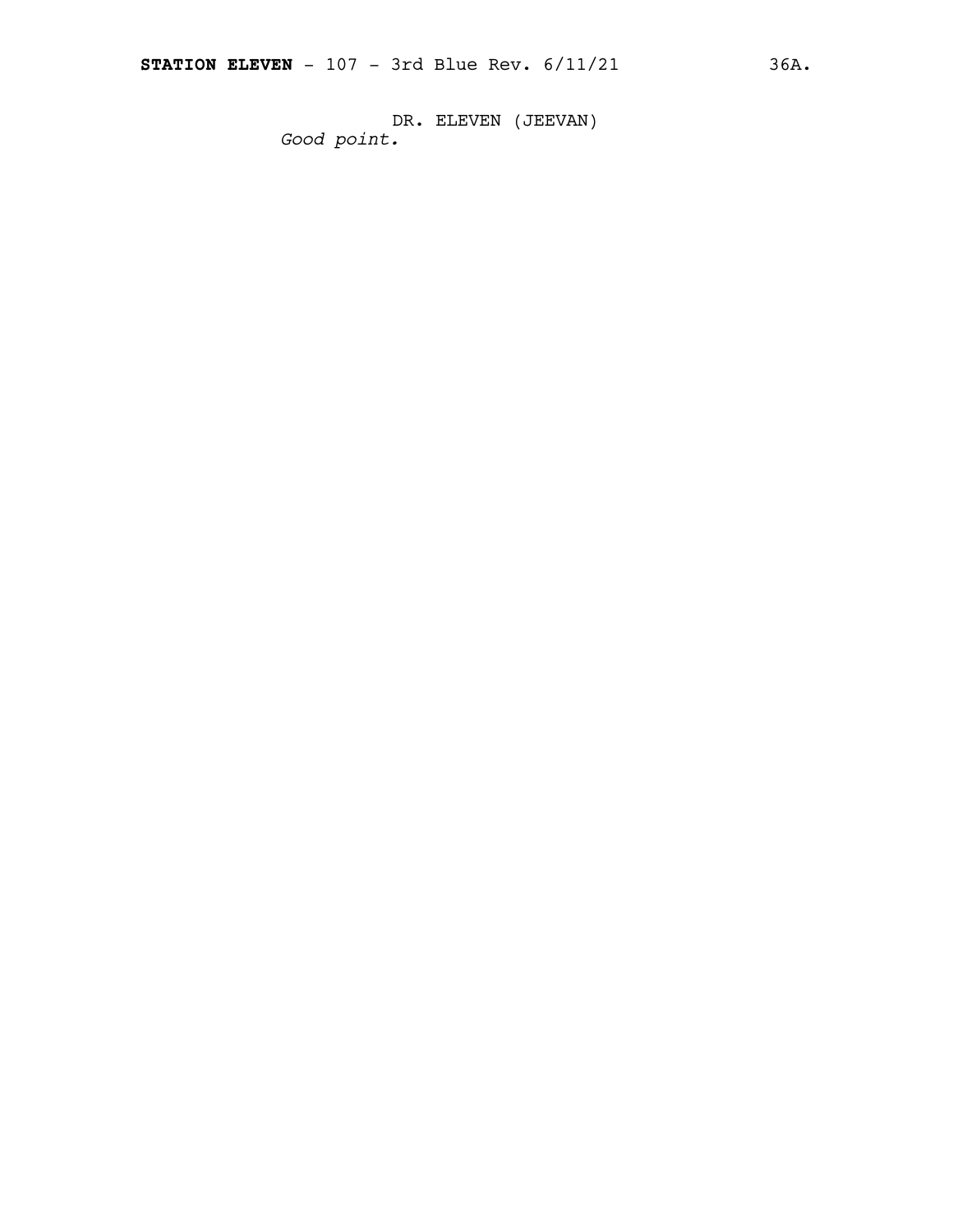DR. ELEVEN (JEEVAN)

*Good point.*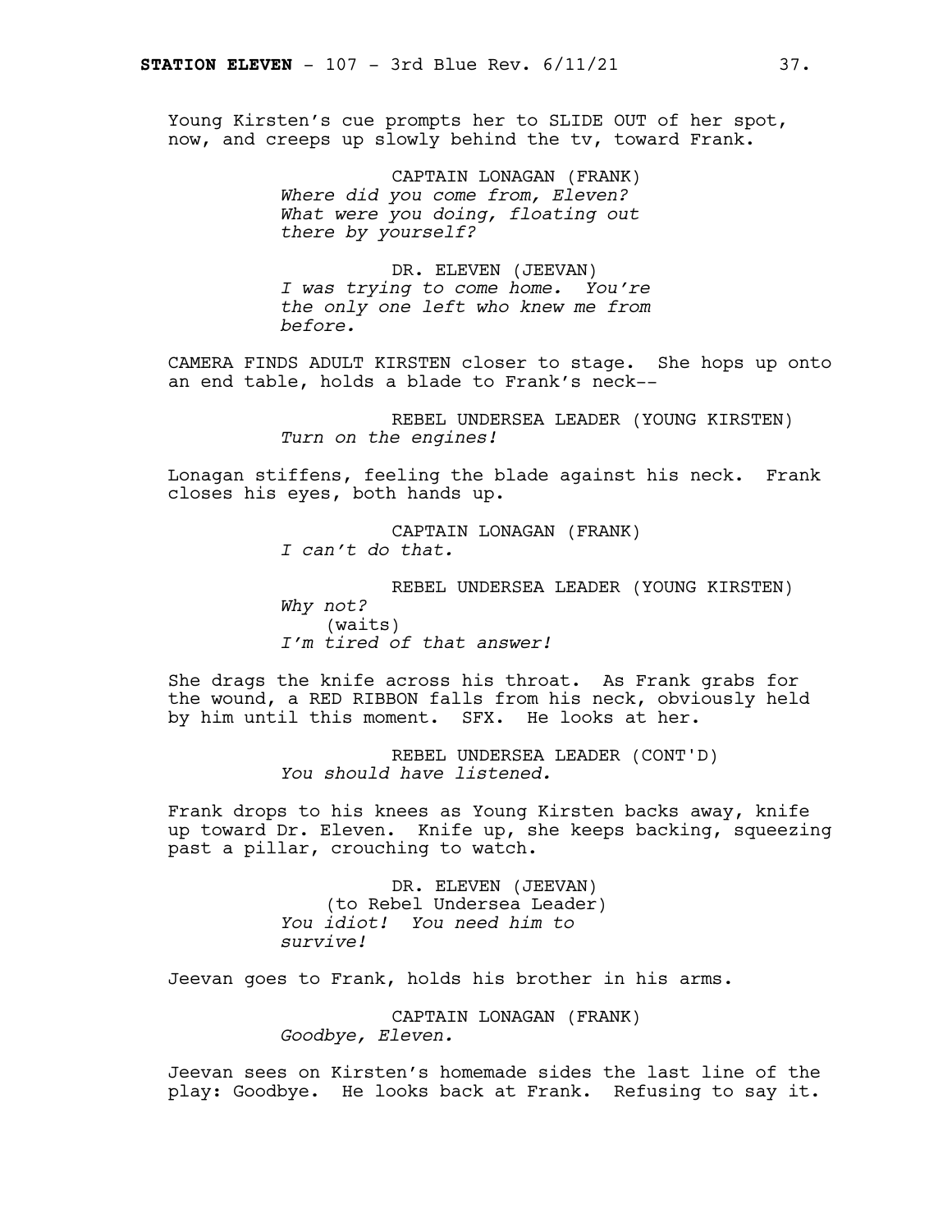Young Kirsten's cue prompts her to SLIDE OUT of her spot, now, and creeps up slowly behind the tv, toward Frank.

CAPTAIN LONAGAN (FRANK)
*Where did you come from, Eleven? What were you doing, floating out there by yourself?*

DR. ELEVEN (JEEVAN)
*I was trying to come home. You're the only one left who knew me from before.*

CAMERA FINDS ADULT KIRSTEN closer to stage. She hops up onto an end table, holds a blade to Frank's neck--

REBEL UNDERSEA LEADER (YOUNG KIRSTEN)
*Turn on the engines!*

Lonagan stiffens, feeling the blade against his neck. Frank closes his eyes, both hands up.

CAPTAIN LONAGAN (FRANK)
*I can't do that.*

REBEL UNDERSEA LEADER (YOUNG KIRSTEN)
*Why not?*
(waits)
*I'm tired of that answer!*

She drags the knife across his throat. As Frank grabs for the wound, a RED RIBBON falls from his neck, obviously held by him until this moment. SFX. He looks at her.

REBEL UNDERSEA LEADER (CONT'D)
*You should have listened.*

Frank drops to his knees as Young Kirsten backs away, knife up toward Dr. Eleven. Knife up, she keeps backing, squeezing past a pillar, crouching to watch.

DR. ELEVEN (JEEVAN)
(to Rebel Undersea Leader)
*You idiot! You need him to survive!*

Jeevan goes to Frank, holds his brother in his arms.

CAPTAIN LONAGAN (FRANK)
*Goodbye, Eleven.*

Jeevan sees on Kirsten's homemade sides the last line of the play: Goodbye. He looks back at Frank. Refusing to say it.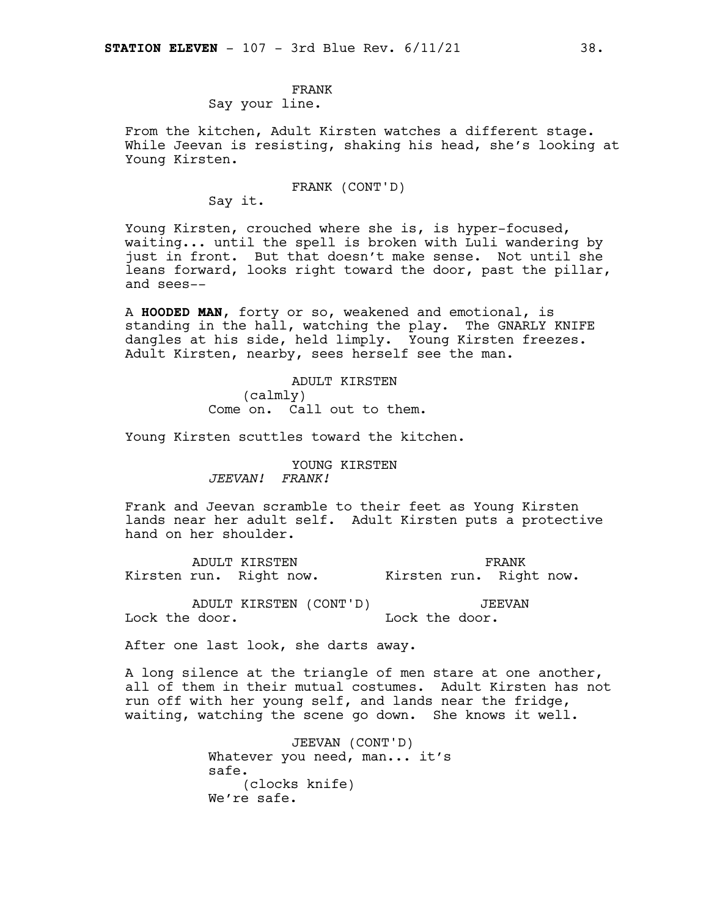FRANK
Say your line.

From the kitchen, Adult Kirsten watches a different stage. While Jeevan is resisting, shaking his head, she's looking at Young Kirsten.

FRANK (CONT'D)
Say it.

Young Kirsten, crouched where she is, is hyper-focused, waiting... until the spell is broken with Luli wandering by just in front. But that doesn't make sense. Not until she leans forward, looks right toward the door, past the pillar, and sees--

A **HOODED MAN**, forty or so, weakened and emotional, is standing in the hall, watching the play. The GNARLY KNIFE dangles at his side, held limply. Young Kirsten freezes. Adult Kirsten, nearby, sees herself see the man.

ADULT KIRSTEN
(calmly)
Come on. Call out to them.

Young Kirsten scuttles toward the kitchen.

YOUNG KIRSTEN
*JEEVAN! FRANK!*

Frank and Jeevan scramble to their feet as Young Kirsten lands near her adult self. Adult Kirsten puts a protective hand on her shoulder.

ADULT KIRSTEN
Kirsten run. Right now.

FRANK
Kirsten run. Right now.

ADULT KIRSTEN (CONT'D)
Lock the door.

JEEVAN
Lock the door.

After one last look, she darts away.

A long silence at the triangle of men stare at one another, all of them in their mutual costumes. Adult Kirsten has not run off with her young self, and lands near the fridge, waiting, watching the scene go down. She knows it well.

JEEVAN (CONT'D)
Whatever you need, man... it's safe.
(clocks knife)
We're safe.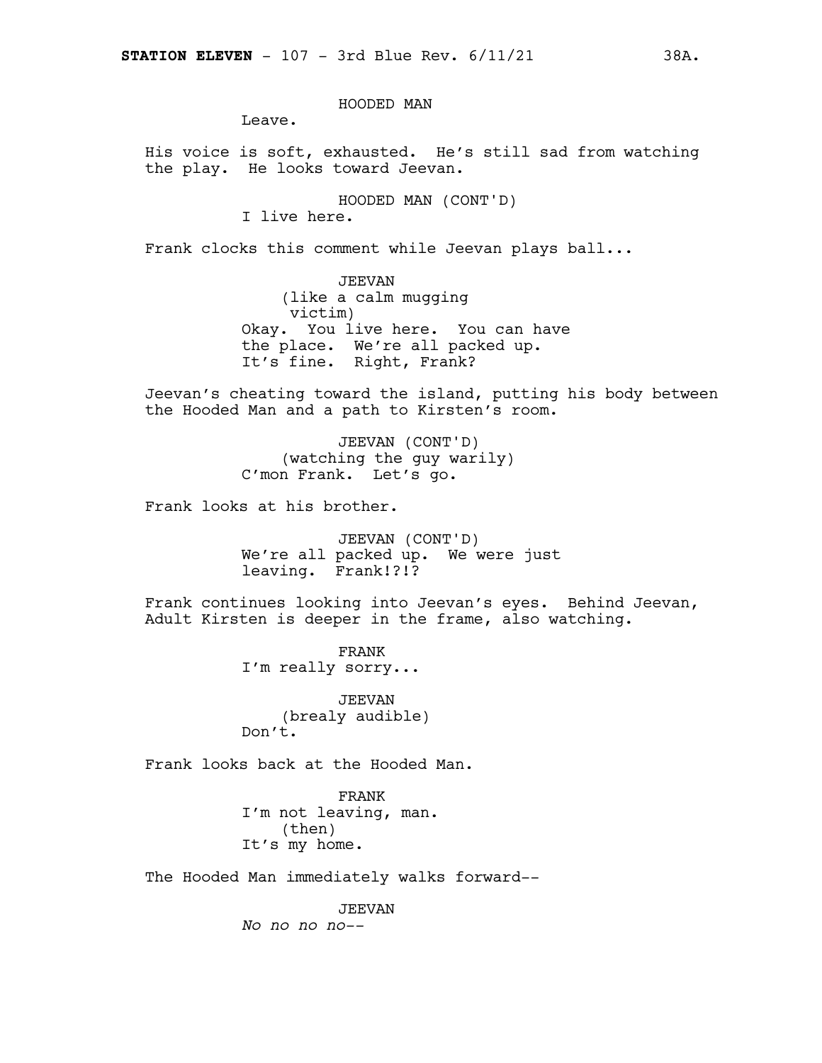HOODED MAN

Leave.

His voice is soft, exhausted. He's still sad from watching the play. He looks toward Jeevan.

HOODED MAN (CONT'D)

I live here.

Frank clocks this comment while Jeevan plays ball...

JEEVAN

(like a calm mugging victim)

Okay. You live here. You can have the place. We're all packed up. It's fine. Right, Frank?

Jeevan's cheating toward the island, putting his body between the Hooded Man and a path to Kirsten's room.

JEEVAN (CONT'D)

(watching the guy warily)

C'mon Frank. Let's go.

Frank looks at his brother.

JEEVAN (CONT'D)

We're all packed up. We were just leaving. Frank!?!?

Frank continues looking into Jeevan's eyes. Behind Jeevan, Adult Kirsten is deeper in the frame, also watching.

FRANK

I'm really sorry...

JEEVAN

(brealy audible)

Don't.

Frank looks back at the Hooded Man.

FRANK

I'm not leaving, man.

(then)

It's my home.

The Hooded Man immediately walks forward--

JEEVAN

*No no no no--*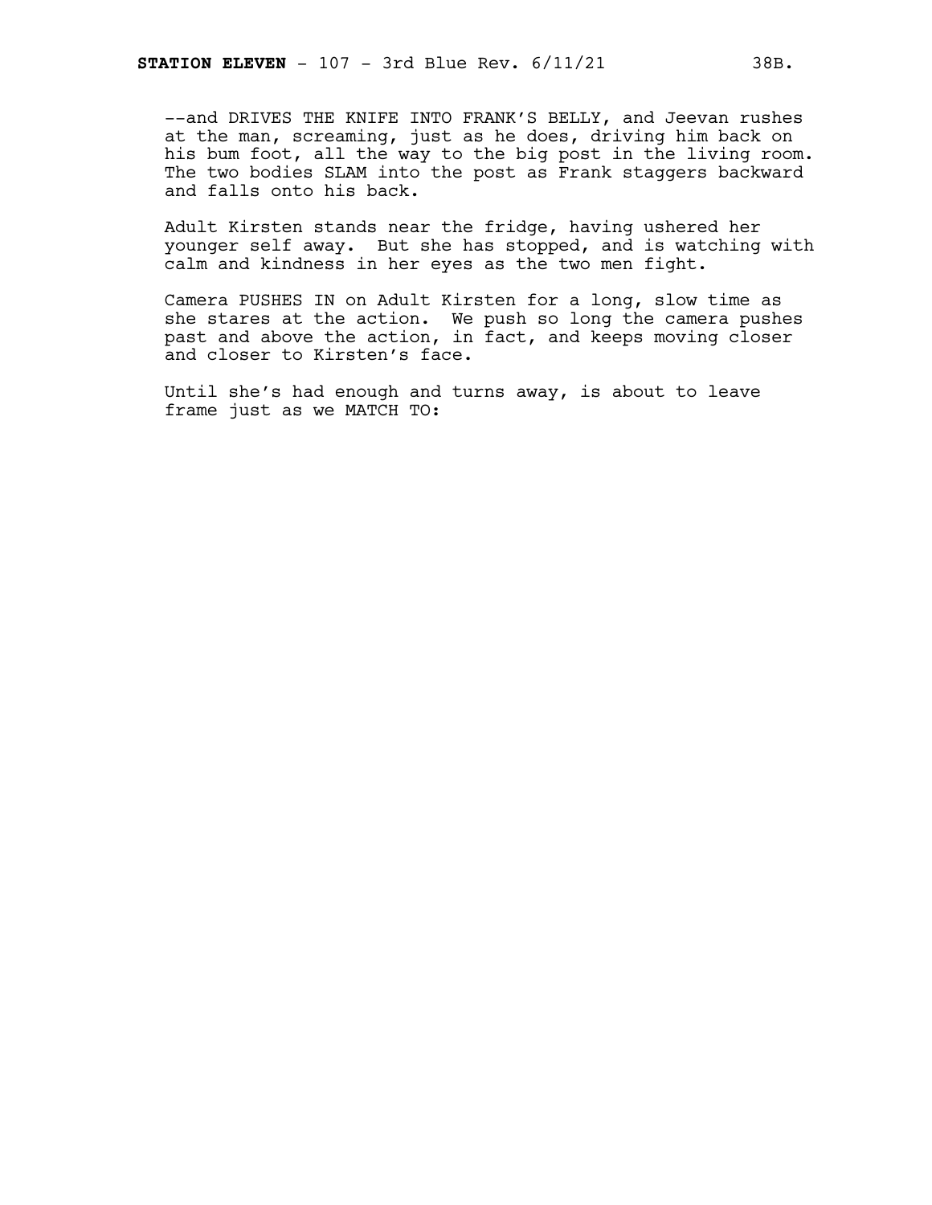--and DRIVES THE KNIFE INTO FRANK'S BELLY, and Jeevan rushes at the man, screaming, just as he does, driving him back on his bum foot, all the way to the big post in the living room. The two bodies SLAM into the post as Frank staggers backward and falls onto his back.

Adult Kirsten stands near the fridge, having ushered her younger self away. But she has stopped, and is watching with calm and kindness in her eyes as the two men fight.

Camera PUSHES IN on Adult Kirsten for a long, slow time as she stares at the action. We push so long the camera pushes past and above the action, in fact, and keeps moving closer and closer to Kirsten's face.

Until she's had enough and turns away, is about to leave frame just as we MATCH TO: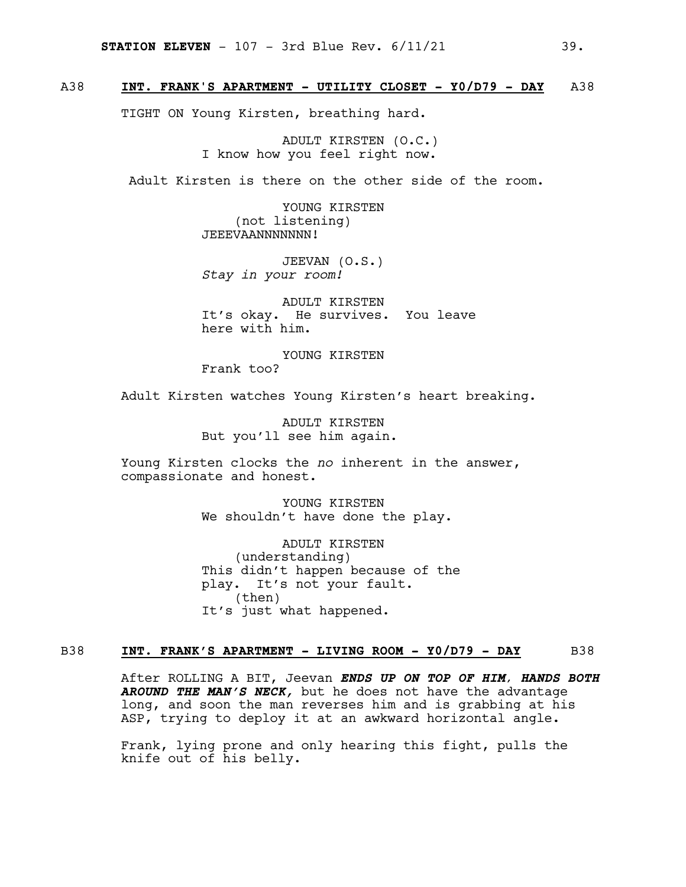## A38 **INT. FRANK'S APARTMENT - UTILITY CLOSET - Y0/D79 - DAY** A38

TIGHT ON Young Kirsten, breathing hard.

ADULT KIRSTEN (O.C.)
I know how you feel right now.

Adult Kirsten is there on the other side of the room.

YOUNG KIRSTEN
(not listening)
JEEEVAANNNNNNN!

JEEVAN (O.S.)
*Stay in your room!*

ADULT KIRSTEN
It's okay. He survives. You leave here with him.

YOUNG KIRSTEN
Frank too?

Adult Kirsten watches Young Kirsten's heart breaking.

ADULT KIRSTEN
But you'll see him again.

Young Kirsten clocks the *no* inherent in the answer, compassionate and honest.

YOUNG KIRSTEN
We shouldn't have done the play.

ADULT KIRSTEN
(understanding)
This didn't happen because of the play. It's not your fault.
(then)
It's just what happened.

## B38 **INT. FRANK'S APARTMENT - LIVING ROOM - Y0/D79 - DAY** B38

After ROLLING A BIT, Jeevan ***ENDS UP ON TOP OF HIM, HANDS BOTH AROUND THE MAN'S NECK,*** but he does not have the advantage long, and soon the man reverses him and is grabbing at his ASP, trying to deploy it at an awkward horizontal angle.

Frank, lying prone and only hearing this fight, pulls the knife out of his belly.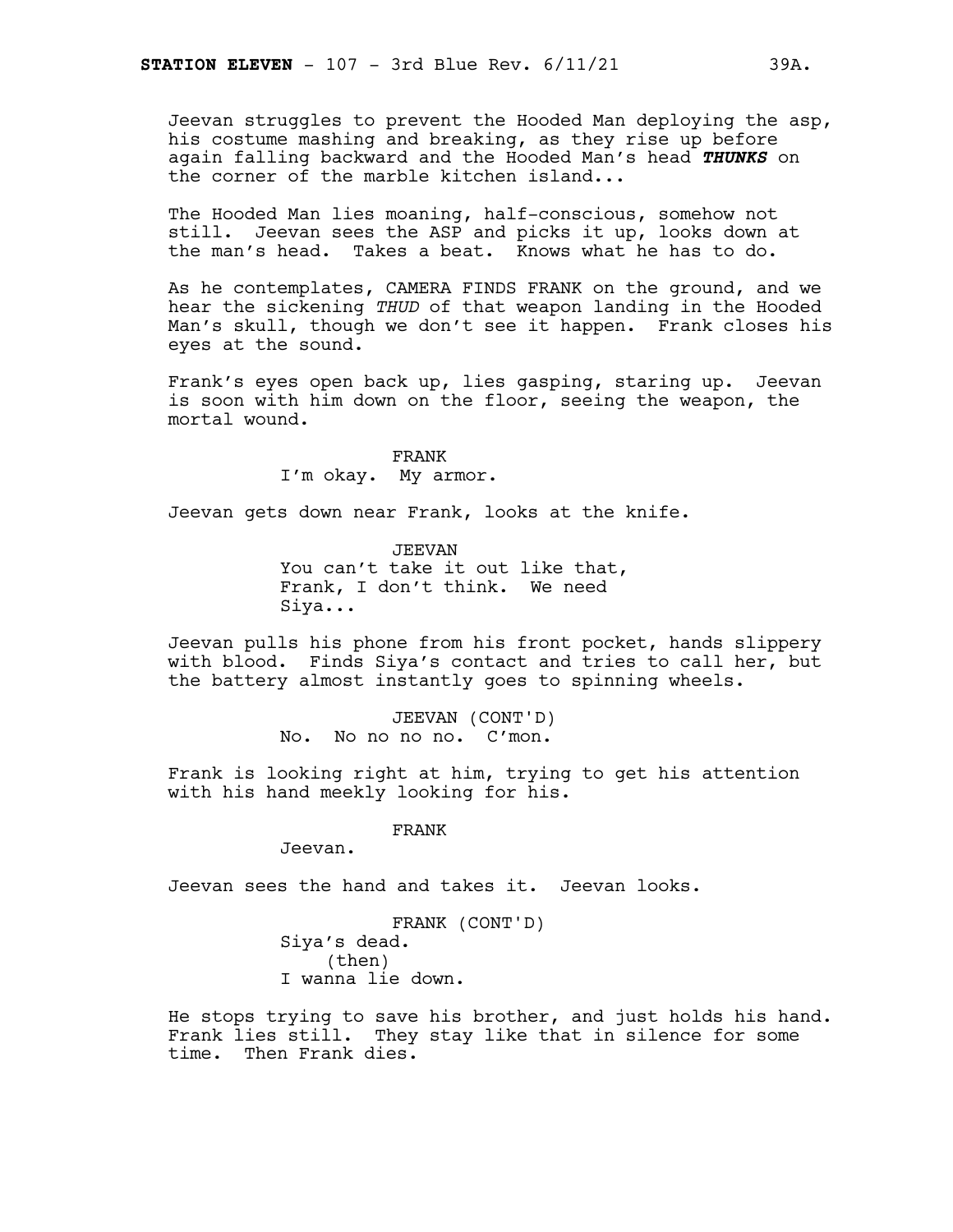Jeevan struggles to prevent the Hooded Man deploying the asp, his costume mashing and breaking, as they rise up before again falling backward and the Hooded Man's head ***THUNKS*** on the corner of the marble kitchen island...

The Hooded Man lies moaning, half-conscious, somehow not still. Jeevan sees the ASP and picks it up, looks down at the man's head. Takes a beat. Knows what he has to do.

As he contemplates, CAMERA FINDS FRANK on the ground, and we hear the sickening *THUD* of that weapon landing in the Hooded Man's skull, though we don't see it happen. Frank closes his eyes at the sound.

Frank's eyes open back up, lies gasping, staring up. Jeevan is soon with him down on the floor, seeing the weapon, the mortal wound.

FRANK
I'm okay. My armor.

Jeevan gets down near Frank, looks at the knife.

JEEVAN
You can't take it out like that, Frank, I don't think. We need Siya...

Jeevan pulls his phone from his front pocket, hands slippery with blood. Finds Siya's contact and tries to call her, but the battery almost instantly goes to spinning wheels.

JEEVAN (CONT'D)
No. No no no no. C'mon.

Frank is looking right at him, trying to get his attention with his hand meekly looking for his.

FRANK
Jeevan.

Jeevan sees the hand and takes it. Jeevan looks.

FRANK (CONT'D)
Siya's dead.
(then)
I wanna lie down.

He stops trying to save his brother, and just holds his hand. Frank lies still. They stay like that in silence for some time. Then Frank dies.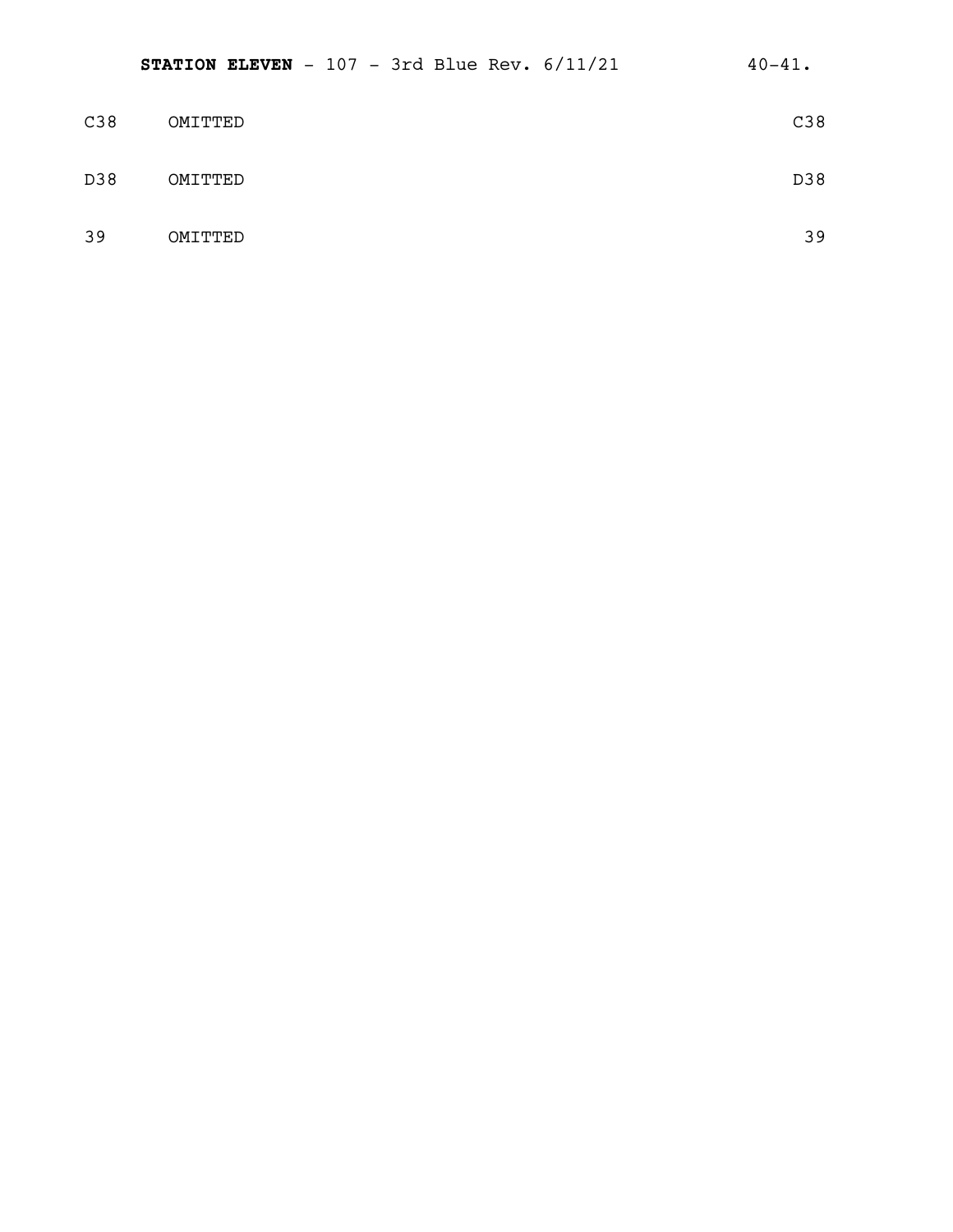C38 OMITTED C38

D38 OMITTED D38

39 OMITTED 39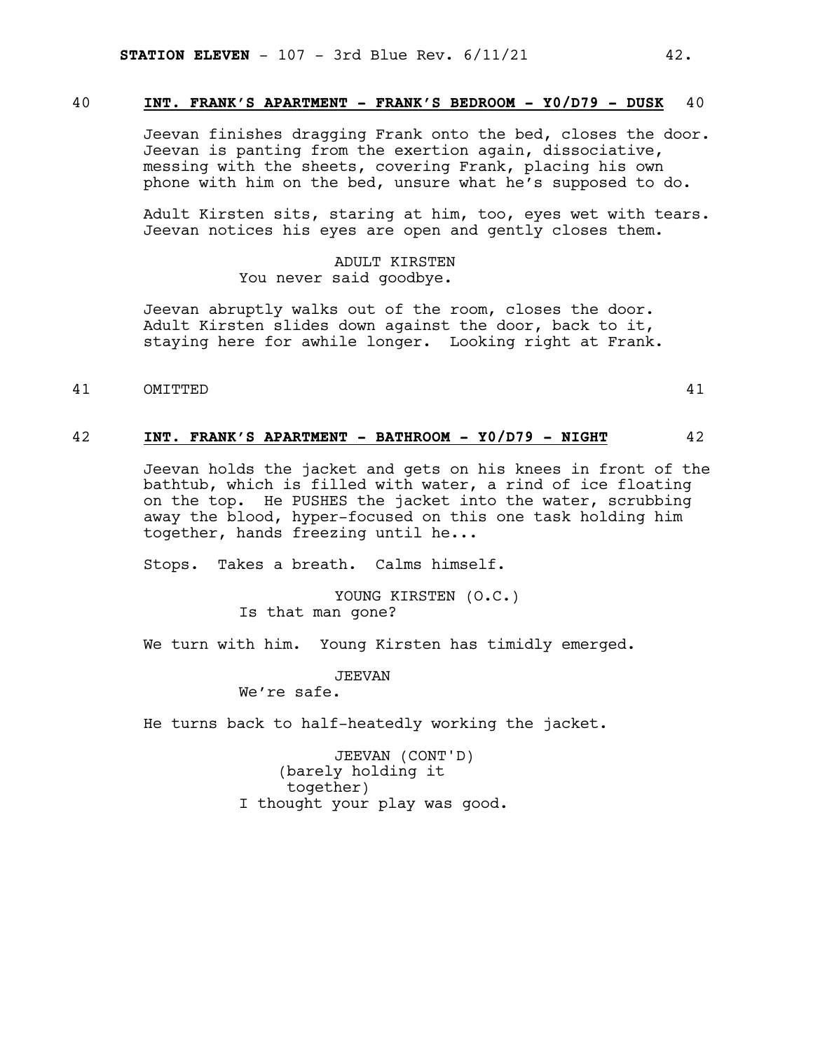40 **INT. FRANK'S APARTMENT - FRANK'S BEDROOM - Y0/D79 - DUSK** 40

Jeevan finishes dragging Frank onto the bed, closes the door. Jeevan is panting from the exertion again, dissociative, messing with the sheets, covering Frank, placing his own phone with him on the bed, unsure what he's supposed to do.

Adult Kirsten sits, staring at him, too, eyes wet with tears. Jeevan notices his eyes are open and gently closes them.

ADULT KIRSTEN
You never said goodbye.

Jeevan abruptly walks out of the room, closes the door. Adult Kirsten slides down against the door, back to it, staying here for awhile longer. Looking right at Frank.

41 OMITTED 41

42 **INT. FRANK'S APARTMENT - BATHROOM - Y0/D79 - NIGHT** 42

Jeevan holds the jacket and gets on his knees in front of the bathtub, which is filled with water, a rind of ice floating on the top. He PUSHES the jacket into the water, scrubbing away the blood, hyper-focused on this one task holding him together, hands freezing until he...

Stops. Takes a breath. Calms himself.

YOUNG KIRSTEN (O.C.)
Is that man gone?

We turn with him. Young Kirsten has timidly emerged.

JEEVAN
We're safe.

He turns back to half-heatedly working the jacket.

JEEVAN (CONT'D)
(barely holding it together)
I thought your play was good.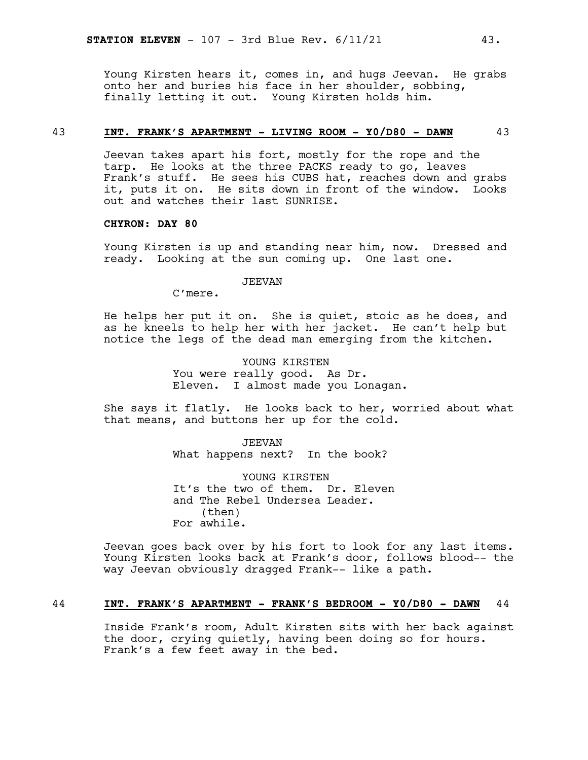Young Kirsten hears it, comes in, and hugs Jeevan. He grabs onto her and buries his face in her shoulder, sobbing, finally letting it out. Young Kirsten holds him.

**43 INT. FRANK'S APARTMENT - LIVING ROOM - Y0/D80 - DAWN 43**

Jeevan takes apart his fort, mostly for the rope and the tarp. He looks at the three PACKS ready to go, leaves Frank's stuff. He sees his CUBS hat, reaches down and grabs it, puts it on. He sits down in front of the window. Looks out and watches their last SUNRISE.

**CHYRON: DAY 80**

Young Kirsten is up and standing near him, now. Dressed and ready. Looking at the sun coming up. One last one.

JEEVAN
C'mere.

He helps her put it on. She is quiet, stoic as he does, and as he kneels to help her with her jacket. He can't help but notice the legs of the dead man emerging from the kitchen.

YOUNG KIRSTEN
You were really good. As Dr. Eleven. I almost made you Lonagan.

She says it flatly. He looks back to her, worried about what that means, and buttons her up for the cold.

JEEVAN
What happens next? In the book?

YOUNG KIRSTEN
It's the two of them. Dr. Eleven and The Rebel Undersea Leader.
(then)
For awhile.

Jeevan goes back over by his fort to look for any last items. Young Kirsten looks back at Frank's door, follows blood-- the way Jeevan obviously dragged Frank-- like a path.

**44 INT. FRANK'S APARTMENT - FRANK'S BEDROOM - Y0/D80 - DAWN 44**

Inside Frank's room, Adult Kirsten sits with her back against the door, crying quietly, having been doing so for hours. Frank's a few feet away in the bed.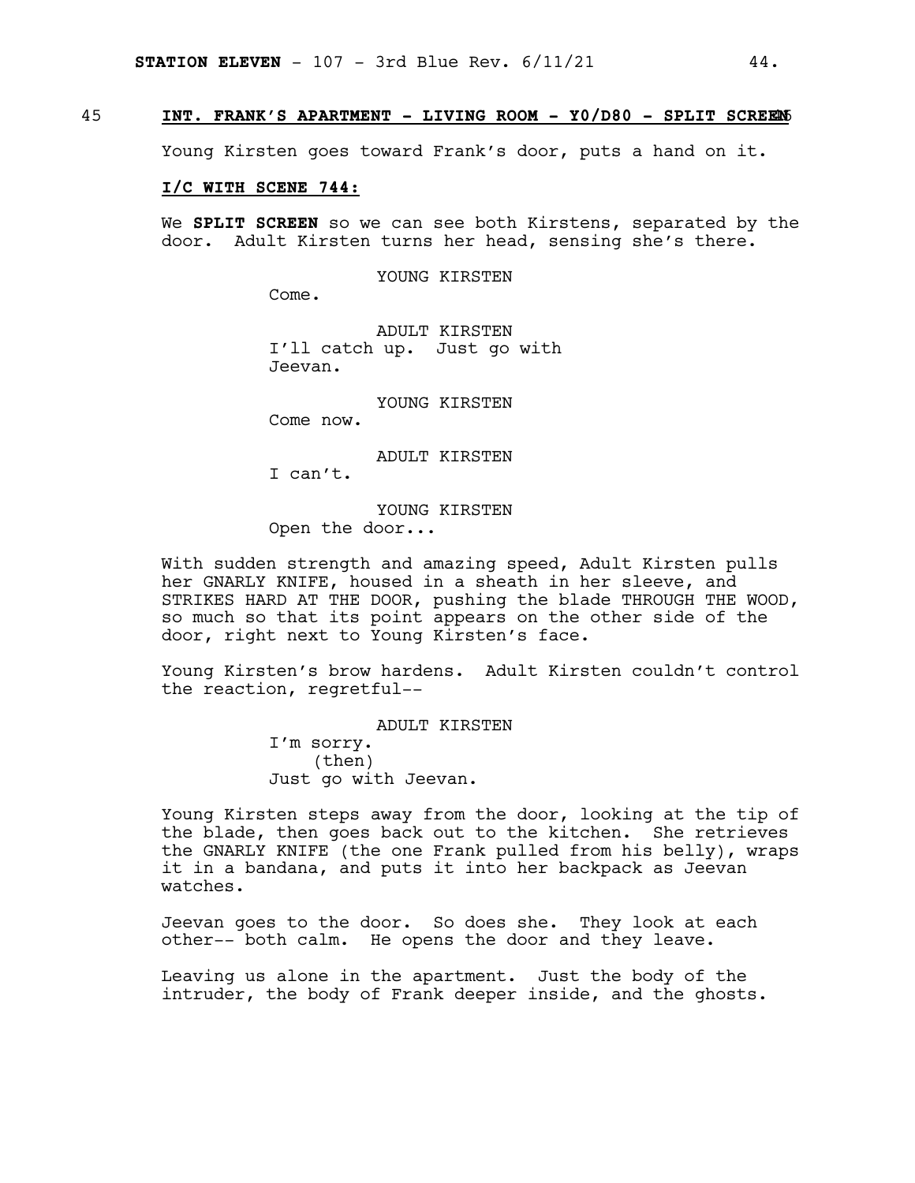45 **INT. FRANK'S APARTMENT - LIVING ROOM - Y0/D80 - SPLIT SCREEN** 45

Young Kirsten goes toward Frank's door, puts a hand on it.

**I/C WITH SCENE 744:**

We **SPLIT SCREEN** so we can see both Kirstens, separated by the door. Adult Kirsten turns her head, sensing she's there.

YOUNG KIRSTEN
Come.

ADULT KIRSTEN
I'll catch up. Just go with Jeevan.

YOUNG KIRSTEN
Come now.

ADULT KIRSTEN
I can't.

YOUNG KIRSTEN
Open the door...

With sudden strength and amazing speed, Adult Kirsten pulls her GNARLY KNIFE, housed in a sheath in her sleeve, and STRIKES HARD AT THE DOOR, pushing the blade THROUGH THE WOOD, so much so that its point appears on the other side of the door, right next to Young Kirsten's face.

Young Kirsten's brow hardens. Adult Kirsten couldn't control the reaction, regretful--

ADULT KIRSTEN
I'm sorry.
(then)
Just go with Jeevan.

Young Kirsten steps away from the door, looking at the tip of the blade, then goes back out to the kitchen. She retrieves the GNARLY KNIFE (the one Frank pulled from his belly), wraps it in a bandana, and puts it into her backpack as Jeevan watches.

Jeevan goes to the door. So does she. They look at each other-- both calm. He opens the door and they leave.

Leaving us alone in the apartment. Just the body of the intruder, the body of Frank deeper inside, and the ghosts.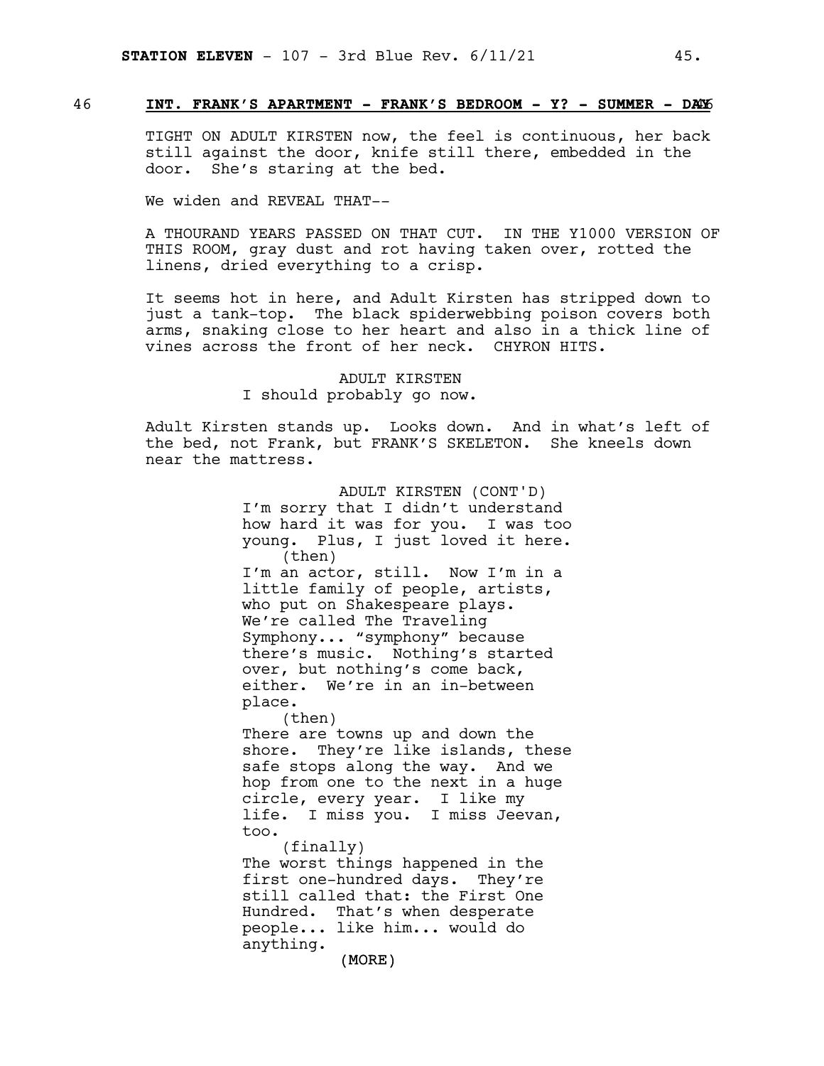46 **INT. FRANK'S APARTMENT - FRANK'S BEDROOM - Y? - SUMMER - DAY** 46

TIGHT ON ADULT KIRSTEN now, the feel is continuous, her back still against the door, knife still there, embedded in the door. She's staring at the bed.

We widen and REVEAL THAT--

A THOURAND YEARS PASSED ON THAT CUT. IN THE Y1000 VERSION OF THIS ROOM, gray dust and rot having taken over, rotted the linens, dried everything to a crisp.

It seems hot in here, and Adult Kirsten has stripped down to just a tank-top. The black spiderwebbing poison covers both arms, snaking close to her heart and also in a thick line of vines across the front of her neck. CHYRON HITS.

ADULT KIRSTEN
I should probably go now.

Adult Kirsten stands up. Looks down. And in what's left of the bed, not Frank, but FRANK'S SKELETON. She kneels down near the mattress.

ADULT KIRSTEN (CONT'D)
I'm sorry that I didn't understand how hard it was for you. I was too young. Plus, I just loved it here.
(then)
I'm an actor, still. Now I'm in a little family of people, artists, who put on Shakespeare plays. We're called The Traveling Symphony... "symphony" because there's music. Nothing's started over, but nothing's come back, either. We're in an in-between place.
(then)
There are towns up and down the shore. They're like islands, these safe stops along the way. And we hop from one to the next in a huge circle, every year. I like my life. I miss you. I miss Jeevan, too.
(finally)
The worst things happened in the first one-hundred days. They're still called that: the First One Hundred. That's when desperate people... like him... would do anything.
(MORE)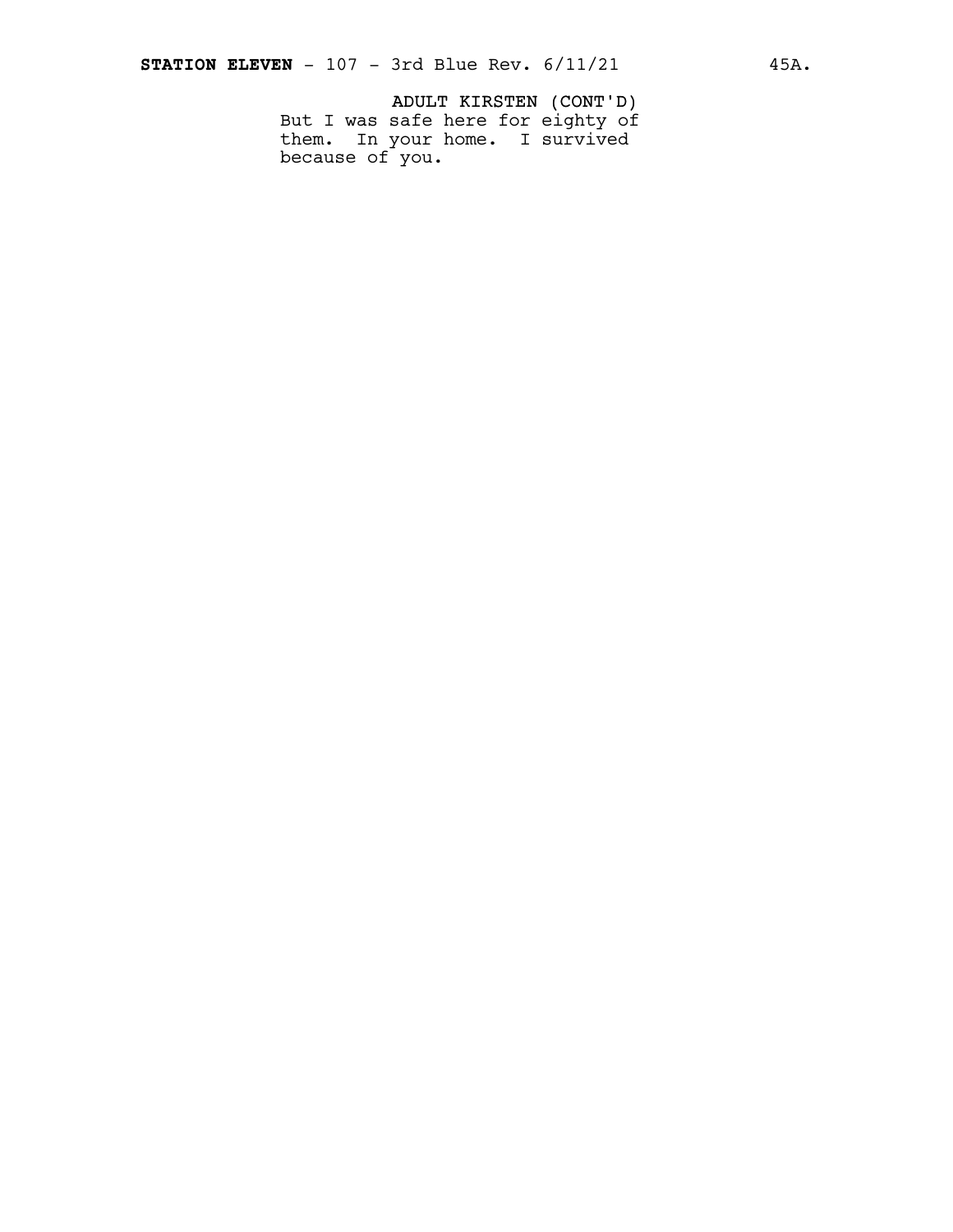ADULT KIRSTEN (CONT'D)

But I was safe here for eighty of them. In your home. I survived because of you.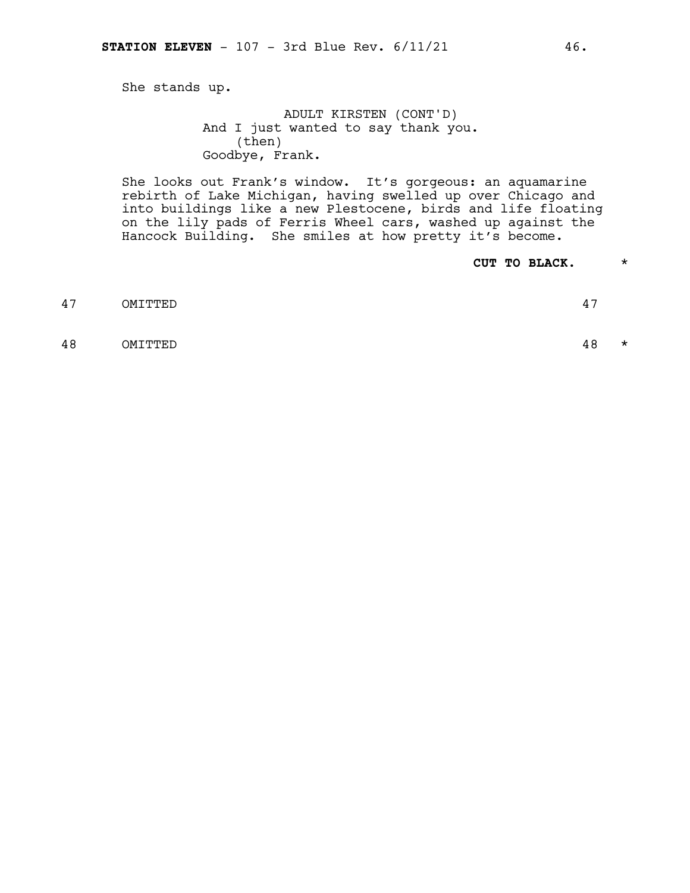She stands up.

ADULT KIRSTEN (CONT'D)
And I just wanted to say thank you.
(then)
Goodbye, Frank.

She looks out Frank's window. It's gorgeous: an aquamarine rebirth of Lake Michigan, having swelled up over Chicago and into buildings like a new Plestocene, birds and life floating on the lily pads of Ferris Wheel cars, washed up against the Hancock Building. She smiles at how pretty it's become.

**CUT TO BLACK.** *

47 OMITTED 47

48 OMITTED 48 *